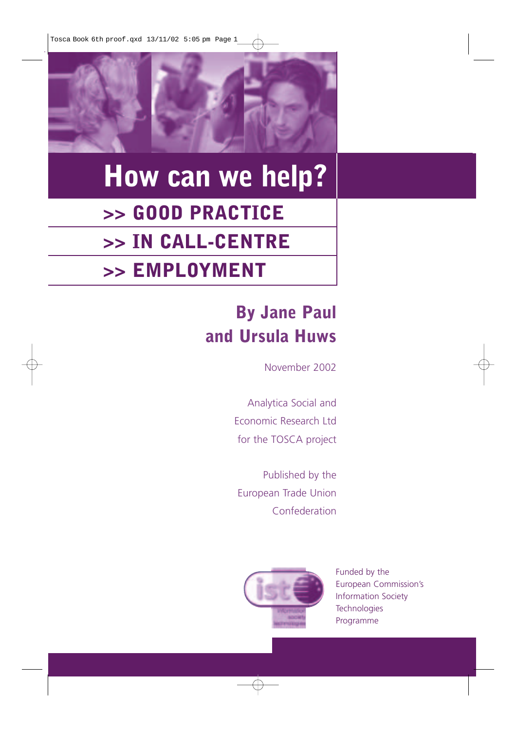# How can we help?

## >> GOOD PRACTICE
## >> IN CALL-CENTRE
## >> EMPLOYMENT

**By Jane Paul and Ursula Huws**

November 2002

Analytica Social and Economic Research Ltd for the TOSCA project

Published by the European Trade Union Confederation

Funded by the European Commission's Information Society Technologies Programme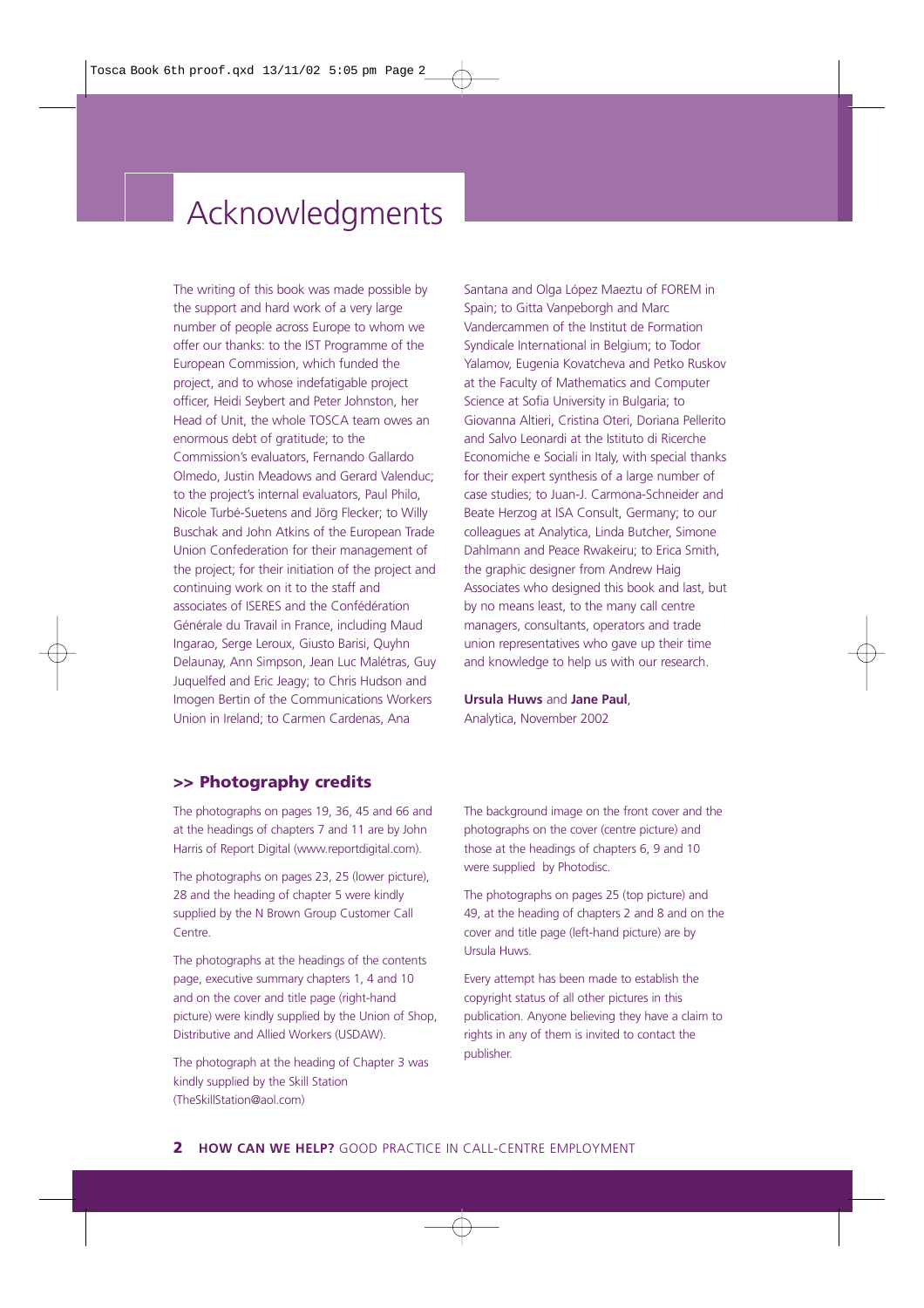# Acknowledgments

The writing of this book was made possible by the support and hard work of a very large number of people across Europe to whom we offer our thanks: to the IST Programme of the European Commission, which funded the project, and to whose indefatigable project officer, Heidi Seybert and Peter Johnston, her Head of Unit, the whole TOSCA team owes an enormous debt of gratitude; to the Commission's evaluators, Fernando Gallardo Olmedo, Justin Meadows and Gerard Valenduc; to the project's internal evaluators, Paul Philo, Nicole Turbé-Suetens and Jörg Flecker; to Willy Buschak and John Atkins of the European Trade Union Confederation for their management of the project; for their initiation of the project and continuing work on it to the staff and associates of ISERES and the Conféderation Générale du Travail in France, including Maud Ingarao, Serge Leroux, Giusto Barisi, Quyhn Delaunay, Ann Simpson, Jean Luc Malétras, Guy Juquelfed and Eric Jeagy; to Chris Hudson and Imogen Bertin of the Communications Workers Union in Ireland; to Carmen Cardenas, Ana Santana and Olga López Maeztu of FOREM in Spain; to Gitta Vanpeborgh and Marc Vandercammen of the Institut de Formation Syndicale International in Belgium; to Todor Yalamov, Eugenia Kovatcheva and Petko Ruskov at the Faculty of Mathematics and Computer Science at Sofia University in Bulgaria; to Giovanna Altieri, Cristina Oteri, Doriana Pellerito and Salvo Leonardi at the Istituto di Ricerche Economiche e Sociali in Italy, with special thanks for their expert synthesis of a large number of case studies; to Juan-J. Carmona-Schneider and Beate Herzog at ISA Consult, Germany; to our colleagues at Analytica, Linda Butcher, Simone Dahlmann and Peace Rwakeiru; to Erica Smith, the graphic designer from Andrew Haig Associates who designed this book and last, but by no means least, to the many call centre managers, consultants, operators and trade union representatives who gave up their time and knowledge to help us with our research.

**Ursula Huws** and **Jane Paul**,
Analytica, November 2002

## >> Photography credits

The photographs on pages 19, 36, 45 and 66 and at the headings of chapters 7 and 11 are by John Harris of Report Digital (www.reportdigital.com).

The photographs on pages 23, 25 (lower picture), 28 and the heading of chapter 5 were kindly supplied by the N Brown Group Customer Call Centre.

The photographs at the headings of the contents page, executive summary chapters 1, 4 and 10 and on the cover and title page (right-hand picture) were kindly supplied by the Union of Shop, Distributive and Allied Workers (USDAW).

The photograph at the heading of Chapter 3 was kindly supplied by the Skill Station (TheSkillStation@aol.com)

The background image on the front cover and the photographs on the cover (centre picture) and those at the headings of chapters 6, 9 and 10 were supplied by Photodisc.

The photographs on pages 25 (top picture) and 49, at the heading of chapters 2 and 8 and on the cover and title page (left-hand picture) are by Ursula Huws.

Every attempt has been made to establish the copyright status of all other pictures in this publication. Anyone believing they have a claim to rights in any of them is invited to contact the publisher.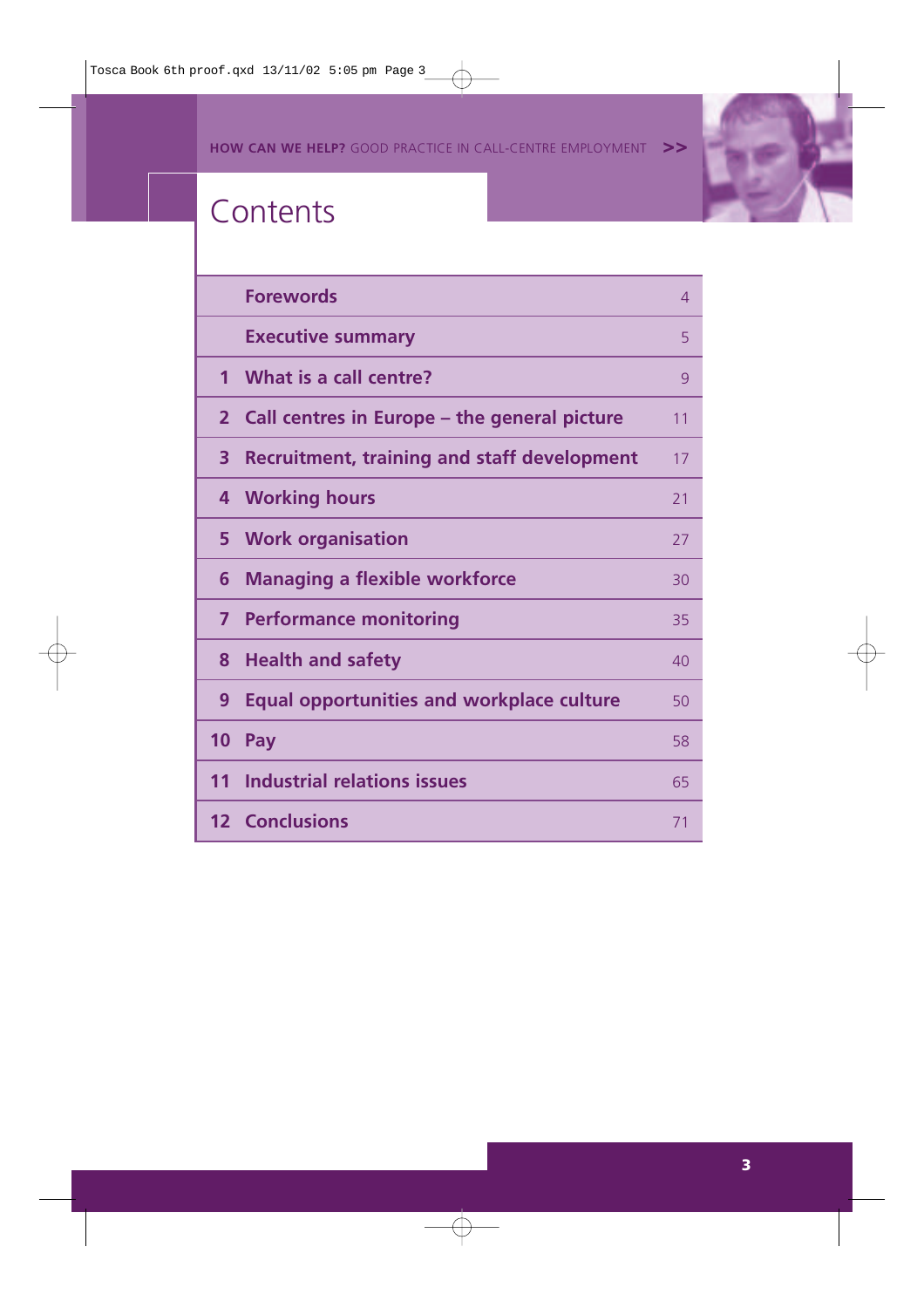# Contents

| | | |
|---|---|---|
| | **Forewords** | 4 |
| | **Executive summary** | 5 |
| **1** | **What is a call centre?** | 9 |
| **2** | **Call centres in Europe – the general picture** | 11 |
| **3** | **Recruitment, training and staff development** | 17 |
| **4** | **Working hours** | 21 |
| **5** | **Work organisation** | 27 |
| **6** | **Managing a flexible workforce** | 30 |
| **7** | **Performance monitoring** | 35 |
| **8** | **Health and safety** | 40 |
| **9** | **Equal opportunities and workplace culture** | 50 |
| **10** | **Pay** | 58 |
| **11** | **Industrial relations issues** | 65 |
| **12** | **Conclusions** | 71 |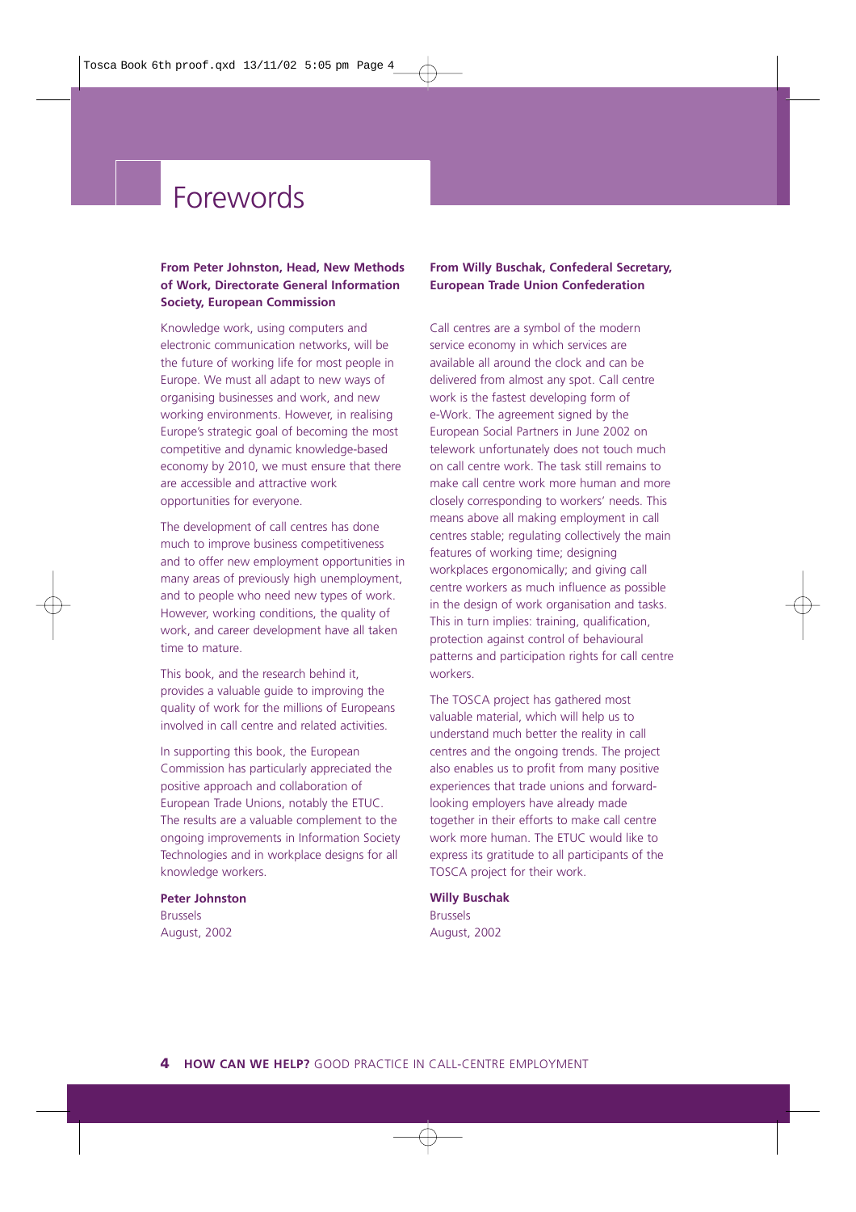# Forewords

**From Peter Johnston, Head, New Methods of Work, Directorate General Information Society, European Commission**

Knowledge work, using computers and electronic communication networks, will be the future of working life for most people in Europe. We must all adapt to new ways of organising businesses and work, and new working environments. However, in realising Europe's strategic goal of becoming the most competitive and dynamic knowledge-based economy by 2010, we must ensure that there are accessible and attractive work opportunities for everyone.

The development of call centres has done much to improve business competitiveness and to offer new employment opportunities in many areas of previously high unemployment, and to people who need new types of work. However, working conditions, the quality of work, and career development have all taken time to mature.

This book, and the research behind it, provides a valuable guide to improving the quality of work for the millions of Europeans involved in call centre and related activities.

In supporting this book, the European Commission has particularly appreciated the positive approach and collaboration of European Trade Unions, notably the ETUC. The results are a valuable complement to the ongoing improvements in Information Society Technologies and in workplace designs for all knowledge workers.

**Peter Johnston**
Brussels
August, 2002

**From Willy Buschak, Confederal Secretary, European Trade Union Confederation**

Call centres are a symbol of the modern service economy in which services are available all around the clock and can be delivered from almost any spot. Call centre work is the fastest developing form of e-Work. The agreement signed by the European Social Partners in June 2002 on telework unfortunately does not touch much on call centre work. The task still remains to make call centre work more human and more closely corresponding to workers' needs. This means above all making employment in call centres stable; regulating collectively the main features of working time; designing workplaces ergonomically; and giving call centre workers as much influence as possible in the design of work organisation and tasks. This in turn implies: training, qualification, protection against control of behavioural patterns and participation rights for call centre workers.

The TOSCA project has gathered most valuable material, which will help us to understand much better the reality in call centres and the ongoing trends. The project also enables us to profit from many positive experiences that trade unions and forward-looking employers have already made together in their efforts to make call centre work more human. The ETUC would like to express its gratitude to all participants of the TOSCA project for their work.

**Willy Buschak**
Brussels
August, 2002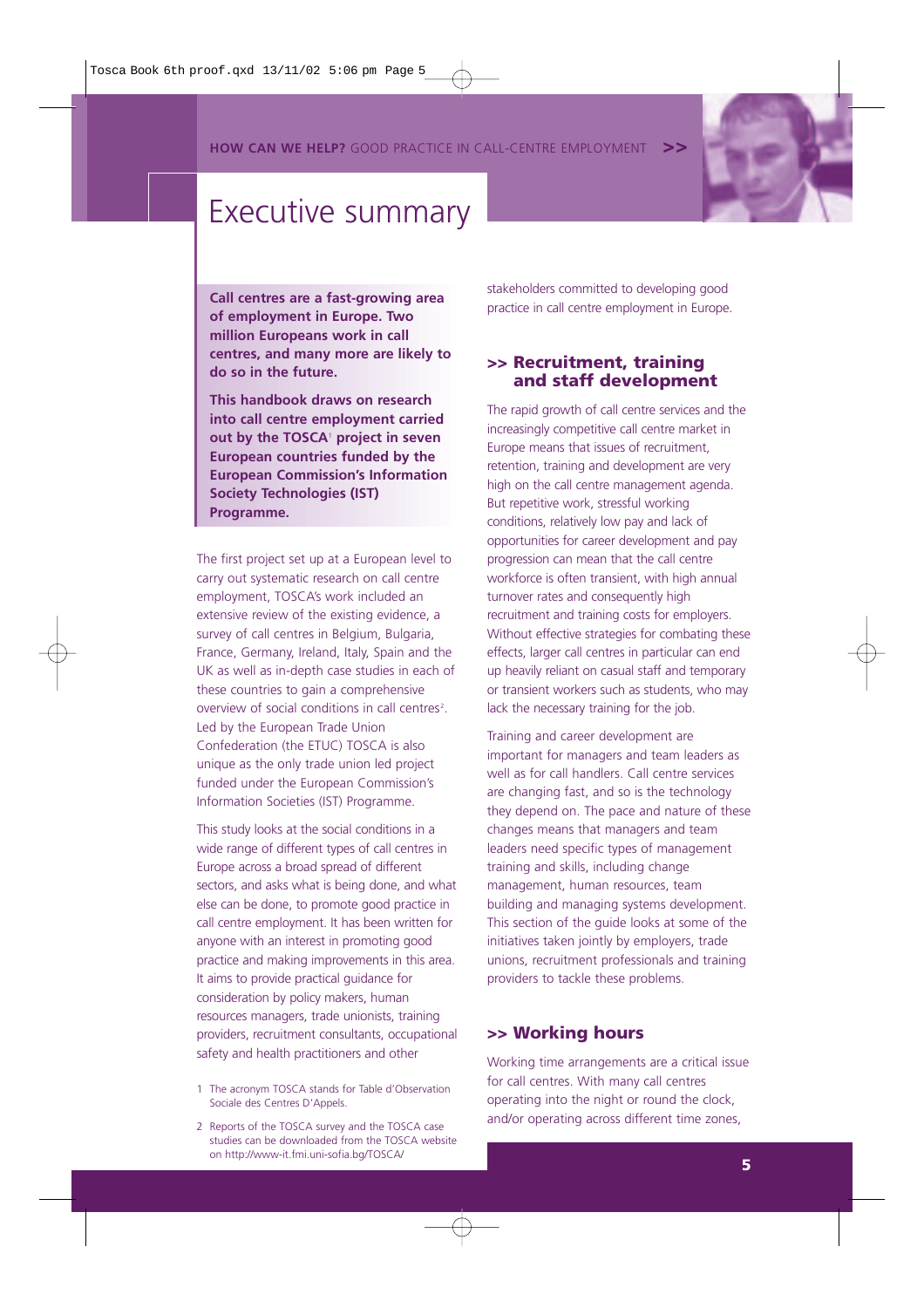# Executive summary

**Call centres are a fast-growing area of employment in Europe. Two million Europeans work in call centres, and many more are likely to do so in the future.**

**This handbook draws on research into call centre employment carried out by the TOSCA[1] project in seven European countries funded by the European Commission's Information Society Technologies (IST) Programme.**

The first project set up at a European level to carry out systematic research on call centre employment, TOSCA's work included an extensive review of the existing evidence, a survey of call centres in Belgium, Bulgaria, France, Germany, Ireland, Italy, Spain and the UK as well as in-depth case studies in each of these countries to gain a comprehensive overview of social conditions in call centres[2]. Led by the European Trade Union Confederation (the ETUC) TOSCA is also unique as the only trade union led project funded under the European Commission's Information Societies (IST) Programme.

This study looks at the social conditions in a wide range of different types of call centres in Europe across a broad spread of different sectors, and asks what is being done, and what else can be done, to promote good practice in call centre employment. It has been written for anyone with an interest in promoting good practice and making improvements in this area. It aims to provide practical guidance for consideration by policy makers, human resources managers, trade unionists, training providers, recruitment consultants, occupational safety and health practitioners and other stakeholders committed to developing good practice in call centre employment in Europe.

1 The acronym TOSCA stands for Table d'Observation Sociale des Centres D'Appels.

2 Reports of the TOSCA survey and the TOSCA case studies can be downloaded from the TOSCA website on http://www-it.fmi.uni-sofia.bg/TOSCA/

## >> Recruitment, training and staff development

The rapid growth of call centre services and the increasingly competitive call centre market in Europe means that issues of recruitment, retention, training and development are very high on the call centre management agenda. But repetitive work, stressful working conditions, relatively low pay and lack of opportunities for career development and pay progression can mean that the call centre workforce is often transient, with high annual turnover rates and consequently high recruitment and training costs for employers. Without effective strategies for combating these effects, larger call centres in particular can end up heavily reliant on casual staff and temporary or transient workers such as students, who may lack the necessary training for the job.

Training and career development are important for managers and team leaders as well as for call handlers. Call centre services are changing fast, and so is the technology they depend on. The pace and nature of these changes means that managers and team leaders need specific types of management training and skills, including change management, human resources, team building and managing systems development. This section of the guide looks at some of the initiatives taken jointly by employers, trade unions, recruitment professionals and training providers to tackle these problems.

## >> Working hours

Working time arrangements are a critical issue for call centres. With many call centres operating into the night or round the clock, and/or operating across different time zones,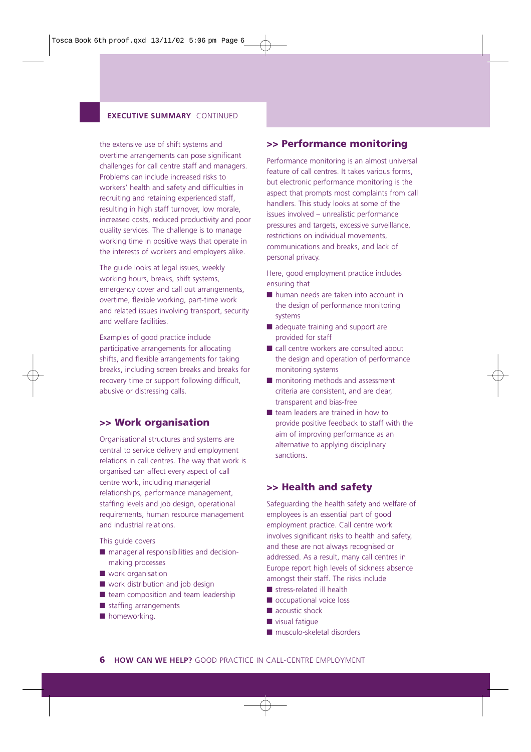**EXECUTIVE SUMMARY** CONTINUED

the extensive use of shift systems and overtime arrangements can pose significant challenges for call centre staff and managers. Problems can include increased risks to workers' health and safety and difficulties in recruiting and retaining experienced staff, resulting in high staff turnover, low morale, increased costs, reduced productivity and poor quality services. The challenge is to manage working time in positive ways that operate in the interests of workers and employers alike.

The guide looks at legal issues, weekly working hours, breaks, shift systems, emergency cover and call out arrangements, overtime, flexible working, part-time work and related issues involving transport, security and welfare facilities.

Examples of good practice include participative arrangements for allocating shifts, and flexible arrangements for taking breaks, including screen breaks and breaks for recovery time or support following difficult, abusive or distressing calls.

## >> Work organisation

Organisational structures and systems are central to service delivery and employment relations in call centres. The way that work is organised can affect every aspect of call centre work, including managerial relationships, performance management, staffing levels and job design, operational requirements, human resource management and industrial relations.

This guide covers

- managerial responsibilities and decision-making processes
- work organisation
- work distribution and job design
- team composition and team leadership
- staffing arrangements
- homeworking.

## >> Performance monitoring

Performance monitoring is an almost universal feature of call centres. It takes various forms, but electronic performance monitoring is the aspect that prompts most complaints from call handlers. This study looks at some of the issues involved – unrealistic performance pressures and targets, excessive surveillance, restrictions on individual movements, communications and breaks, and lack of personal privacy.

Here, good employment practice includes ensuring that

- human needs are taken into account in the design of performance monitoring systems
- adequate training and support are provided for staff
- call centre workers are consulted about the design and operation of performance monitoring systems
- monitoring methods and assessment criteria are consistent, and are clear, transparent and bias-free
- team leaders are trained in how to provide positive feedback to staff with the aim of improving performance as an alternative to applying disciplinary sanctions.

## >> Health and safety

Safeguarding the health safety and welfare of employees is an essential part of good employment practice. Call centre work involves significant risks to health and safety, and these are not always recognised or addressed. As a result, many call centres in Europe report high levels of sickness absence amongst their staff. The risks include

- stress-related ill health
- occupational voice loss
- acoustic shock
- visual fatigue
- musculo-skeletal disorders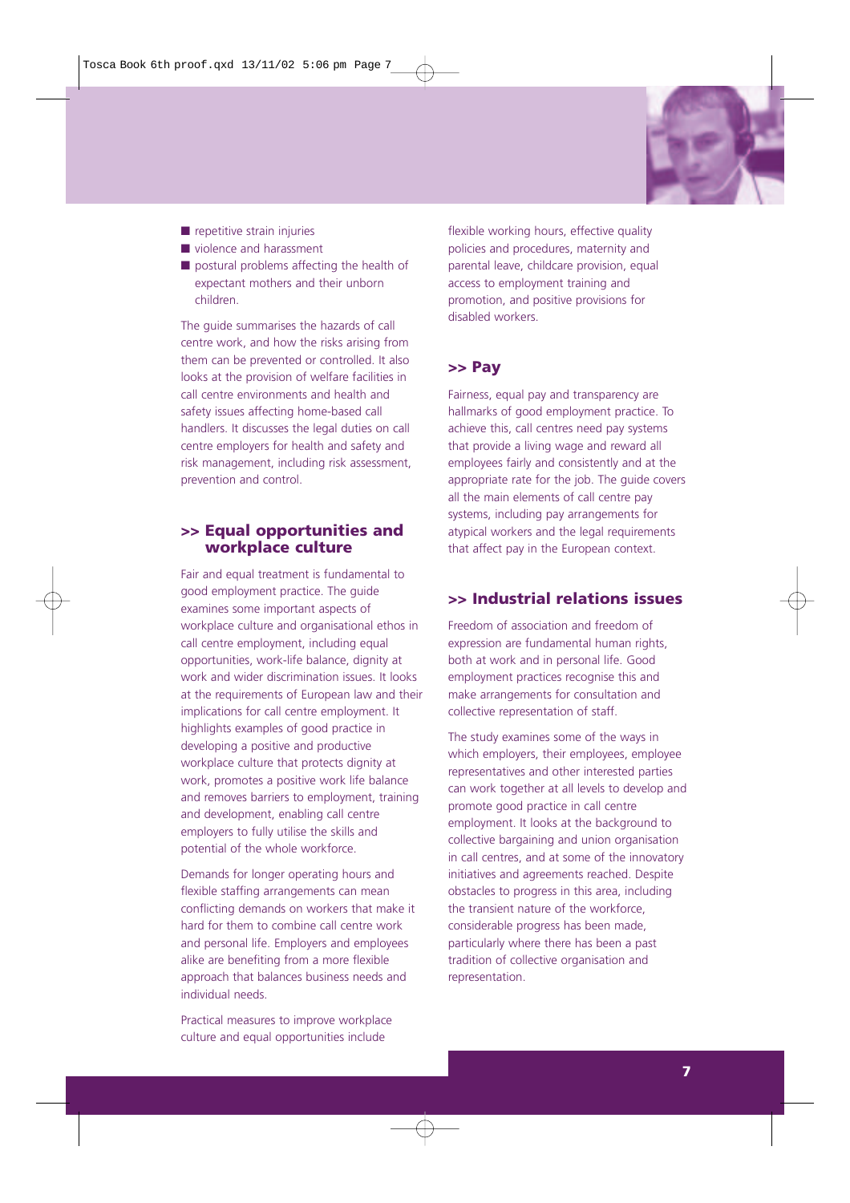- repetitive strain injuries
- violence and harassment
- postural problems affecting the health of expectant mothers and their unborn children.

The guide summarises the hazards of call centre work, and how the risks arising from them can be prevented or controlled. It also looks at the provision of welfare facilities in call centre environments and health and safety issues affecting home-based call handlers. It discusses the legal duties on call centre employers for health and safety and risk management, including risk assessment, prevention and control.

## >> Equal opportunities and workplace culture

Fair and equal treatment is fundamental to good employment practice. The guide examines some important aspects of workplace culture and organisational ethos in call centre employment, including equal opportunities, work-life balance, dignity at work and wider discrimination issues. It looks at the requirements of European law and their implications for call centre employment. It highlights examples of good practice in developing a positive and productive workplace culture that protects dignity at work, promotes a positive work life balance and removes barriers to employment, training and development, enabling call centre employers to fully utilise the skills and potential of the whole workforce.

Demands for longer operating hours and flexible staffing arrangements can mean conflicting demands on workers that make it hard for them to combine call centre work and personal life. Employers and employees alike are benefiting from a more flexible approach that balances business needs and individual needs.

Practical measures to improve workplace culture and equal opportunities include flexible working hours, effective quality policies and procedures, maternity and parental leave, childcare provision, equal access to employment training and promotion, and positive provisions for disabled workers.

## >> Pay

Fairness, equal pay and transparency are hallmarks of good employment practice. To achieve this, call centres need pay systems that provide a living wage and reward all employees fairly and consistently and at the appropriate rate for the job. The guide covers all the main elements of call centre pay systems, including pay arrangements for atypical workers and the legal requirements that affect pay in the European context.

## >> Industrial relations issues

Freedom of association and freedom of expression are fundamental human rights, both at work and in personal life. Good employment practices recognise this and make arrangements for consultation and collective representation of staff.

The study examines some of the ways in which employers, their employees, employee representatives and other interested parties can work together at all levels to develop and promote good practice in call centre employment. It looks at the background to collective bargaining and union organisation in call centres, and at some of the innovatory initiatives and agreements reached. Despite obstacles to progress in this area, including the transient nature of the workforce, considerable progress has been made, particularly where there has been a past tradition of collective organisation and representation.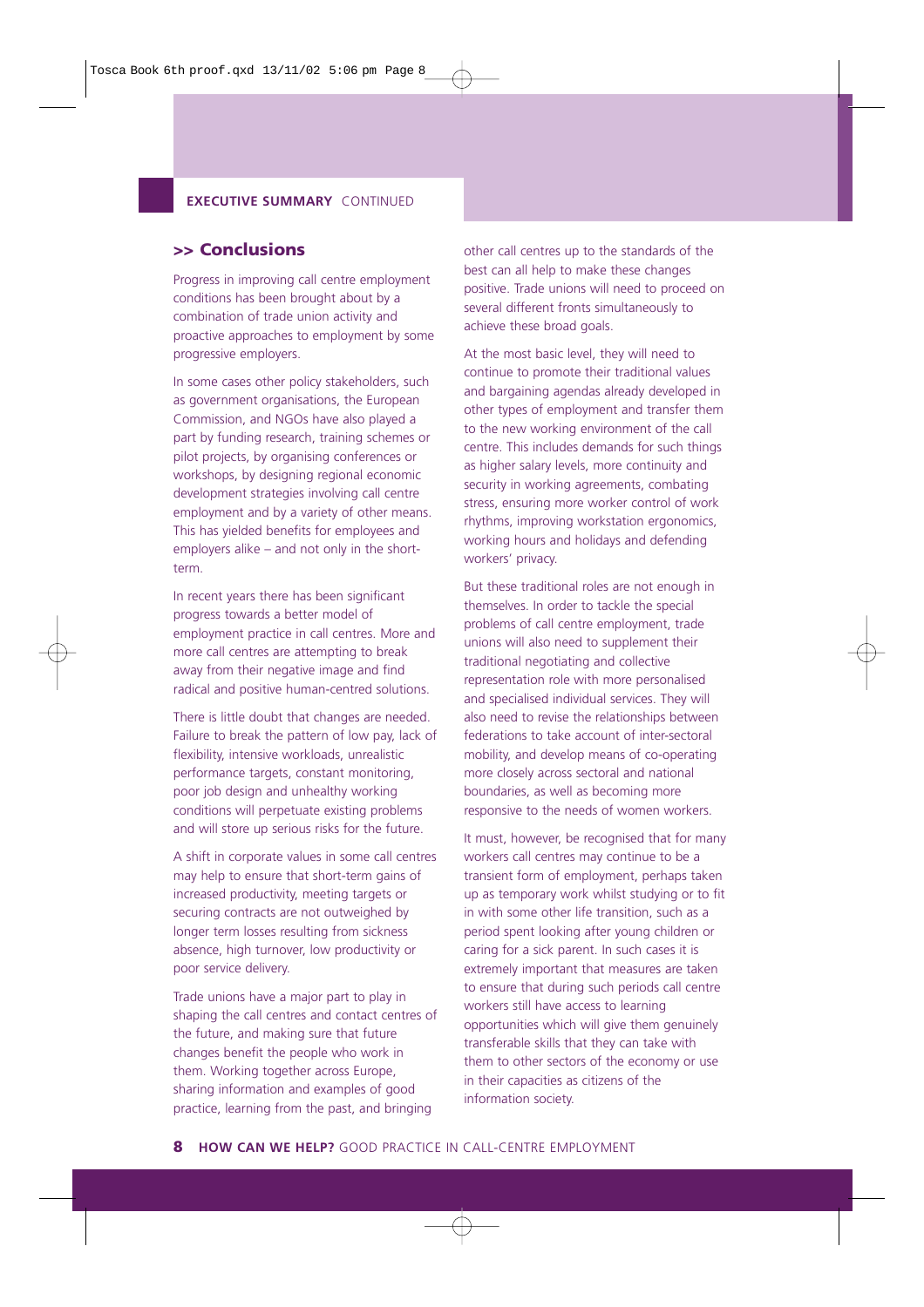## >> Conclusions

Progress in improving call centre employment conditions has been brought about by a combination of trade union activity and proactive approaches to employment by some progressive employers.

In some cases other policy stakeholders, such as government organisations, the European Commission, and NGOs have also played a part by funding research, training schemes or pilot projects, by organising conferences or workshops, by designing regional economic development strategies involving call centre employment and by a variety of other means. This has yielded benefits for employees and employers alike – and not only in the short-term.

In recent years there has been significant progress towards a better model of employment practice in call centres. More and more call centres are attempting to break away from their negative image and find radical and positive human-centred solutions.

There is little doubt that changes are needed. Failure to break the pattern of low pay, lack of flexibility, intensive workloads, unrealistic performance targets, constant monitoring, poor job design and unhealthy working conditions will perpetuate existing problems and will store up serious risks for the future.

A shift in corporate values in some call centres may help to ensure that short-term gains of increased productivity, meeting targets or securing contracts are not outweighed by longer term losses resulting from sickness absence, high turnover, low productivity or poor service delivery.

Trade unions have a major part to play in shaping the call centres and contact centres of the future, and making sure that future changes benefit the people who work in them. Working together across Europe, sharing information and examples of good practice, learning from the past, and bringing other call centres up to the standards of the best can all help to make these changes positive. Trade unions will need to proceed on several different fronts simultaneously to achieve these broad goals.

At the most basic level, they will need to continue to promote their traditional values and bargaining agendas already developed in other types of employment and transfer them to the new working environment of the call centre. This includes demands for such things as higher salary levels, more continuity and security in working agreements, combating stress, ensuring more worker control of work rhythms, improving workstation ergonomics, working hours and holidays and defending workers' privacy.

But these traditional roles are not enough in themselves. In order to tackle the special problems of call centre employment, trade unions will also need to supplement their traditional negotiating and collective representation role with more personalised and specialised individual services. They will also need to revise the relationships between federations to take account of inter-sectoral mobility, and develop means of co-operating more closely across sectoral and national boundaries, as well as becoming more responsive to the needs of women workers.

It must, however, be recognised that for many workers call centres may continue to be a transient form of employment, perhaps taken up as temporary work whilst studying or to fit in with some other life transition, such as a period spent looking after young children or caring for a sick parent. In such cases it is extremely important that measures are taken to ensure that during such periods call centre workers still have access to learning opportunities which will give them genuinely transferable skills that they can take with them to other sectors of the economy or use in their capacities as citizens of the information society.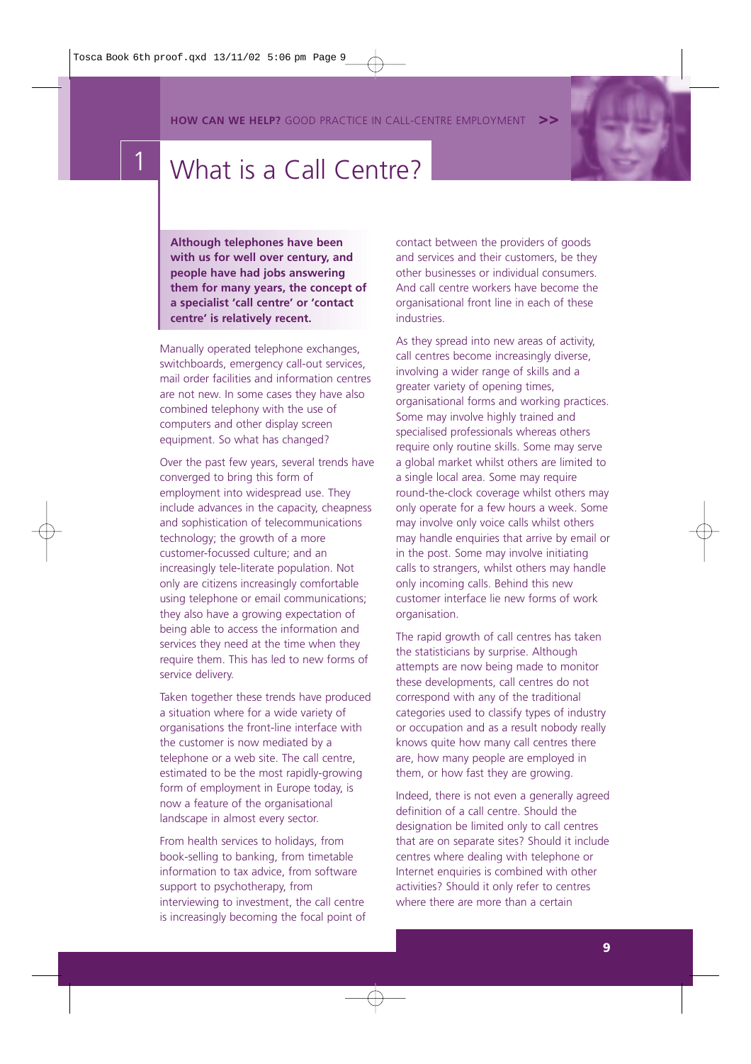# 1 What is a Call Centre?

**Although telephones have been with us for well over century, and people have had jobs answering them for many years, the concept of a specialist 'call centre' or 'contact centre' is relatively recent.**

Manually operated telephone exchanges, switchboards, emergency call-out services, mail order facilities and information centres are not new. In some cases they have also combined telephony with the use of computers and other display screen equipment. So what has changed?

Over the past few years, several trends have converged to bring this form of employment into widespread use. They include advances in the capacity, cheapness and sophistication of telecommunications technology; the growth of a more customer-focussed culture; and an increasingly tele-literate population. Not only are citizens increasingly comfortable using telephone or email communications; they also have a growing expectation of being able to access the information and services they need at the time when they require them. This has led to new forms of service delivery.

Taken together these trends have produced a situation where for a wide variety of organisations the front-line interface with the customer is now mediated by a telephone or a web site. The call centre, estimated to be the most rapidly-growing form of employment in Europe today, is now a feature of the organisational landscape in almost every sector.

From health services to holidays, from book-selling to banking, from timetable information to tax advice, from software support to psychotherapy, from interviewing to investment, the call centre is increasingly becoming the focal point of contact between the providers of goods and services and their customers, be they other businesses or individual consumers. And call centre workers have become the organisational front line in each of these industries.

As they spread into new areas of activity, call centres become increasingly diverse, involving a wider range of skills and a greater variety of opening times, organisational forms and working practices. Some may involve highly trained and specialised professionals whereas others require only routine skills. Some may serve a global market whilst others are limited to a single local area. Some may require round-the-clock coverage whilst others may only operate for a few hours a week. Some may involve only voice calls whilst others may handle enquiries that arrive by email or in the post. Some may involve initiating calls to strangers, whilst others may handle only incoming calls. Behind this new customer interface lie new forms of work organisation.

The rapid growth of call centres has taken the statisticians by surprise. Although attempts are now being made to monitor these developments, call centres do not correspond with any of the traditional categories used to classify types of industry or occupation and as a result nobody really knows quite how many call centres there are, how many people are employed in them, or how fast they are growing.

Indeed, there is not even a generally agreed definition of a call centre. Should the designation be limited only to call centres that are on separate sites? Should it include centres where dealing with telephone or Internet enquiries is combined with other activities? Should it only refer to centres where there are more than a certain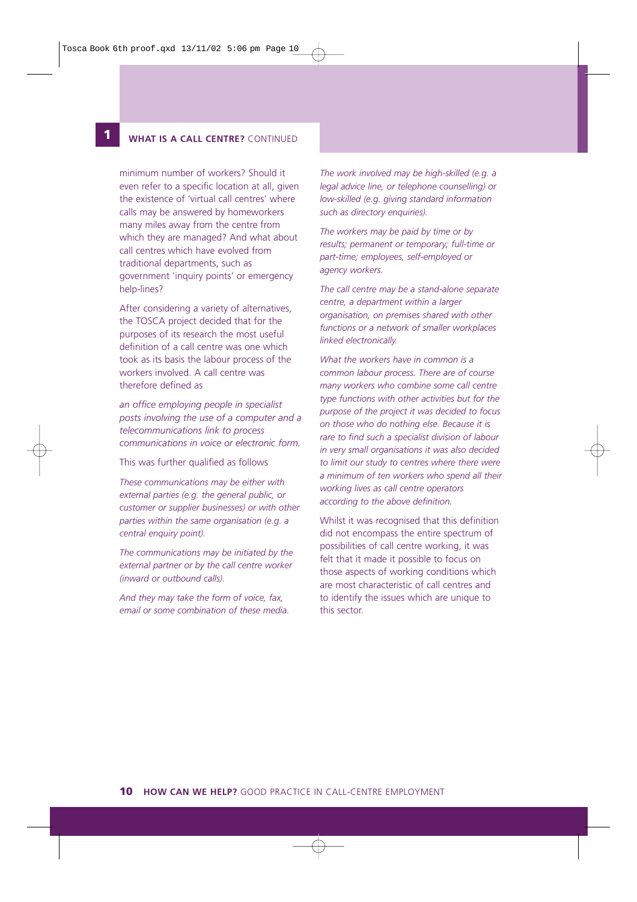minimum number of workers? Should it even refer to a specific location at all, given the existence of 'virtual call centres' where calls may be answered by homeworkers many miles away from the centre from which they are managed? And what about call centres which have evolved from traditional departments, such as government 'inquiry points' or emergency help-lines?

After considering a variety of alternatives, the TOSCA project decided that for the purposes of its research the most useful definition of a call centre was one which took as its basis the labour process of the workers involved. A call centre was therefore defined as

*an office employing people in specialist posts involving the use of a computer and a telecommunications link to process communications in voice or electronic form.*

This was further qualified as follows

*These communications may be either with external parties (e.g. the general public, or customer or supplier businesses) or with other parties within the same organisation (e.g. a central enquiry point).*

*The communications may be initiated by the external partner or by the call centre worker (inward or outbound calls).*

*And they may take the form of voice, fax, email or some combination of these media.*

*The work involved may be high-skilled (e.g. a legal advice line, or telephone counselling) or low-skilled (e.g. giving standard information such as directory enquiries).*

*The workers may be paid by time or by results; permanent or temporary; full-time or part-time; employees, self-employed or agency workers.*

*The call centre may be a stand-alone separate centre, a department within a larger organisation, on premises shared with other functions or a network of smaller workplaces linked electronically.*

*What the workers have in common is a common labour process. There are of course many workers who combine some call centre type functions with other activities but for the purpose of the project it was decided to focus on those who do nothing else. Because it is rare to find such a specialist division of labour in very small organisations it was also decided to limit our study to centres where there were a minimum of ten workers who spend all their working lives as call centre operators according to the above definition.*

Whilst it was recognised that this definition did not encompass the entire spectrum of possibilities of call centre working, it was felt that it made it possible to focus on those aspects of working conditions which are most characteristic of call centres and to identify the issues which are unique to this sector.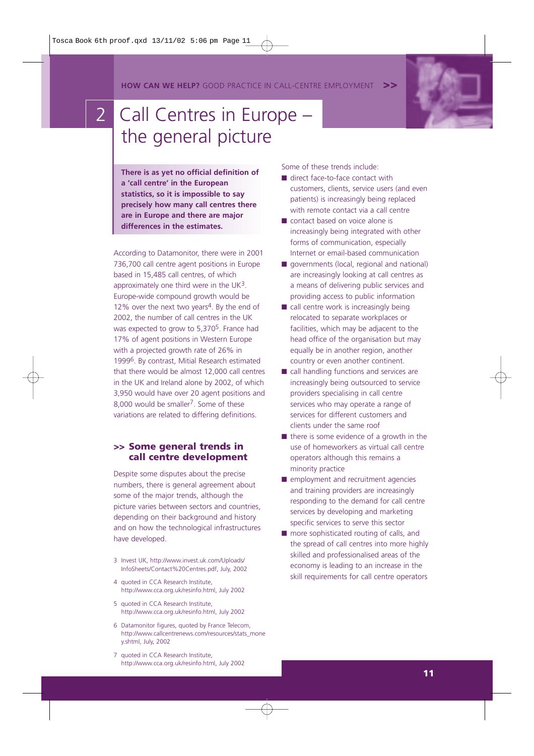# 2 Call Centres in Europe – the general picture

**There is as yet no official definition of a 'call centre' in the European statistics, so it is impossible to say precisely how many call centres there are in Europe and there are major differences in the estimates.**

According to Datamonitor, there were in 2001 736,700 call centre agent positions in Europe based in 15,485 call centres, of which approximately one third were in the UK[3]. Europe-wide compound growth would be 12% over the next two years[4]. By the end of 2002, the number of call centres in the UK was expected to grow to 5,370[5]. France had 17% of agent positions in Western Europe with a projected growth rate of 26% in 1999[6]. By contrast, Mitial Research estimated that there would be almost 12,000 call centres in the UK and Ireland alone by 2002, of which 3,950 would have over 20 agent positions and 8,000 would be smaller[7]. Some of these variations are related to differing definitions.

## >> Some general trends in call centre development

Despite some disputes about the precise numbers, there is general agreement about some of the major trends, although the picture varies between sectors and countries, depending on their background and history and on how the technological infrastructures have developed.

3 Invest UK, http://www.invest.uk.com/Uploads/InfoSheets/Contact%20Centres.pdf, July, 2002

4 quoted in CCA Research Institute, http://www.cca.org.uk/resinfo.html, July 2002

5 quoted in CCA Research Institute, http://www.cca.org.uk/resinfo.html, July 2002

6 Datamonitor figures, quoted by France Telecom, http://www.callcentrenews.com/resources/stats_money.shtml, July, 2002

7 quoted in CCA Research Institute, http://www.cca.org.uk/resinfo.html, July 2002

Some of these trends include:

- direct face-to-face contact with customers, clients, service users (and even patients) is increasingly being replaced with remote contact via a call centre
- contact based on voice alone is increasingly being integrated with other forms of communication, especially Internet or email-based communication
- governments (local, regional and national) are increasingly looking at call centres as a means of delivering public services and providing access to public information
- call centre work is increasingly being relocated to separate workplaces or facilities, which may be adjacent to the head office of the organisation but may equally be in another region, another country or even another continent.
- call handling functions and services are increasingly being outsourced to service providers specialising in call centre services who may operate a range of services for different customers and clients under the same roof
- there is some evidence of a growth in the use of homeworkers as virtual call centre operators although this remains a minority practice
- employment and recruitment agencies and training providers are increasingly responding to the demand for call centre services by developing and marketing specific services to serve this sector
- more sophisticated routing of calls, and the spread of call centres into more highly skilled and professionalised areas of the economy is leading to an increase in the skill requirements for call centre operators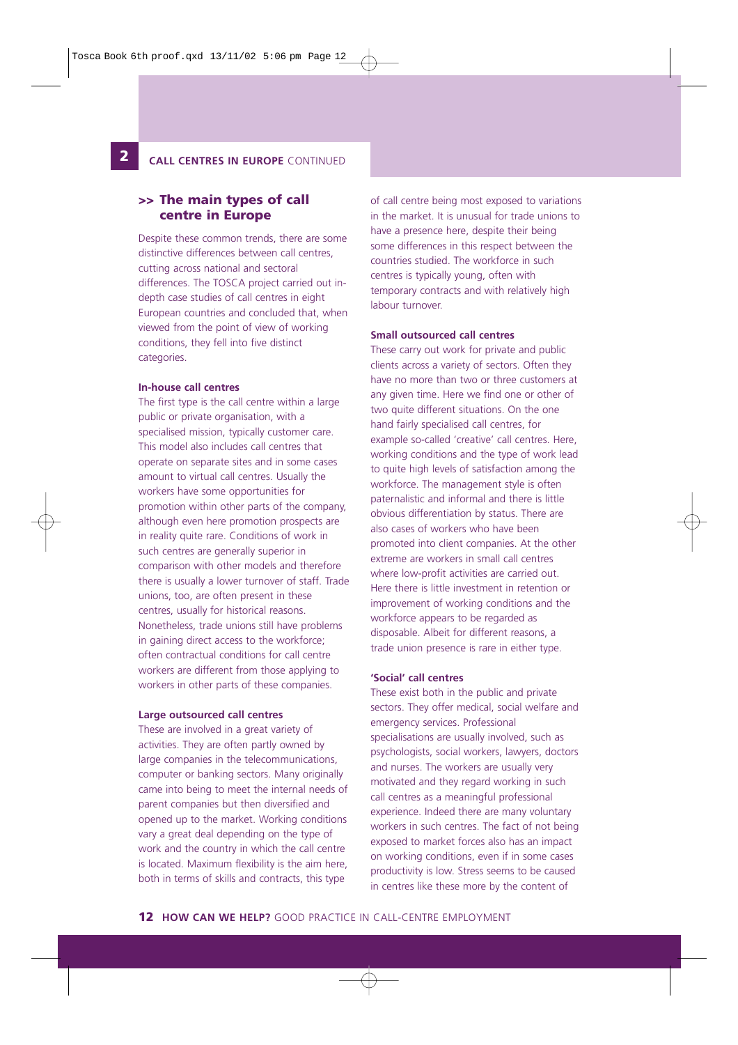## >> The main types of call centre in Europe

Despite these common trends, there are some distinctive differences between call centres, cutting across national and sectoral differences. The TOSCA project carried out in-depth case studies of call centres in eight European countries and concluded that, when viewed from the point of view of working conditions, they fell into five distinct categories.

### In-house call centres

The first type is the call centre within a large public or private organisation, with a specialised mission, typically customer care. This model also includes call centres that operate on separate sites and in some cases amount to virtual call centres. Usually the workers have some opportunities for promotion within other parts of the company, although even here promotion prospects are in reality quite rare. Conditions of work in such centres are generally superior in comparison with other models and therefore there is usually a lower turnover of staff. Trade unions, too, are often present in these centres, usually for historical reasons. Nonetheless, trade unions still have problems in gaining direct access to the workforce; often contractual conditions for call centre workers are different from those applying to workers in other parts of these companies.

### Large outsourced call centres

These are involved in a great variety of activities. They are often partly owned by large companies in the telecommunications, computer or banking sectors. Many originally came into being to meet the internal needs of parent companies but then diversified and opened up to the market. Working conditions vary a great deal depending on the type of work and the country in which the call centre is located. Maximum flexibility is the aim here, both in terms of skills and contracts, this type of call centre being most exposed to variations in the market. It is unusual for trade unions to have a presence here, despite their being some differences in this respect between the countries studied. The workforce in such centres is typically young, often with temporary contracts and with relatively high labour turnover.

### Small outsourced call centres

These carry out work for private and public clients across a variety of sectors. Often they have no more than two or three customers at any given time. Here we find one or other of two quite different situations. On the one hand fairly specialised call centres, for example so-called 'creative' call centres. Here, working conditions and the type of work lead to quite high levels of satisfaction among the workforce. The management style is often paternalistic and informal and there is little obvious differentiation by status. There are also cases of workers who have been promoted into client companies. At the other extreme are workers in small call centres where low-profit activities are carried out. Here there is little investment in retention or improvement of working conditions and the workforce appears to be regarded as disposable. Albeit for different reasons, a trade union presence is rare in either type.

### 'Social' call centres

These exist both in the public and private sectors. They offer medical, social welfare and emergency services. Professional specialisations are usually involved, such as psychologists, social workers, lawyers, doctors and nurses. The workers are usually very motivated and they regard working in such call centres as a meaningful professional experience. Indeed there are many voluntary workers in such centres. The fact of not being exposed to market forces also has an impact on working conditions, even if in some cases productivity is low. Stress seems to be caused in centres like these more by the content of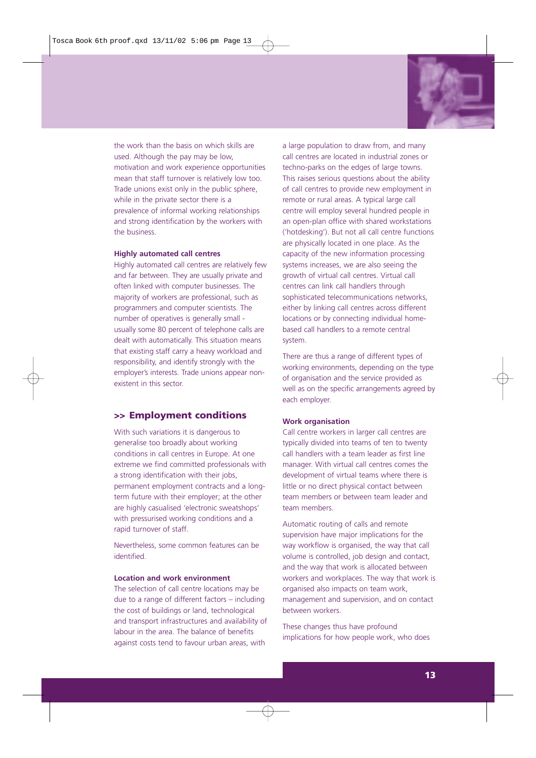the work than the basis on which skills are used. Although the pay may be low, motivation and work experience opportunities mean that staff turnover is relatively low too. Trade unions exist only in the public sphere, while in the private sector there is a prevalence of informal working relationships and strong identification by the workers with the business.

#### Highly automated call centres

Highly automated call centres are relatively few and far between. They are usually private and often linked with computer businesses. The majority of workers are professional, such as programmers and computer scientists. The number of operatives is generally small - usually some 80 percent of telephone calls are dealt with automatically. This situation means that existing staff carry a heavy workload and responsibility, and identify strongly with the employer's interests. Trade unions appear non-existent in this sector.

## >> Employment conditions

With such variations it is dangerous to generalise too broadly about working conditions in call centres in Europe. At one extreme we find committed professionals with a strong identification with their jobs, permanent employment contracts and a long-term future with their employer; at the other are highly casualised 'electronic sweatshops' with pressurised working conditions and a rapid turnover of staff.

Nevertheless, some common features can be identified.

#### Location and work environment

The selection of call centre locations may be due to a range of different factors – including the cost of buildings or land, technological and transport infrastructures and availability of labour in the area. The balance of benefits against costs tend to favour urban areas, with a large population to draw from, and many call centres are located in industrial zones or techno-parks on the edges of large towns. This raises serious questions about the ability of call centres to provide new employment in remote or rural areas. A typical large call centre will employ several hundred people in an open-plan office with shared workstations ('hotdesking'). But not all call centre functions are physically located in one place. As the capacity of the new information processing systems increases, we are also seeing the growth of virtual call centres. Virtual call centres can link call handlers through sophisticated telecommunications networks, either by linking call centres across different locations or by connecting individual home-based call handlers to a remote central system.

There are thus a range of different types of working environments, depending on the type of organisation and the service provided as well as on the specific arrangements agreed by each employer.

#### Work organisation

Call centre workers in larger call centres are typically divided into teams of ten to twenty call handlers with a team leader as first line manager. With virtual call centres comes the development of virtual teams where there is little or no direct physical contact between team members or between team leader and team members.

Automatic routing of calls and remote supervision have major implications for the way workflow is organised, the way that call volume is controlled, job design and contact, and the way that work is allocated between workers and workplaces. The way that work is organised also impacts on team work, management and supervision, and on contact between workers.

These changes thus have profound implications for how people work, who does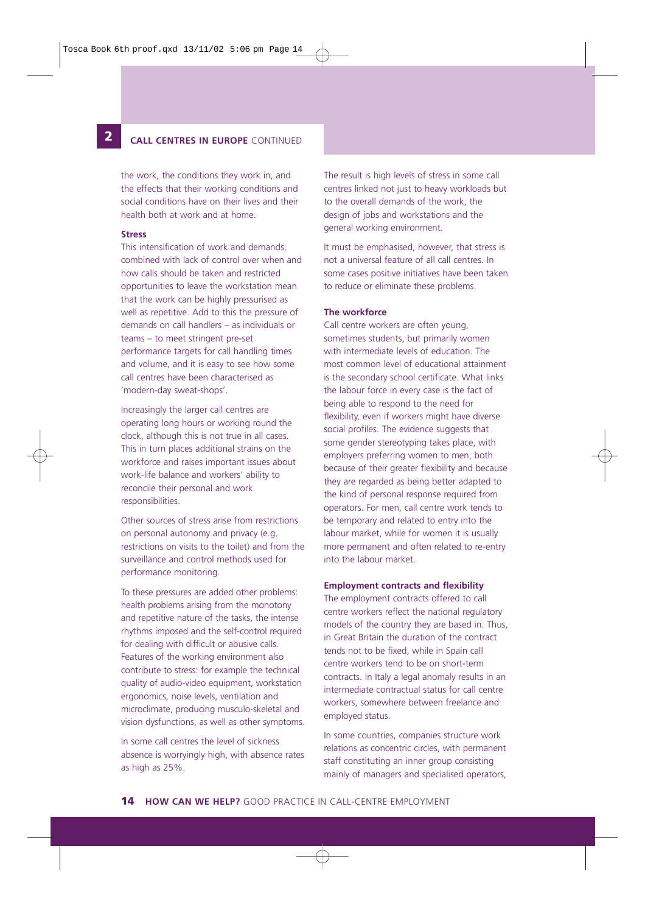the work, the conditions they work in, and the effects that their working conditions and social conditions have on their lives and their health both at work and at home.

### Stress

This intensification of work and demands, combined with lack of control over when and how calls should be taken and restricted opportunities to leave the workstation mean that the work can be highly pressurised as well as repetitive. Add to this the pressure of demands on call handlers – as individuals or teams – to meet stringent pre-set performance targets for call handling times and volume, and it is easy to see how some call centres have been characterised as 'modern-day sweat-shops'.

Increasingly the larger call centres are operating long hours or working round the clock, although this is not true in all cases. This in turn places additional strains on the workforce and raises important issues about work-life balance and workers' ability to reconcile their personal and work responsibilities.

Other sources of stress arise from restrictions on personal autonomy and privacy (e.g. restrictions on visits to the toilet) and from the surveillance and control methods used for performance monitoring.

To these pressures are added other problems: health problems arising from the monotony and repetitive nature of the tasks, the intense rhythms imposed and the self-control required for dealing with difficult or abusive calls. Features of the working environment also contribute to stress: for example the technical quality of audio-video equipment, workstation ergonomics, noise levels, ventilation and microclimate, producing musculo-skeletal and vision dysfunctions, as well as other symptoms.

In some call centres the level of sickness absence is worryingly high, with absence rates as high as 25%.

The result is high levels of stress in some call centres linked not just to heavy workloads but to the overall demands of the work, the design of jobs and workstations and the general working environment.

It must be emphasised, however, that stress is not a universal feature of all call centres. In some cases positive initiatives have been taken to reduce or eliminate these problems.

### The workforce

Call centre workers are often young, sometimes students, but primarily women with intermediate levels of education. The most common level of educational attainment is the secondary school certificate. What links the labour force in every case is the fact of being able to respond to the need for flexibility, even if workers might have diverse social profiles. The evidence suggests that some gender stereotyping takes place, with employers preferring women to men, both because of their greater flexibility and because they are regarded as being better adapted to the kind of personal response required from operators. For men, call centre work tends to be temporary and related to entry into the labour market, while for women it is usually more permanent and often related to re-entry into the labour market.

### Employment contracts and flexibility

The employment contracts offered to call centre workers reflect the national regulatory models of the country they are based in. Thus, in Great Britain the duration of the contract tends not to be fixed, while in Spain call centre workers tend to be on short-term contracts. In Italy a legal anomaly results in an intermediate contractual status for call centre workers, somewhere between freelance and employed status.

In some countries, companies structure work relations as concentric circles, with permanent staff constituting an inner group consisting mainly of managers and specialised operators,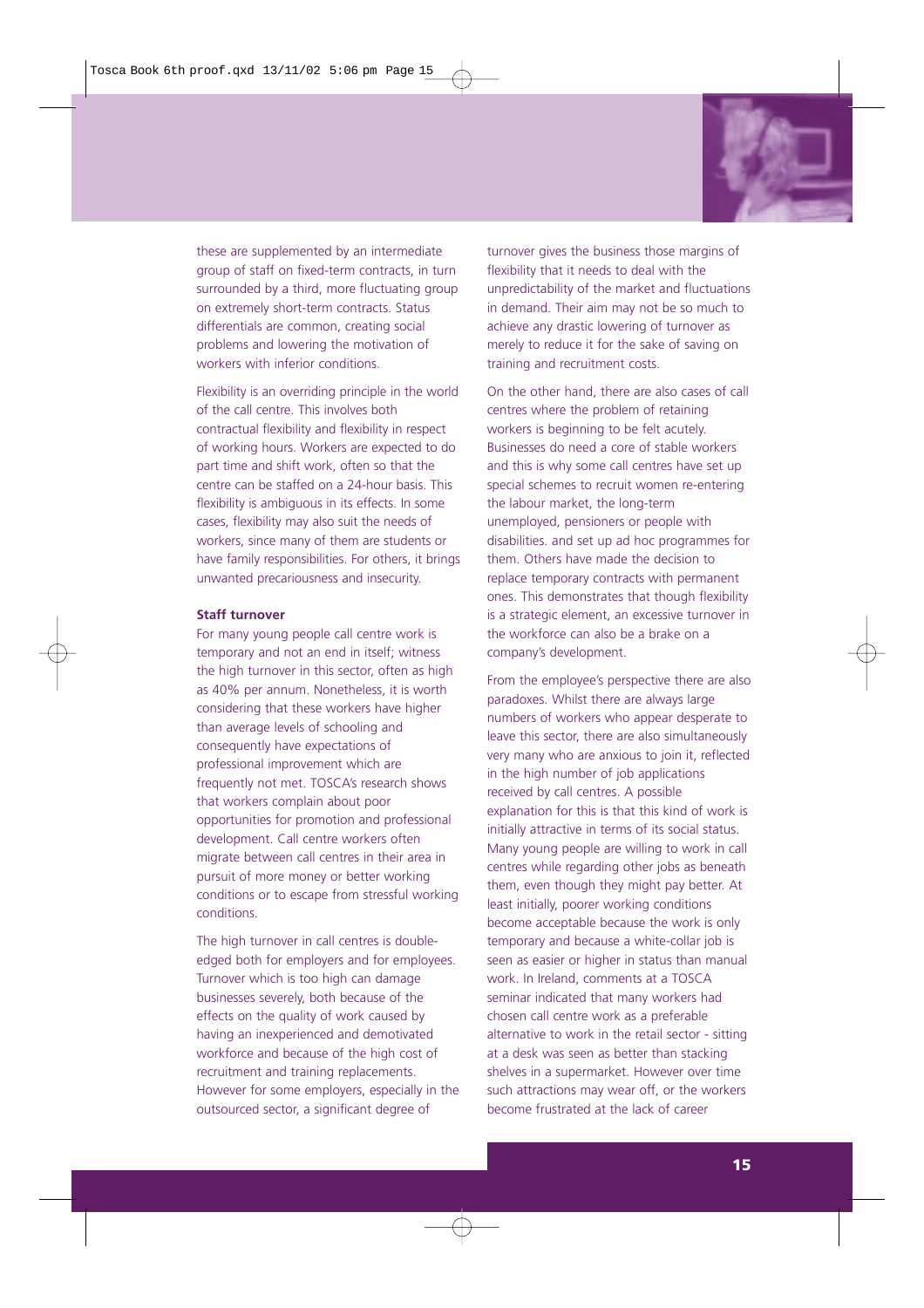these are supplemented by an intermediate group of staff on fixed-term contracts, in turn surrounded by a third, more fluctuating group on extremely short-term contracts. Status differentials are common, creating social problems and lowering the motivation of workers with inferior conditions.

Flexibility is an overriding principle in the world of the call centre. This involves both contractual flexibility and flexibility in respect of working hours. Workers are expected to do part time and shift work, often so that the centre can be staffed on a 24-hour basis. This flexibility is ambiguous in its effects. In some cases, flexibility may also suit the needs of workers, since many of them are students or have family responsibilities. For others, it brings unwanted precariousness and insecurity.

### Staff turnover

For many young people call centre work is temporary and not an end in itself; witness the high turnover in this sector, often as high as 40% per annum. Nonetheless, it is worth considering that these workers have higher than average levels of schooling and consequently have expectations of professional improvement which are frequently not met. TOSCA's research shows that workers complain about poor opportunities for promotion and professional development. Call centre workers often migrate between call centres in their area in pursuit of more money or better working conditions or to escape from stressful working conditions.

The high turnover in call centres is double-edged both for employers and for employees. Turnover which is too high can damage businesses severely, both because of the effects on the quality of work caused by having an inexperienced and demotivated workforce and because of the high cost of recruitment and training replacements. However for some employers, especially in the outsourced sector, a significant degree of turnover gives the business those margins of flexibility that it needs to deal with the unpredictability of the market and fluctuations in demand. Their aim may not be so much to achieve any drastic lowering of turnover as merely to reduce it for the sake of saving on training and recruitment costs.

On the other hand, there are also cases of call centres where the problem of retaining workers is beginning to be felt acutely. Businesses do need a core of stable workers and this is why some call centres have set up special schemes to recruit women re-entering the labour market, the long-term unemployed, pensioners or people with disabilities. and set up ad hoc programmes for them. Others have made the decision to replace temporary contracts with permanent ones. This demonstrates that though flexibility is a strategic element, an excessive turnover in the workforce can also be a brake on a company's development.

From the employee's perspective there are also paradoxes. Whilst there are always large numbers of workers who appear desperate to leave this sector, there are also simultaneously very many who are anxious to join it, reflected in the high number of job applications received by call centres. A possible explanation for this is that this kind of work is initially attractive in terms of its social status. Many young people are willing to work in call centres while regarding other jobs as beneath them, even though they might pay better. At least initially, poorer working conditions become acceptable because the work is only temporary and because a white-collar job is seen as easier or higher in status than manual work. In Ireland, comments at a TOSCA seminar indicated that many workers had chosen call centre work as a preferable alternative to work in the retail sector - sitting at a desk was seen as better than stacking shelves in a supermarket. However over time such attractions may wear off, or the workers become frustrated at the lack of career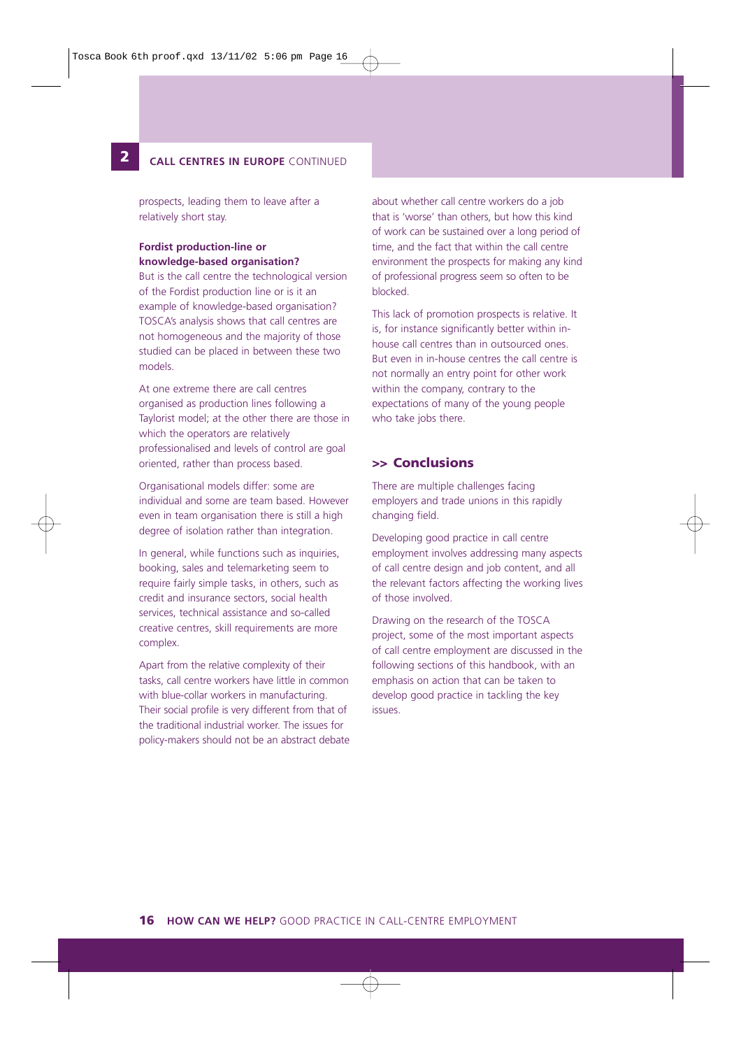prospects, leading them to leave after a relatively short stay.

### Fordist production-line or knowledge-based organisation?

But is the call centre the technological version of the Fordist production line or is it an example of knowledge-based organisation? TOSCA's analysis shows that call centres are not homogeneous and the majority of those studied can be placed in between these two models.

At one extreme there are call centres organised as production lines following a Taylorist model; at the other there are those in which the operators are relatively professionalised and levels of control are goal oriented, rather than process based.

Organisational models differ: some are individual and some are team based. However even in team organisation there is still a high degree of isolation rather than integration.

In general, while functions such as inquiries, booking, sales and telemarketing seem to require fairly simple tasks, in others, such as credit and insurance sectors, social health services, technical assistance and so-called creative centres, skill requirements are more complex.

Apart from the relative complexity of their tasks, call centre workers have little in common with blue-collar workers in manufacturing. Their social profile is very different from that of the traditional industrial worker. The issues for policy-makers should not be an abstract debate about whether call centre workers do a job that is 'worse' than others, but how this kind of work can be sustained over a long period of time, and the fact that within the call centre environment the prospects for making any kind of professional progress seem so often to be blocked.

This lack of promotion prospects is relative. It is, for instance significantly better within in-house call centres than in outsourced ones. But even in in-house centres the call centre is not normally an entry point for other work within the company, contrary to the expectations of many of the young people who take jobs there.

## >> Conclusions

There are multiple challenges facing employers and trade unions in this rapidly changing field.

Developing good practice in call centre employment involves addressing many aspects of call centre design and job content, and all the relevant factors affecting the working lives of those involved.

Drawing on the research of the TOSCA project, some of the most important aspects of call centre employment are discussed in the following sections of this handbook, with an emphasis on action that can be taken to develop good practice in tackling the key issues.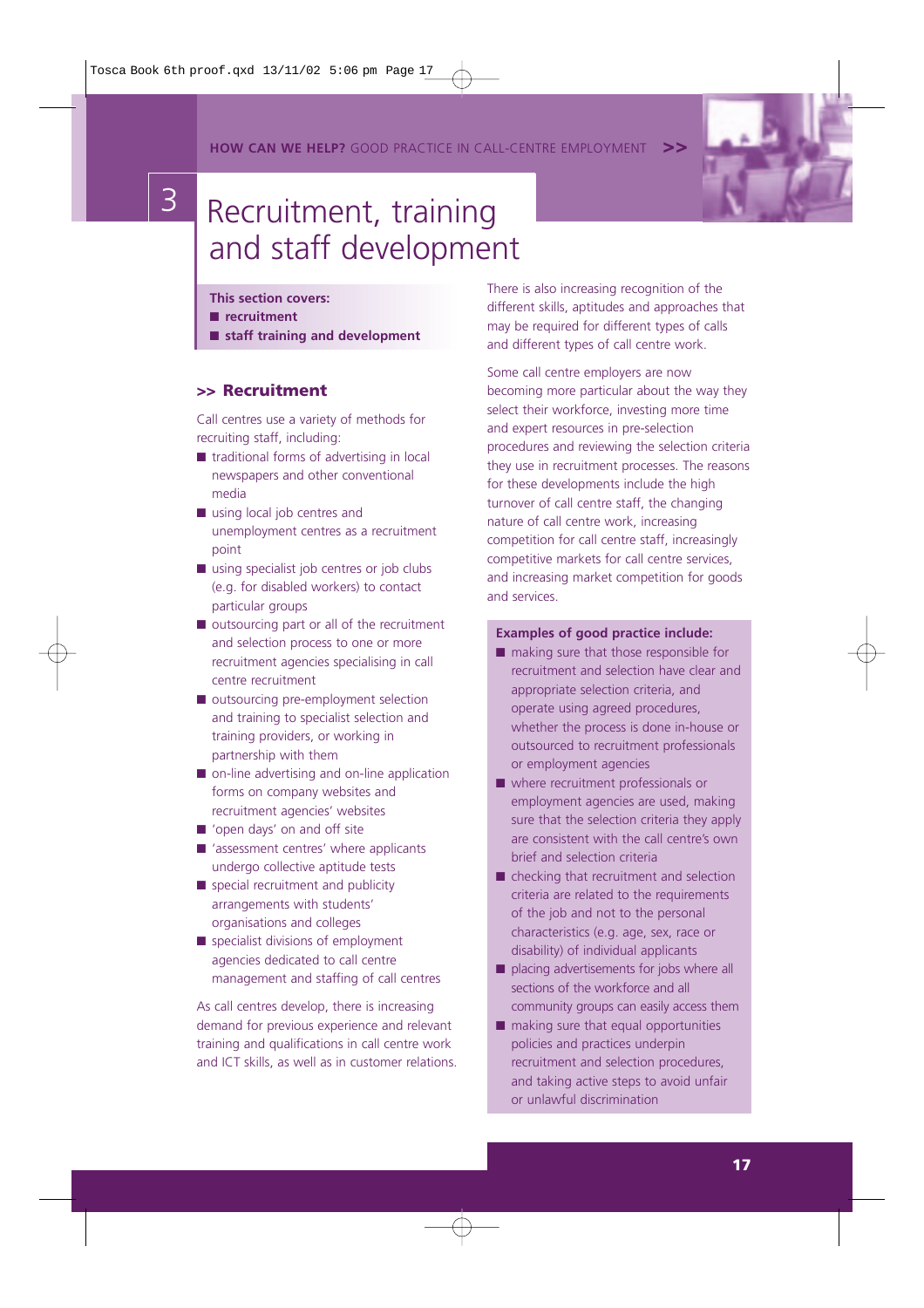# 3 Recruitment, training and staff development

**This section covers:**

- **recruitment**
- **staff training and development**

## >> Recruitment

Call centres use a variety of methods for recruiting staff, including:

- traditional forms of advertising in local newspapers and other conventional media
- using local job centres and unemployment centres as a recruitment point
- using specialist job centres or job clubs (e.g. for disabled workers) to contact particular groups
- outsourcing part or all of the recruitment and selection process to one or more recruitment agencies specialising in call centre recruitment
- outsourcing pre-employment selection and training to specialist selection and training providers, or working in partnership with them
- on-line advertising and on-line application forms on company websites and recruitment agencies' websites
- 'open days' on and off site
- 'assessment centres' where applicants undergo collective aptitude tests
- special recruitment and publicity arrangements with students' organisations and colleges
- specialist divisions of employment agencies dedicated to call centre management and staffing of call centres

As call centres develop, there is increasing demand for previous experience and relevant training and qualifications in call centre work and ICT skills, as well as in customer relations.

There is also increasing recognition of the different skills, aptitudes and approaches that may be required for different types of calls and different types of call centre work.

Some call centre employers are now becoming more particular about the way they select their workforce, investing more time and expert resources in pre-selection procedures and reviewing the selection criteria they use in recruitment processes. The reasons for these developments include the high turnover of call centre staff, the changing nature of call centre work, increasing competition for call centre staff, increasingly competitive markets for call centre services, and increasing market competition for goods and services.

**Examples of good practice include:**

- making sure that those responsible for recruitment and selection have clear and appropriate selection criteria, and operate using agreed procedures, whether the process is done in-house or outsourced to recruitment professionals or employment agencies
- where recruitment professionals or employment agencies are used, making sure that the selection criteria they apply are consistent with the call centre's own brief and selection criteria
- checking that recruitment and selection criteria are related to the requirements of the job and not to the personal characteristics (e.g. age, sex, race or disability) of individual applicants
- placing advertisements for jobs where all sections of the workforce and all community groups can easily access them
- making sure that equal opportunities policies and practices underpin recruitment and selection procedures, and taking active steps to avoid unfair or unlawful discrimination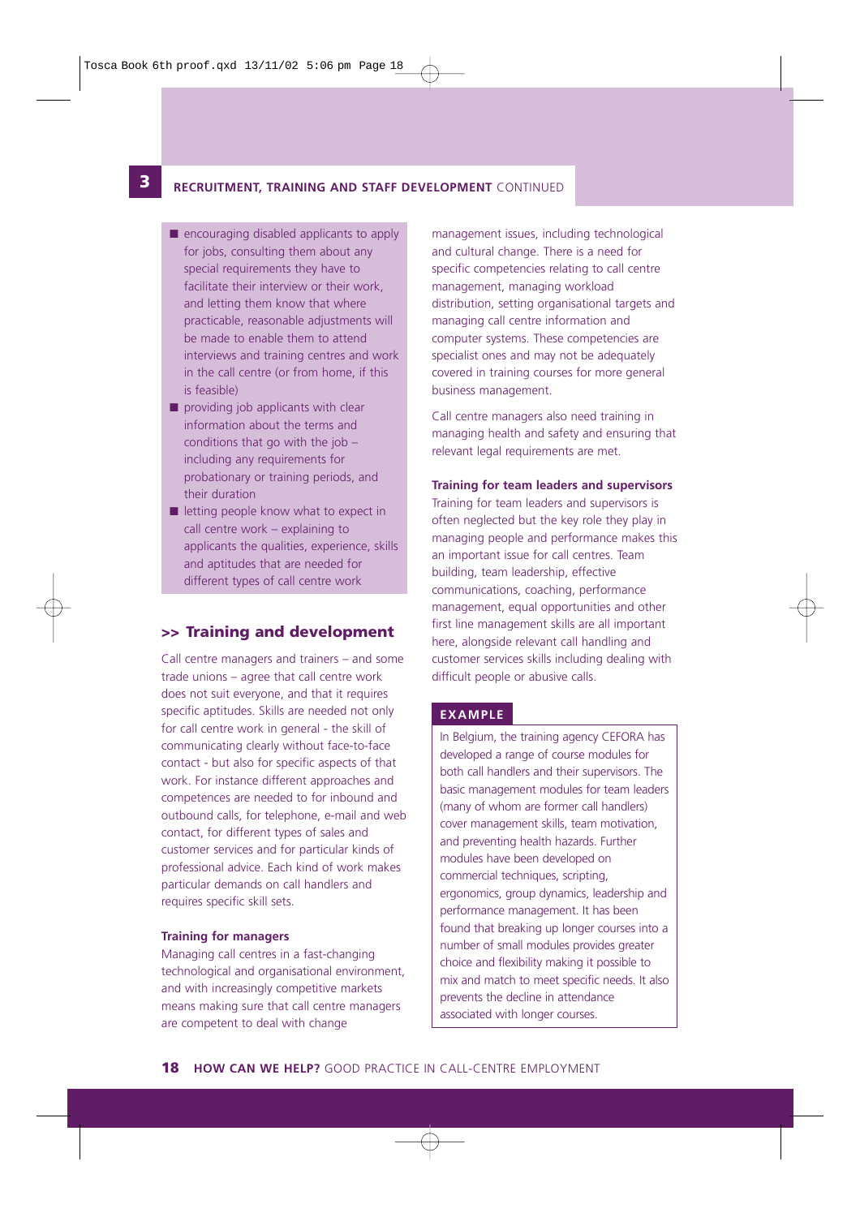- encouraging disabled applicants to apply for jobs, consulting them about any special requirements they have to facilitate their interview or their work, and letting them know that where practicable, reasonable adjustments will be made to enable them to attend interviews and training centres and work in the call centre (or from home, if this is feasible)
- providing job applicants with clear information about the terms and conditions that go with the job – including any requirements for probationary or training periods, and their duration
- letting people know what to expect in call centre work – explaining to applicants the qualities, experience, skills and aptitudes that are needed for different types of call centre work

## >> Training and development

Call centre managers and trainers – and some trade unions – agree that call centre work does not suit everyone, and that it requires specific aptitudes. Skills are needed not only for call centre work in general - the skill of communicating clearly without face-to-face contact - but also for specific aspects of that work. For instance different approaches and competences are needed to for inbound and outbound calls, for telephone, e-mail and web contact, for different types of sales and customer services and for particular kinds of professional advice. Each kind of work makes particular demands on call handlers and requires specific skill sets.

### Training for managers

Managing call centres in a fast-changing technological and organisational environment, and with increasingly competitive markets means making sure that call centre managers are competent to deal with change management issues, including technological and cultural change. There is a need for specific competencies relating to call centre management, managing workload distribution, setting organisational targets and managing call centre information and computer systems. These competencies are specialist ones and may not be adequately covered in training courses for more general business management.

Call centre managers also need training in managing health and safety and ensuring that relevant legal requirements are met.

### Training for team leaders and supervisors

Training for team leaders and supervisors is often neglected but the key role they play in managing people and performance makes this an important issue for call centres. Team building, team leadership, effective communications, coaching, performance management, equal opportunities and other first line management skills are all important here, alongside relevant call handling and customer services skills including dealing with difficult people or abusive calls.

**EXAMPLE**

In Belgium, the training agency CEFORA has developed a range of course modules for both call handlers and their supervisors. The basic management modules for team leaders (many of whom are former call handlers) cover management skills, team motivation, and preventing health hazards. Further modules have been developed on commercial techniques, scripting, ergonomics, group dynamics, leadership and performance management. It has been found that breaking up longer courses into a number of small modules provides greater choice and flexibility making it possible to mix and match to meet specific needs. It also prevents the decline in attendance associated with longer courses.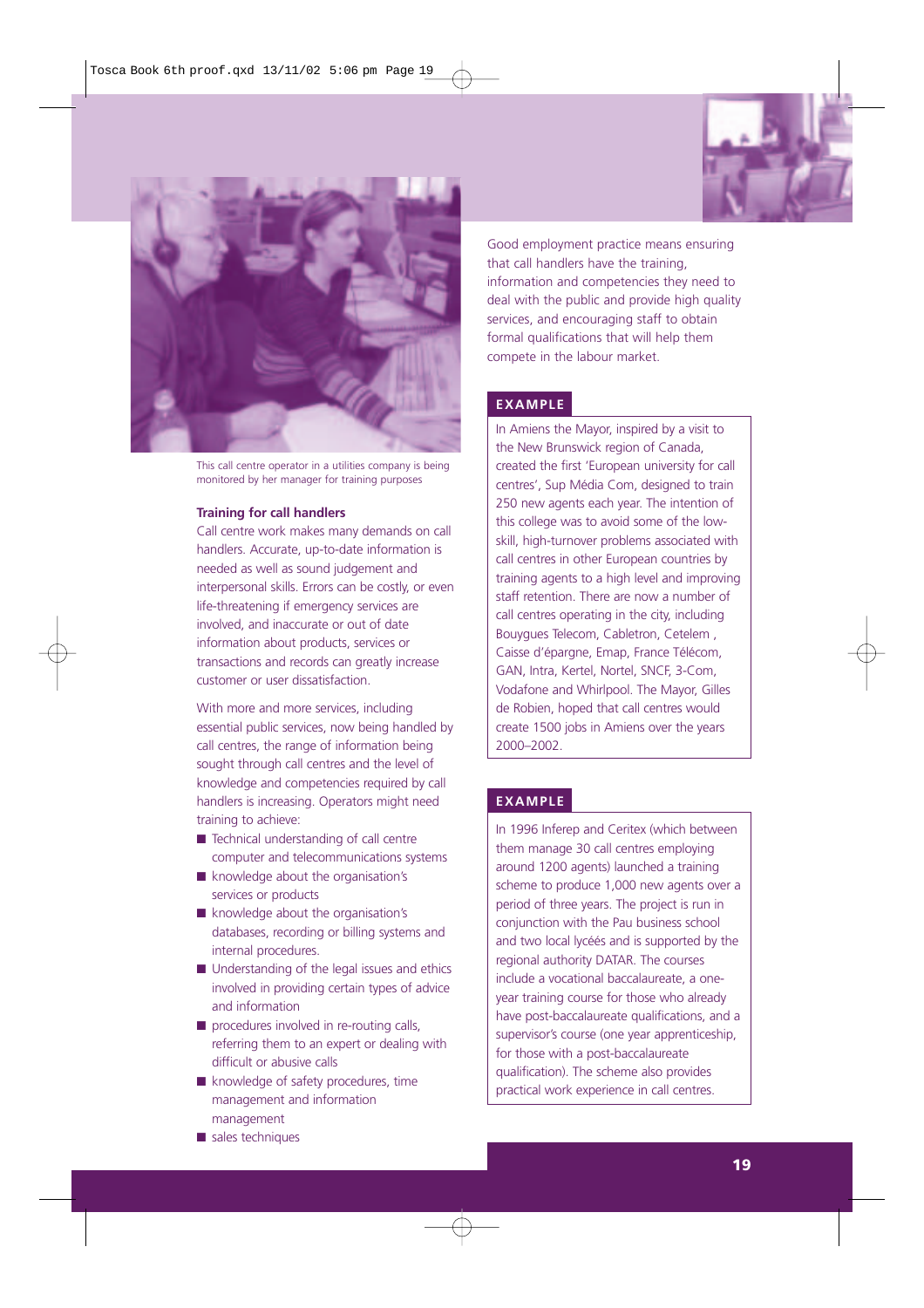This call centre operator in a utilities company is being monitored by her manager for training purposes

### Training for call handlers

Call centre work makes many demands on call handlers. Accurate, up-to-date information is needed as well as sound judgement and interpersonal skills. Errors can be costly, or even life-threatening if emergency services are involved, and inaccurate or out of date information about products, services or transactions and records can greatly increase customer or user dissatisfaction.

With more and more services, including essential public services, now being handled by call centres, the range of information being sought through call centres and the level of knowledge and competencies required by call handlers is increasing. Operators might need training to achieve:

- Technical understanding of call centre computer and telecommunications systems
- knowledge about the organisation's services or products
- knowledge about the organisation's databases, recording or billing systems and internal procedures.
- Understanding of the legal issues and ethics involved in providing certain types of advice and information
- procedures involved in re-routing calls, referring them to an expert or dealing with difficult or abusive calls
- knowledge of safety procedures, time management and information management
- sales techniques

Good employment practice means ensuring that call handlers have the training, information and competencies they need to deal with the public and provide high quality services, and encouraging staff to obtain formal qualifications that will help them compete in the labour market.

**EXAMPLE**

In Amiens the Mayor, inspired by a visit to the New Brunswick region of Canada, created the first 'European university for call centres', Sup Média Com, designed to train 250 new agents each year. The intention of this college was to avoid some of the low-skill, high-turnover problems associated with call centres in other European countries by training agents to a high level and improving staff retention. There are now a number of call centres operating in the city, including Bouygues Telecom, Cabletron, Cetelem , Caisse d'épargne, Emap, France Télécom, GAN, Intra, Kertel, Nortel, SNCF, 3-Com, Vodafone and Whirlpool. The Mayor, Gilles de Robien, hoped that call centres would create 1500 jobs in Amiens over the years 2000–2002.

**EXAMPLE**

In 1996 Inferep and Ceritex (which between them manage 30 call centres employing around 1200 agents) launched a training scheme to produce 1,000 new agents over a period of three years. The project is run in conjunction with the Pau business school and two local lycéés and is supported by the regional authority DATAR. The courses include a vocational baccalaureate, a one-year training course for those who already have post-baccalaureate qualifications, and a supervisor's course (one year apprenticeship, for those with a post-baccalaureate qualification). The scheme also provides practical work experience in call centres.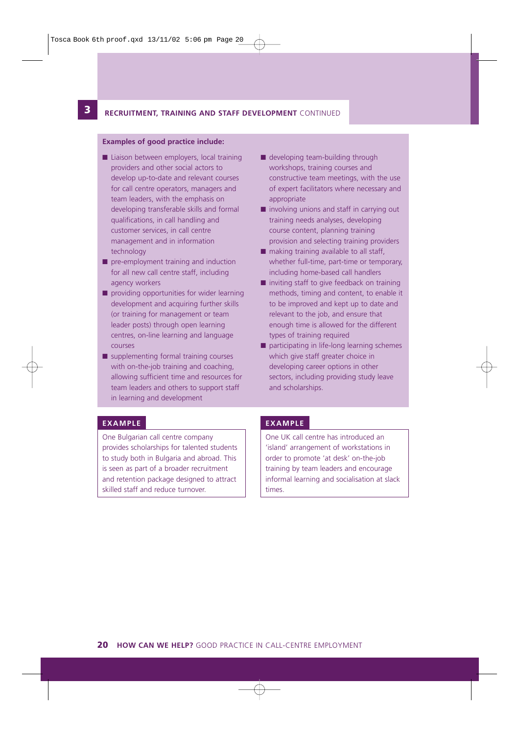## 3 RECRUITMENT, TRAINING AND STAFF DEVELOPMENT CONTINUED

**Examples of good practice include:**

- Liaison between employers, local training providers and other social actors to develop up-to-date and relevant courses for call centre operators, managers and team leaders, with the emphasis on developing transferable skills and formal qualifications, in call handling and customer services, in call centre management and in information technology
- pre-employment training and induction for all new call centre staff, including agency workers
- providing opportunities for wider learning development and acquiring further skills (or training for management or team leader posts) through open learning centres, on-line learning and language courses
- supplementing formal training courses with on-the-job training and coaching, allowing sufficient time and resources for team leaders and others to support staff in learning and development
- developing team-building through workshops, training courses and constructive team meetings, with the use of expert facilitators where necessary and appropriate
- involving unions and staff in carrying out training needs analyses, developing course content, planning training provision and selecting training providers
- making training available to all staff, whether full-time, part-time or temporary, including home-based call handlers
- inviting staff to give feedback on training methods, timing and content, to enable it to be improved and kept up to date and relevant to the job, and ensure that enough time is allowed for the different types of training required
- participating in life-long learning schemes which give staff greater choice in developing career options in other sectors, including providing study leave and scholarships.

**EXAMPLE**

One Bulgarian call centre company provides scholarships for talented students to study both in Bulgaria and abroad. This is seen as part of a broader recruitment and retention package designed to attract skilled staff and reduce turnover.

**EXAMPLE**

One UK call centre has introduced an 'island' arrangement of workstations in order to promote 'at desk' on-the-job training by team leaders and encourage informal learning and socialisation at slack times.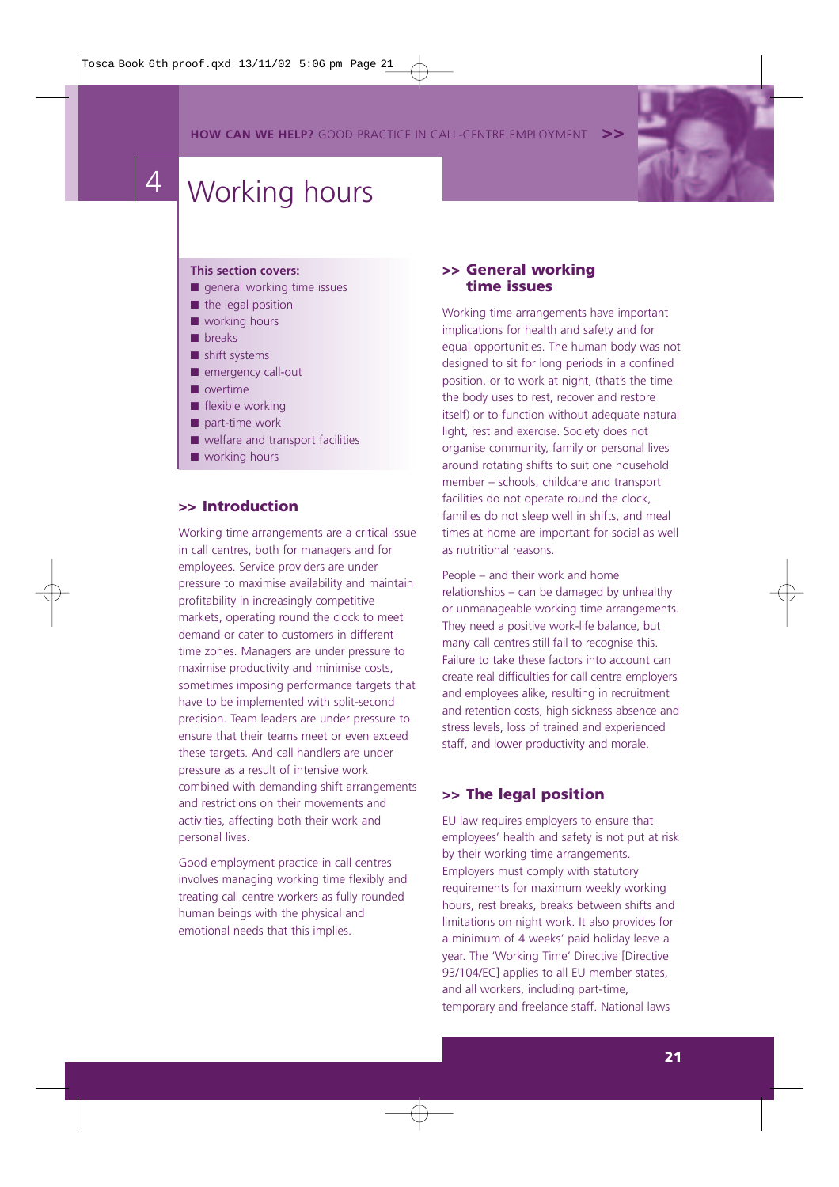# 4 Working hours

**This section covers:**

- general working time issues
- the legal position
- working hours
- breaks
- shift systems
- emergency call-out
- overtime
- flexible working
- part-time work
- welfare and transport facilities
- working hours

## >> Introduction

Working time arrangements are a critical issue in call centres, both for managers and for employees. Service providers are under pressure to maximise availability and maintain profitability in increasingly competitive markets, operating round the clock to meet demand or cater to customers in different time zones. Managers are under pressure to maximise productivity and minimise costs, sometimes imposing performance targets that have to be implemented with split-second precision. Team leaders are under pressure to ensure that their teams meet or even exceed these targets. And call handlers are under pressure as a result of intensive work combined with demanding shift arrangements and restrictions on their movements and activities, affecting both their work and personal lives.

Good employment practice in call centres involves managing working time flexibly and treating call centre workers as fully rounded human beings with the physical and emotional needs that this implies.

## >> General working time issues

Working time arrangements have important implications for health and safety and for equal opportunities. The human body was not designed to sit for long periods in a confined position, or to work at night, (that's the time the body uses to rest, recover and restore itself) or to function without adequate natural light, rest and exercise. Society does not organise community, family or personal lives around rotating shifts to suit one household member – schools, childcare and transport facilities do not operate round the clock, families do not sleep well in shifts, and meal times at home are important for social as well as nutritional reasons.

People – and their work and home relationships – can be damaged by unhealthy or unmanageable working time arrangements. They need a positive work-life balance, but many call centres still fail to recognise this. Failure to take these factors into account can create real difficulties for call centre employers and employees alike, resulting in recruitment and retention costs, high sickness absence and stress levels, loss of trained and experienced staff, and lower productivity and morale.

## >> The legal position

EU law requires employers to ensure that employees' health and safety is not put at risk by their working time arrangements. Employers must comply with statutory requirements for maximum weekly working hours, rest breaks, breaks between shifts and limitations on night work. It also provides for a minimum of 4 weeks' paid holiday leave a year. The 'Working Time' Directive [Directive 93/104/EC] applies to all EU member states, and all workers, including part-time, temporary and freelance staff. National laws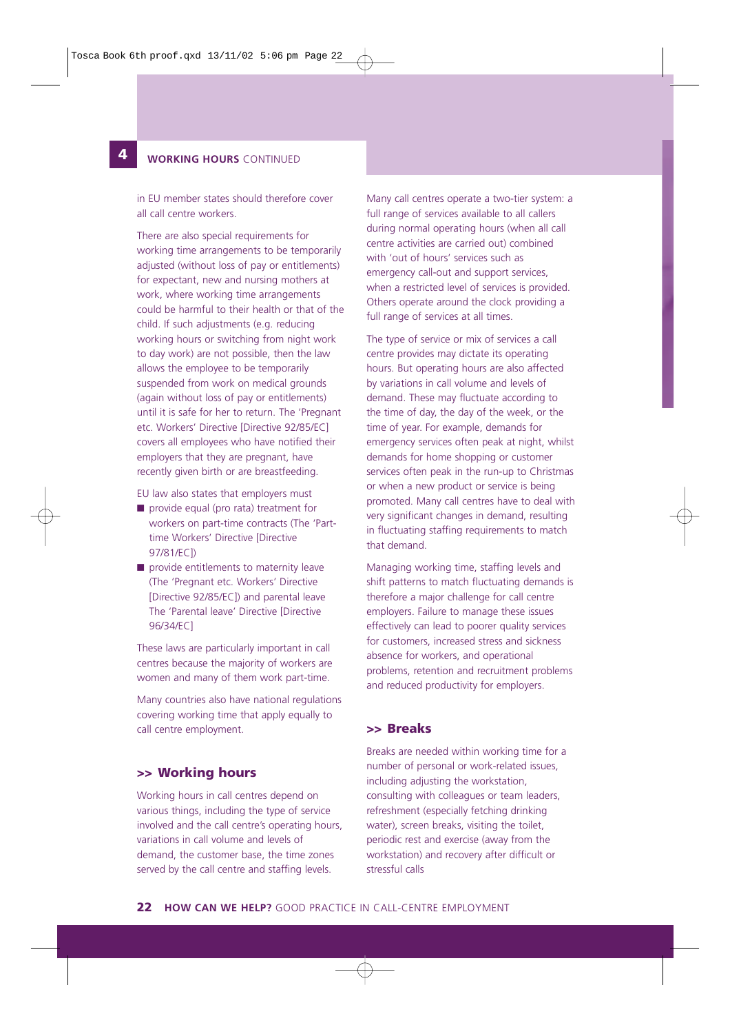in EU member states should therefore cover all call centre workers.

There are also special requirements for working time arrangements to be temporarily adjusted (without loss of pay or entitlements) for expectant, new and nursing mothers at work, where working time arrangements could be harmful to their health or that of the child. If such adjustments (e.g. reducing working hours or switching from night work to day work) are not possible, then the law allows the employee to be temporarily suspended from work on medical grounds (again without loss of pay or entitlements) until it is safe for her to return. The 'Pregnant etc. Workers' Directive [Directive 92/85/EC] covers all employees who have notified their employers that they are pregnant, have recently given birth or are breastfeeding.

EU law also states that employers must

- provide equal (pro rata) treatment for workers on part-time contracts (The 'Part-time Workers' Directive [Directive 97/81/EC])
- provide entitlements to maternity leave (The 'Pregnant etc. Workers' Directive [Directive 92/85/EC]) and parental leave The 'Parental leave' Directive [Directive 96/34/EC]

These laws are particularly important in call centres because the majority of workers are women and many of them work part-time.

Many countries also have national regulations covering working time that apply equally to call centre employment.

## >> Working hours

Working hours in call centres depend on various things, including the type of service involved and the call centre's operating hours, variations in call volume and levels of demand, the customer base, the time zones served by the call centre and staffing levels.

Many call centres operate a two-tier system: a full range of services available to all callers during normal operating hours (when all call centre activities are carried out) combined with 'out of hours' services such as emergency call-out and support services, when a restricted level of services is provided. Others operate around the clock providing a full range of services at all times.

The type of service or mix of services a call centre provides may dictate its operating hours. But operating hours are also affected by variations in call volume and levels of demand. These may fluctuate according to the time of day, the day of the week, or the time of year. For example, demands for emergency services often peak at night, whilst demands for home shopping or customer services often peak in the run-up to Christmas or when a new product or service is being promoted. Many call centres have to deal with very significant changes in demand, resulting in fluctuating staffing requirements to match that demand.

Managing working time, staffing levels and shift patterns to match fluctuating demands is therefore a major challenge for call centre employers. Failure to manage these issues effectively can lead to poorer quality services for customers, increased stress and sickness absence for workers, and operational problems, retention and recruitment problems and reduced productivity for employers.

## >> Breaks

Breaks are needed within working time for a number of personal or work-related issues, including adjusting the workstation, consulting with colleagues or team leaders, refreshment (especially fetching drinking water), screen breaks, visiting the toilet, periodic rest and exercise (away from the workstation) and recovery after difficult or stressful calls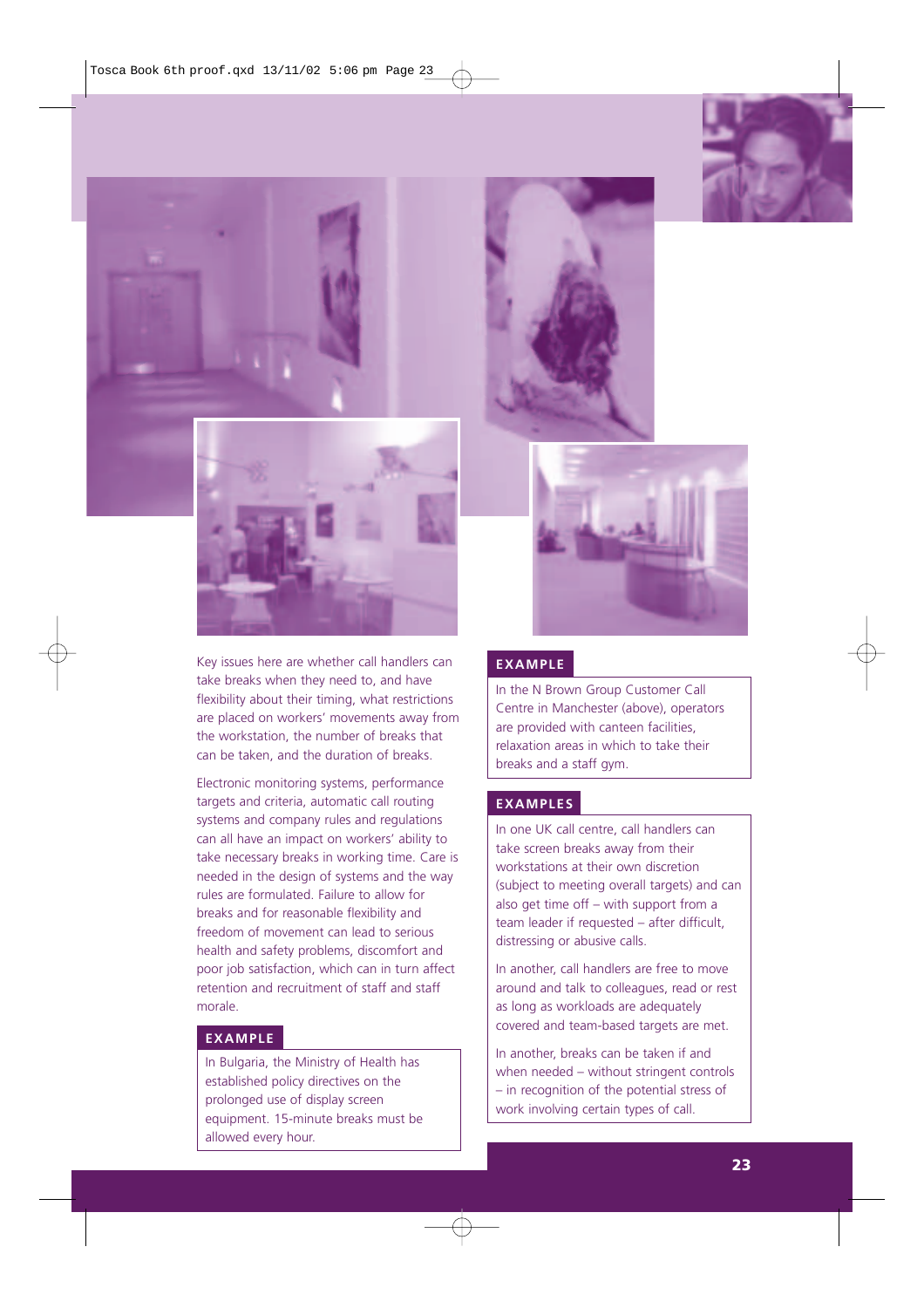Key issues here are whether call handlers can take breaks when they need to, and have flexibility about their timing, what restrictions are placed on workers' movements away from the workstation, the number of breaks that can be taken, and the duration of breaks.

Electronic monitoring systems, performance targets and criteria, automatic call routing systems and company rules and regulations can all have an impact on workers' ability to take necessary breaks in working time. Care is needed in the design of systems and the way rules are formulated. Failure to allow for breaks and for reasonable flexibility and freedom of movement can lead to serious health and safety problems, discomfort and poor job satisfaction, which can in turn affect retention and recruitment of staff and staff morale.

**EXAMPLE**

In Bulgaria, the Ministry of Health has established policy directives on the prolonged use of display screen equipment. 15-minute breaks must be allowed every hour.

**EXAMPLE**

In the N Brown Group Customer Call Centre in Manchester (above), operators are provided with canteen facilities, relaxation areas in which to take their breaks and a staff gym.

**EXAMPLES**

In one UK call centre, call handlers can take screen breaks away from their workstations at their own discretion (subject to meeting overall targets) and can also get time off – with support from a team leader if requested – after difficult, distressing or abusive calls.

In another, call handlers are free to move around and talk to colleagues, read or rest as long as workloads are adequately covered and team-based targets are met.

In another, breaks can be taken if and when needed – without stringent controls – in recognition of the potential stress of work involving certain types of call.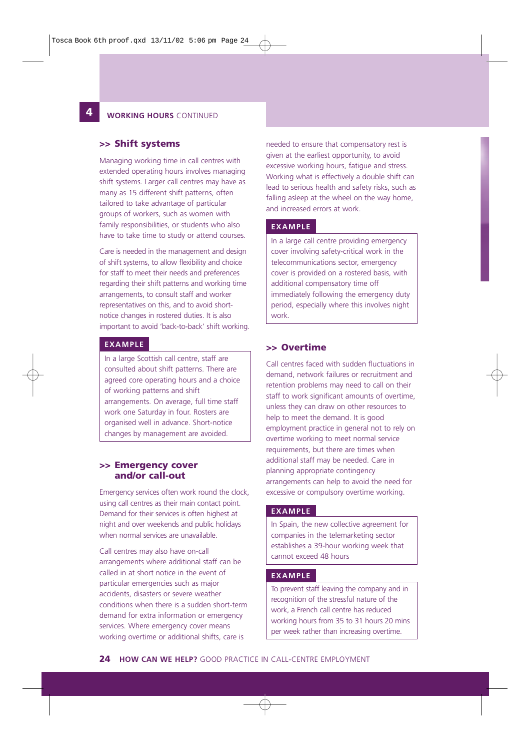## 4 WORKING HOURS CONTINUED

### >> Shift systems

Managing working time in call centres with extended operating hours involves managing shift systems. Larger call centres may have as many as 15 different shift patterns, often tailored to take advantage of particular groups of workers, such as women with family responsibilities, or students who also have to take time to study or attend courses.

Care is needed in the management and design of shift systems, to allow flexibility and choice for staff to meet their needs and preferences regarding their shift patterns and working time arrangements, to consult staff and worker representatives on this, and to avoid short-notice changes in rostered duties. It is also important to avoid 'back-to-back' shift working.

**EXAMPLE**

In a large Scottish call centre, staff are consulted about shift patterns. There are agreed core operating hours and a choice of working patterns and shift arrangements. On average, full time staff work one Saturday in four. Rosters are organised well in advance. Short-notice changes by management are avoided.

### >> Emergency cover and/or call-out

Emergency services often work round the clock, using call centres as their main contact point. Demand for their services is often highest at night and over weekends and public holidays when normal services are unavailable.

Call centres may also have on-call arrangements where additional staff can be called in at short notice in the event of particular emergencies such as major accidents, disasters or severe weather conditions when there is a sudden short-term demand for extra information or emergency services. Where emergency cover means working overtime or additional shifts, care is needed to ensure that compensatory rest is given at the earliest opportunity, to avoid excessive working hours, fatigue and stress. Working what is effectively a double shift can lead to serious health and safety risks, such as falling asleep at the wheel on the way home, and increased errors at work.

**EXAMPLE**

In a large call centre providing emergency cover involving safety-critical work in the telecommunications sector, emergency cover is provided on a rostered basis, with additional compensatory time off immediately following the emergency duty period, especially where this involves night work.

### >> Overtime

Call centres faced with sudden fluctuations in demand, network failures or recruitment and retention problems may need to call on their staff to work significant amounts of overtime, unless they can draw on other resources to help to meet the demand. It is good employment practice in general not to rely on overtime working to meet normal service requirements, but there are times when additional staff may be needed. Care in planning appropriate contingency arrangements can help to avoid the need for excessive or compulsory overtime working.

**EXAMPLE**

In Spain, the new collective agreement for companies in the telemarketing sector establishes a 39-hour working week that cannot exceed 48 hours

**EXAMPLE**

To prevent staff leaving the company and in recognition of the stressful nature of the work, a French call centre has reduced working hours from 35 to 31 hours 20 mins per week rather than increasing overtime.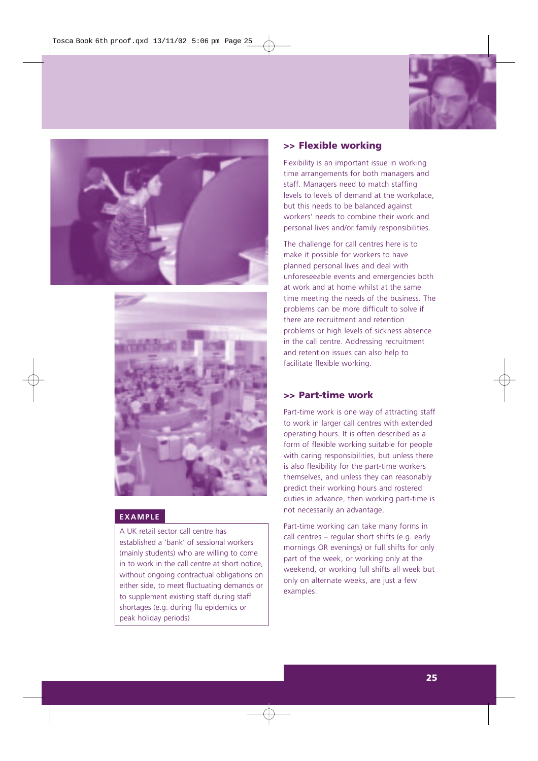## >> Flexible working

Flexibility is an important issue in working time arrangements for both managers and staff. Managers need to match staffing levels to levels of demand at the workplace, but this needs to be balanced against workers' needs to combine their work and personal lives and/or family responsibilities.

The challenge for call centres here is to make it possible for workers to have planned personal lives and deal with unforeseeable events and emergencies both at work and at home whilst at the same time meeting the needs of the business. The problems can be more difficult to solve if there are recruitment and retention problems or high levels of sickness absence in the call centre. Addressing recruitment and retention issues can also help to facilitate flexible working.

## >> Part-time work

Part-time work is one way of attracting staff to work in larger call centres with extended operating hours. It is often described as a form of flexible working suitable for people with caring responsibilities, but unless there is also flexibility for the part-time workers themselves, and unless they can reasonably predict their working hours and rostered duties in advance, then working part-time is not necessarily an advantage.

Part-time working can take many forms in call centres – regular short shifts (e.g. early mornings OR evenings) or full shifts for only part of the week, or working only at the weekend, or working full shifts all week but only on alternate weeks, are just a few examples.

**EXAMPLE**

A UK retail sector call centre has established a 'bank' of sessional workers (mainly students) who are willing to come in to work in the call centre at short notice, without ongoing contractual obligations on either side, to meet fluctuating demands or to supplement existing staff during staff shortages (e.g. during flu epidemics or peak holiday periods)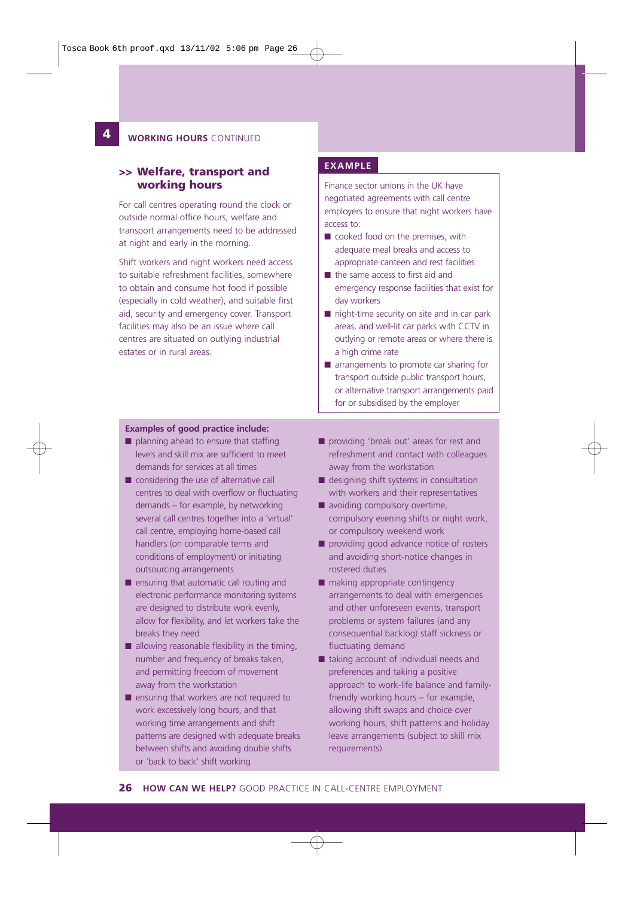## 4 WORKING HOURS CONTINUED

### >> Welfare, transport and working hours

For call centres operating round the clock or outside normal office hours, welfare and transport arrangements need to be addressed at night and early in the morning.

Shift workers and night workers need access to suitable refreshment facilities, somewhere to obtain and consume hot food if possible (especially in cold weather), and suitable first aid, security and emergency cover. Transport facilities may also be an issue where call centres are situated on outlying industrial estates or in rural areas.

**EXAMPLE**

Finance sector unions in the UK have negotiated agreements with call centre employers to ensure that night workers have access to:

- cooked food on the premises, with adequate meal breaks and access to appropriate canteen and rest facilities
- the same access to first aid and emergency response facilities that exist for day workers
- night-time security on site and in car park areas, and well-lit car parks with CCTV in outlying or remote areas or where there is a high crime rate
- arrangements to promote car sharing for transport outside public transport hours, or alternative transport arrangements paid for or subsidised by the employer

**Examples of good practice include:**

- planning ahead to ensure that staffing levels and skill mix are sufficient to meet demands for services at all times
- considering the use of alternative call centres to deal with overflow or fluctuating demands – for example, by networking several call centres together into a 'virtual' call centre, employing home-based call handlers (on comparable terms and conditions of employment) or initiating outsourcing arrangements
- ensuring that automatic call routing and electronic performance monitoring systems are designed to distribute work evenly, allow for flexibility, and let workers take the breaks they need
- allowing reasonable flexibility in the timing, number and frequency of breaks taken, and permitting freedom of movement away from the workstation
- ensuring that workers are not required to work excessively long hours, and that working time arrangements and shift patterns are designed with adequate breaks between shifts and avoiding double shifts or 'back to back' shift working
- providing 'break out' areas for rest and refreshment and contact with colleagues away from the workstation
- designing shift systems in consultation with workers and their representatives
- avoiding compulsory overtime, compulsory evening shifts or night work, or compulsory weekend work
- providing good advance notice of rosters and avoiding short-notice changes in rostered duties
- making appropriate contingency arrangements to deal with emergencies and other unforeseen events, transport problems or system failures (and any consequential backlog) staff sickness or fluctuating demand
- taking account of individual needs and preferences and taking a positive approach to work-life balance and family-friendly working hours – for example, allowing shift swaps and choice over working hours, shift patterns and holiday leave arrangements (subject to skill mix requirements)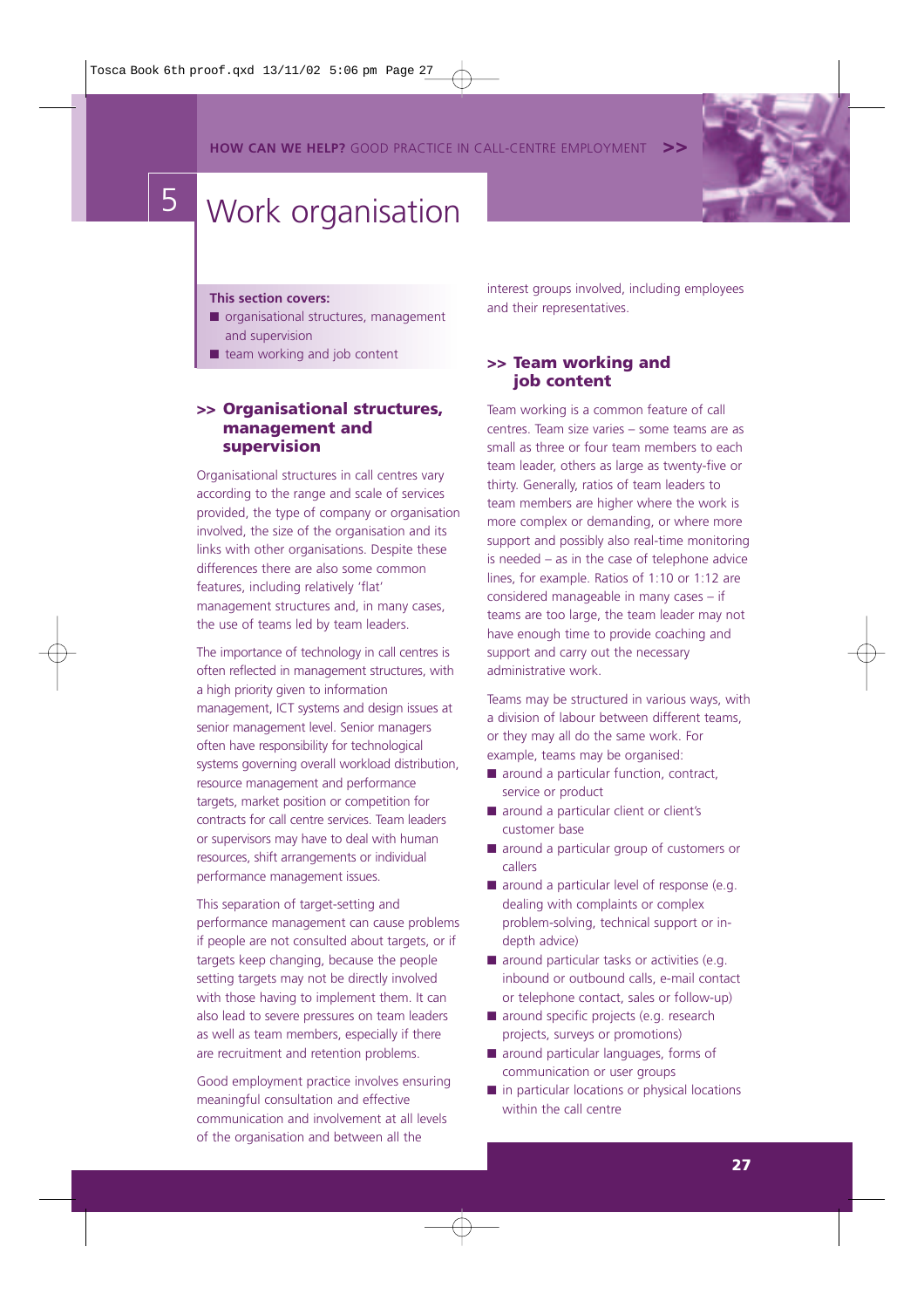# 5 Work organisation

**This section covers:**

- organisational structures, management and supervision
- team working and job content

## >> Organisational structures, management and supervision

Organisational structures in call centres vary according to the range and scale of services provided, the type of company or organisation involved, the size of the organisation and its links with other organisations. Despite these differences there are also some common features, including relatively 'flat' management structures and, in many cases, the use of teams led by team leaders.

The importance of technology in call centres is often reflected in management structures, with a high priority given to information management, ICT systems and design issues at senior management level. Senior managers often have responsibility for technological systems governing overall workload distribution, resource management and performance targets, market position or competition for contracts for call centre services. Team leaders or supervisors may have to deal with human resources, shift arrangements or individual performance management issues.

This separation of target-setting and performance management can cause problems if people are not consulted about targets, or if targets keep changing, because the people setting targets may not be directly involved with those having to implement them. It can also lead to severe pressures on team leaders as well as team members, especially if there are recruitment and retention problems.

Good employment practice involves ensuring meaningful consultation and effective communication and involvement at all levels of the organisation and between all the interest groups involved, including employees and their representatives.

## >> Team working and job content

Team working is a common feature of call centres. Team size varies – some teams are as small as three or four team members to each team leader, others as large as twenty-five or thirty. Generally, ratios of team leaders to team members are higher where the work is more complex or demanding, or where more support and possibly also real-time monitoring is needed – as in the case of telephone advice lines, for example. Ratios of 1:10 or 1:12 are considered manageable in many cases – if teams are too large, the team leader may not have enough time to provide coaching and support and carry out the necessary administrative work.

Teams may be structured in various ways, with a division of labour between different teams, or they may all do the same work. For example, teams may be organised:

- around a particular function, contract, service or product
- around a particular client or client's customer base
- around a particular group of customers or callers
- around a particular level of response (e.g. dealing with complaints or complex problem-solving, technical support or in-depth advice)
- around particular tasks or activities (e.g. inbound or outbound calls, e-mail contact or telephone contact, sales or follow-up)
- around specific projects (e.g. research projects, surveys or promotions)
- around particular languages, forms of communication or user groups
- in particular locations or physical locations within the call centre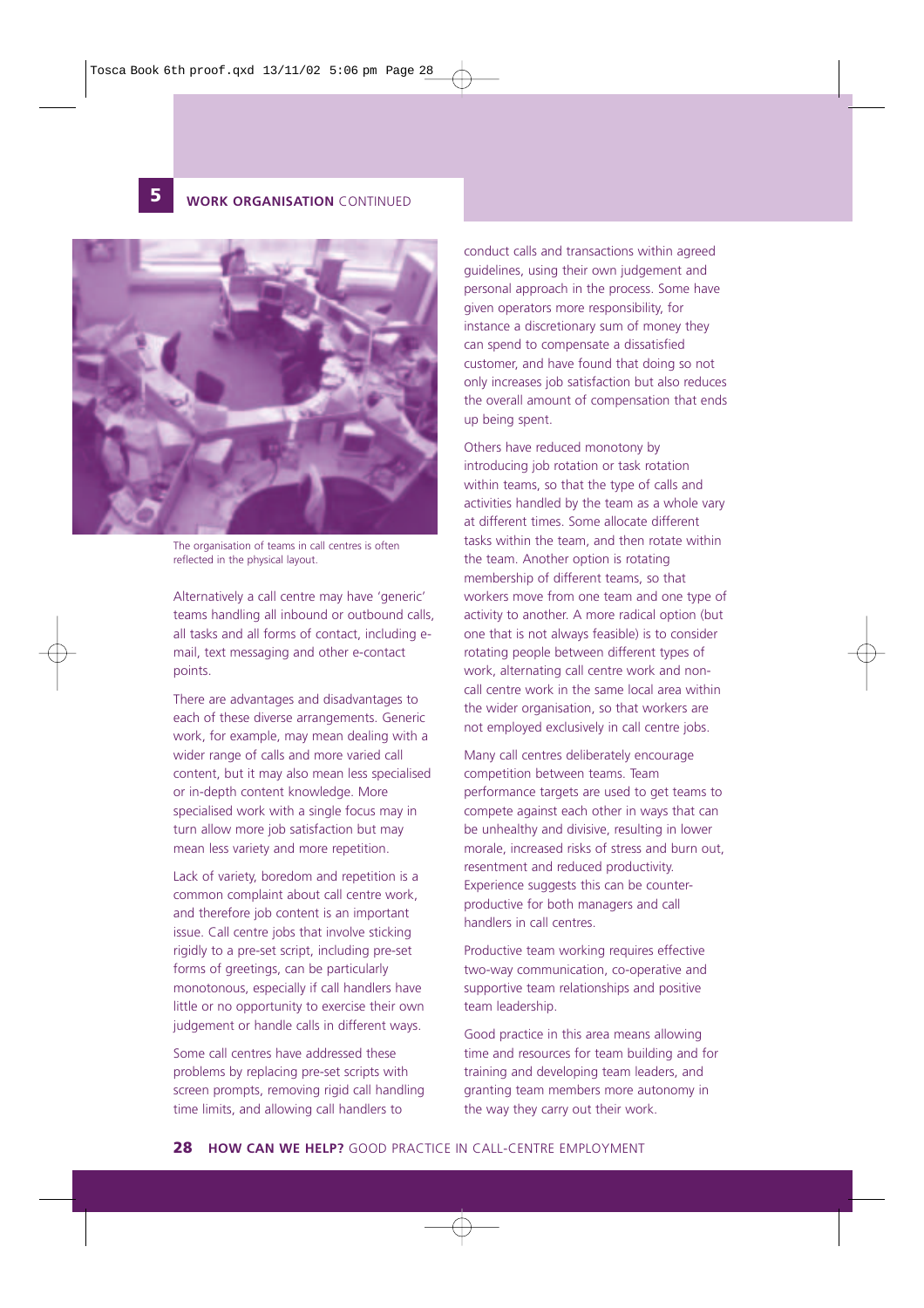## 5 WORK ORGANISATION CONTINUED

The organisation of teams in call centres is often reflected in the physical layout.

Alternatively a call centre may have 'generic' teams handling all inbound or outbound calls, all tasks and all forms of contact, including e-mail, text messaging and other e-contact points.

There are advantages and disadvantages to each of these diverse arrangements. Generic work, for example, may mean dealing with a wider range of calls and more varied call content, but it may also mean less specialised or in-depth content knowledge. More specialised work with a single focus may in turn allow more job satisfaction but may mean less variety and more repetition.

Lack of variety, boredom and repetition is a common complaint about call centre work, and therefore job content is an important issue. Call centre jobs that involve sticking rigidly to a pre-set script, including pre-set forms of greetings, can be particularly monotonous, especially if call handlers have little or no opportunity to exercise their own judgement or handle calls in different ways.

Some call centres have addressed these problems by replacing pre-set scripts with screen prompts, removing rigid call handling time limits, and allowing call handlers to conduct calls and transactions within agreed guidelines, using their own judgement and personal approach in the process. Some have given operators more responsibility, for instance a discretionary sum of money they can spend to compensate a dissatisfied customer, and have found that doing so not only increases job satisfaction but also reduces the overall amount of compensation that ends up being spent.

Others have reduced monotony by introducing job rotation or task rotation within teams, so that the type of calls and activities handled by the team as a whole vary at different times. Some allocate different tasks within the team, and then rotate within the team. Another option is rotating membership of different teams, so that workers move from one team and one type of activity to another. A more radical option (but one that is not always feasible) is to consider rotating people between different types of work, alternating call centre work and non-call centre work in the same local area within the wider organisation, so that workers are not employed exclusively in call centre jobs.

Many call centres deliberately encourage competition between teams. Team performance targets are used to get teams to compete against each other in ways that can be unhealthy and divisive, resulting in lower morale, increased risks of stress and burn out, resentment and reduced productivity. Experience suggests this can be counter-productive for both managers and call handlers in call centres.

Productive team working requires effective two-way communication, co-operative and supportive team relationships and positive team leadership.

Good practice in this area means allowing time and resources for team building and for training and developing team leaders, and granting team members more autonomy in the way they carry out their work.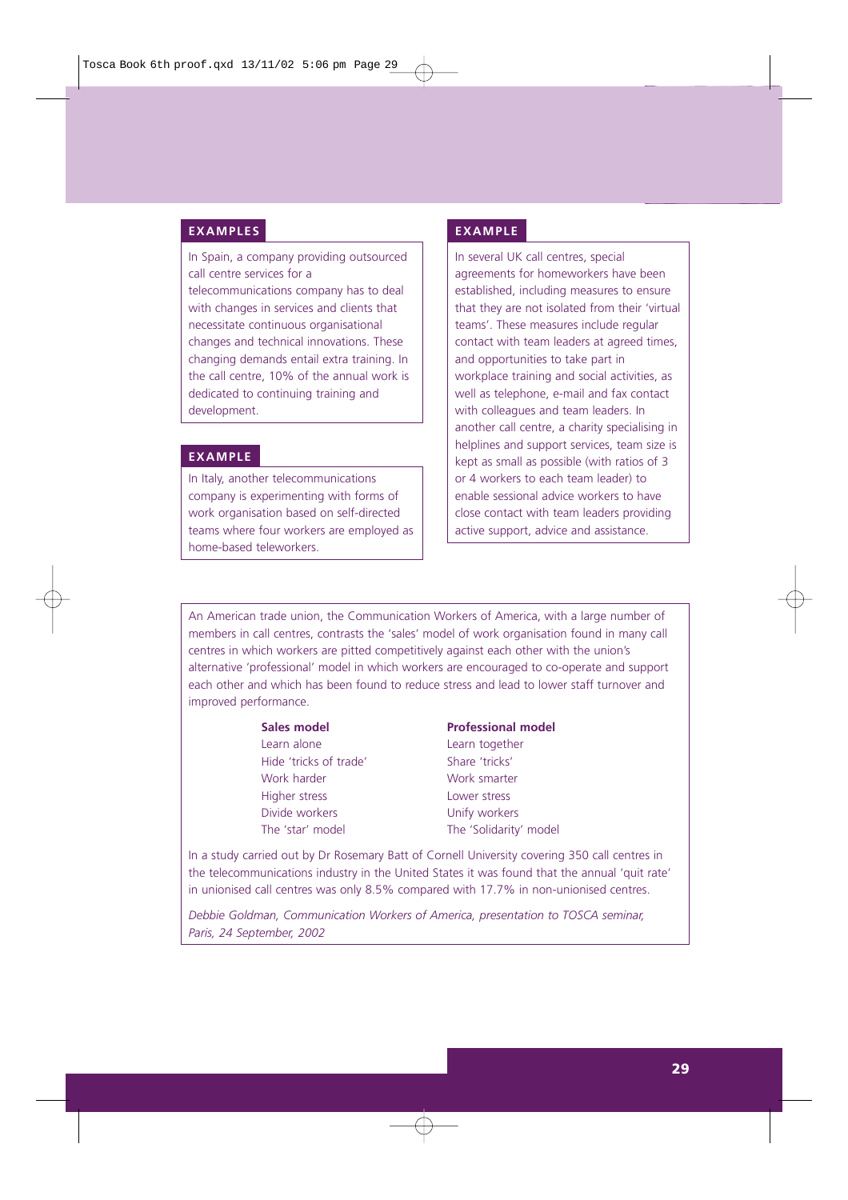### EXAMPLES

In Spain, a company providing outsourced call centre services for a telecommunications company has to deal with changes in services and clients that necessitate continuous organisational changes and technical innovations. These changing demands entail extra training. In the call centre, 10% of the annual work is dedicated to continuing training and development.

### EXAMPLE

In Italy, another telecommunications company is experimenting with forms of work organisation based on self-directed teams where four workers are employed as home-based teleworkers.

### EXAMPLE

In several UK call centres, special agreements for homeworkers have been established, including measures to ensure that they are not isolated from their 'virtual teams'. These measures include regular contact with team leaders at agreed times, and opportunities to take part in workplace training and social activities, as well as telephone, e-mail and fax contact with colleagues and team leaders. In another call centre, a charity specialising in helplines and support services, team size is kept as small as possible (with ratios of 3 or 4 workers to each team leader) to enable sessional advice workers to have close contact with team leaders providing active support, advice and assistance.

---

An American trade union, the Communication Workers of America, with a large number of members in call centres, contrasts the 'sales' model of work organisation found in many call centres in which workers are pitted competitively against each other with the union's alternative 'professional' model in which workers are encouraged to co-operate and support each other and which has been found to reduce stress and lead to lower staff turnover and improved performance.

| Sales model | Professional model |
|---|---|
| Learn alone | Learn together |
| Hide 'tricks of trade' | Share 'tricks' |
| Work harder | Work smarter |
| Higher stress | Lower stress |
| Divide workers | Unify workers |
| The 'star' model | The 'Solidarity' model |

In a study carried out by Dr Rosemary Batt of Cornell University covering 350 call centres in the telecommunications industry in the United States it was found that the annual 'quit rate' in unionised call centres was only 8.5% compared with 17.7% in non-unionised centres.

*Debbie Goldman, Communication Workers of America, presentation to TOSCA seminar, Paris, 24 September, 2002*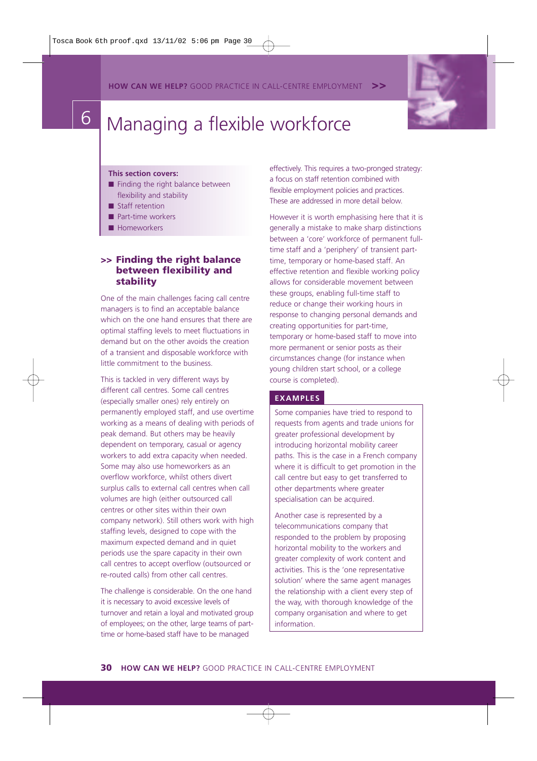# 6 Managing a flexible workforce

**This section covers:**

- Finding the right balance between flexibility and stability
- Staff retention
- Part-time workers
- Homeworkers

## >> Finding the right balance between flexibility and stability

One of the main challenges facing call centre managers is to find an acceptable balance which on the one hand ensures that there are optimal staffing levels to meet fluctuations in demand but on the other avoids the creation of a transient and disposable workforce with little commitment to the business.

This is tackled in very different ways by different call centres. Some call centres (especially smaller ones) rely entirely on permanently employed staff, and use overtime working as a means of dealing with periods of peak demand. But others may be heavily dependent on temporary, casual or agency workers to add extra capacity when needed. Some may also use homeworkers as an overflow workforce, whilst others divert surplus calls to external call centres when call volumes are high (either outsourced call centres or other sites within their own company network). Still others work with high staffing levels, designed to cope with the maximum expected demand and in quiet periods use the spare capacity in their own call centres to accept overflow (outsourced or re-routed calls) from other call centres.

The challenge is considerable. On the one hand it is necessary to avoid excessive levels of turnover and retain a loyal and motivated group of employees; on the other, large teams of part-time or home-based staff have to be managed effectively. This requires a two-pronged strategy: a focus on staff retention combined with flexible employment policies and practices. These are addressed in more detail below.

However it is worth emphasising here that it is generally a mistake to make sharp distinctions between a 'core' workforce of permanent full-time staff and a 'periphery' of transient part-time, temporary or home-based staff. An effective retention and flexible working policy allows for considerable movement between these groups, enabling full-time staff to reduce or change their working hours in response to changing personal demands and creating opportunities for part-time, temporary or home-based staff to move into more permanent or senior posts as their circumstances change (for instance when young children start school, or a college course is completed).

**EXAMPLES**

Some companies have tried to respond to requests from agents and trade unions for greater professional development by introducing horizontal mobility career paths. This is the case in a French company where it is difficult to get promotion in the call centre but easy to get transferred to other departments where greater specialisation can be acquired.

Another case is represented by a telecommunications company that responded to the problem by proposing horizontal mobility to the workers and greater complexity of work content and activities. This is the 'one representative solution' where the same agent manages the relationship with a client every step of the way, with thorough knowledge of the company organisation and where to get information.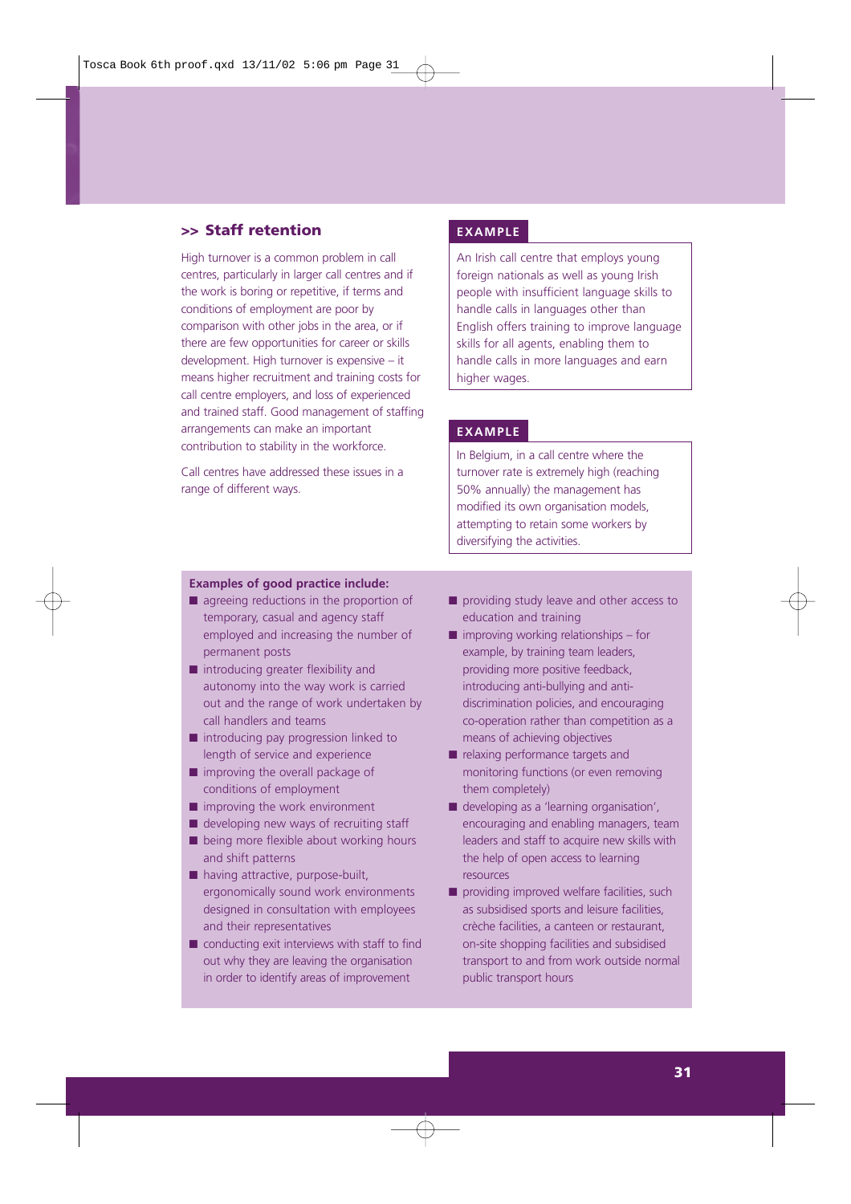## >> Staff retention

High turnover is a common problem in call centres, particularly in larger call centres and if the work is boring or repetitive, if terms and conditions of employment are poor by comparison with other jobs in the area, or if there are few opportunities for career or skills development. High turnover is expensive – it means higher recruitment and training costs for call centre employers, and loss of experienced and trained staff. Good management of staffing arrangements can make an important contribution to stability in the workforce.

Call centres have addressed these issues in a range of different ways.

**EXAMPLE**

An Irish call centre that employs young foreign nationals as well as young Irish people with insufficient language skills to handle calls in languages other than English offers training to improve language skills for all agents, enabling them to handle calls in more languages and earn higher wages.

**EXAMPLE**

In Belgium, in a call centre where the turnover rate is extremely high (reaching 50% annually) the management has modified its own organisation models, attempting to retain some workers by diversifying the activities.

**Examples of good practice include:**

- agreeing reductions in the proportion of temporary, casual and agency staff employed and increasing the number of permanent posts
- introducing greater flexibility and autonomy into the way work is carried out and the range of work undertaken by call handlers and teams
- introducing pay progression linked to length of service and experience
- improving the overall package of conditions of employment
- improving the work environment
- developing new ways of recruiting staff
- being more flexible about working hours and shift patterns
- having attractive, purpose-built, ergonomically sound work environments designed in consultation with employees and their representatives
- conducting exit interviews with staff to find out why they are leaving the organisation in order to identify areas of improvement
- providing study leave and other access to education and training
- improving working relationships – for example, by training team leaders, providing more positive feedback, introducing anti-bullying and anti-discrimination policies, and encouraging co-operation rather than competition as a means of achieving objectives
- relaxing performance targets and monitoring functions (or even removing them completely)
- developing as a 'learning organisation', encouraging and enabling managers, team leaders and staff to acquire new skills with the help of open access to learning resources
- providing improved welfare facilities, such as subsidised sports and leisure facilities, crèche facilities, a canteen or restaurant, on-site shopping facilities and subsidised transport to and from work outside normal public transport hours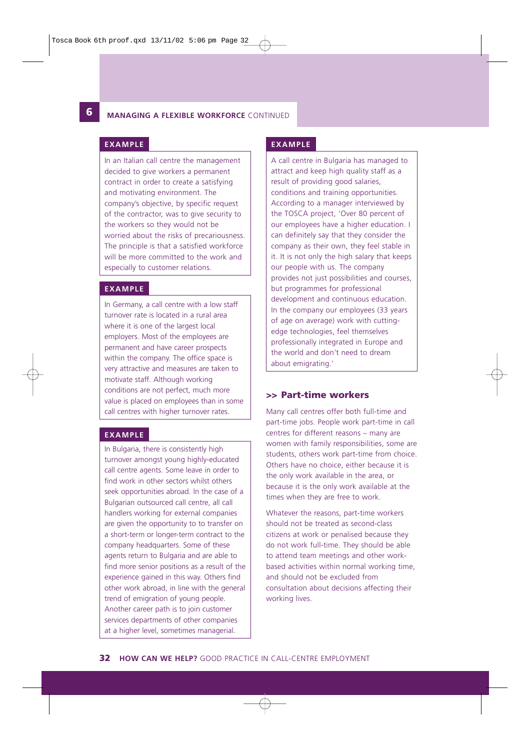## 6 MANAGING A FLEXIBLE WORKFORCE CONTINUED

**EXAMPLE**

In an Italian call centre the management decided to give workers a permanent contract in order to create a satisfying and motivating environment. The company's objective, by specific request of the contractor, was to give security to the workers so they would not be worried about the risks of precariousness. The principle is that a satisfied workforce will be more committed to the work and especially to customer relations.

**EXAMPLE**

In Germany, a call centre with a low staff turnover rate is located in a rural area where it is one of the largest local employers. Most of the employees are permanent and have career prospects within the company. The office space is very attractive and measures are taken to motivate staff. Although working conditions are not perfect, much more value is placed on employees than in some call centres with higher turnover rates.

**EXAMPLE**

In Bulgaria, there is consistently high turnover amongst young highly-educated call centre agents. Some leave in order to find work in other sectors whilst others seek opportunities abroad. In the case of a Bulgarian outsourced call centre, all call handlers working for external companies are given the opportunity to to transfer on a short-term or longer-term contract to the company headquarters. Some of these agents return to Bulgaria and are able to find more senior positions as a result of the experience gained in this way. Others find other work abroad, in line with the general trend of emigration of young people. Another career path is to join customer services departments of other companies at a higher level, sometimes managerial.

**EXAMPLE**

A call centre in Bulgaria has managed to attract and keep high quality staff as a result of providing good salaries, conditions and training opportunities. According to a manager interviewed by the TOSCA project, 'Over 80 percent of our employees have a higher education. I can definitely say that they consider the company as their own, they feel stable in it. It is not only the high salary that keeps our people with us. The company provides not just possibilities and courses, but programmes for professional development and continuous education. In the company our employees (33 years of age on average) work with cutting-edge technologies, feel themselves professionally integrated in Europe and the world and don't need to dream about emigrating.'

### >> Part-time workers

Many call centres offer both full-time and part-time jobs. People work part-time in call centres for different reasons – many are women with family responsibilities, some are students, others work part-time from choice. Others have no choice, either because it is the only work available in the area, or because it is the only work available at the times when they are free to work.

Whatever the reasons, part-time workers should not be treated as second-class citizens at work or penalised because they do not work full-time. They should be able to attend team meetings and other work-based activities within normal working time, and should not be excluded from consultation about decisions affecting their working lives.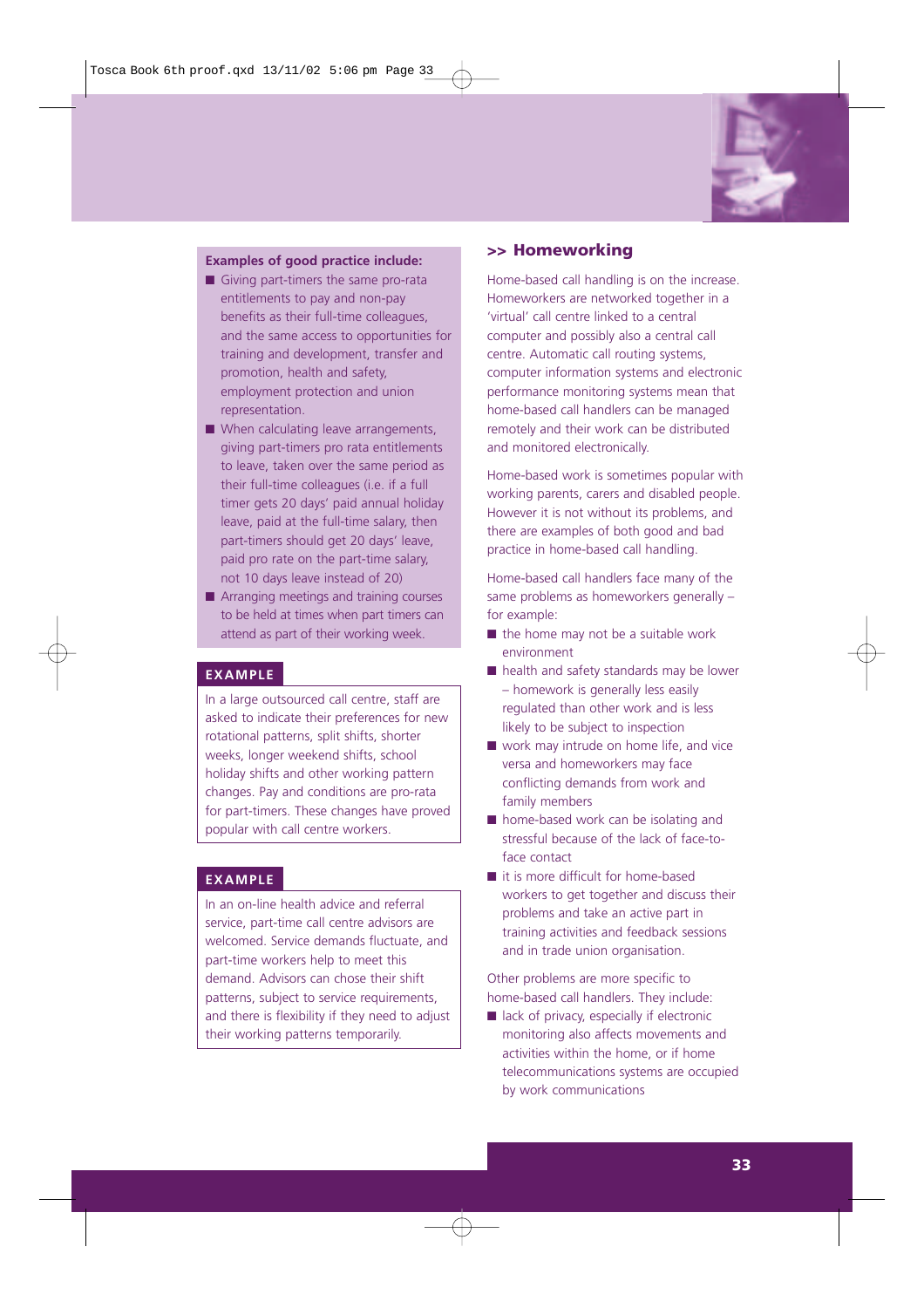**Examples of good practice include:**

- Giving part-timers the same pro-rata entitlements to pay and non-pay benefits as their full-time colleagues, and the same access to opportunities for training and development, transfer and promotion, health and safety, employment protection and union representation.
- When calculating leave arrangements, giving part-timers pro rata entitlements to leave, taken over the same period as their full-time colleagues (i.e. if a full timer gets 20 days' paid annual holiday leave, paid at the full-time salary, then part-timers should get 20 days' leave, paid pro rate on the part-time salary, not 10 days leave instead of 20)
- Arranging meetings and training courses to be held at times when part timers can attend as part of their working week.

**EXAMPLE**

In a large outsourced call centre, staff are asked to indicate their preferences for new rotational patterns, split shifts, shorter weeks, longer weekend shifts, school holiday shifts and other working pattern changes. Pay and conditions are pro-rata for part-timers. These changes have proved popular with call centre workers.

**EXAMPLE**

In an on-line health advice and referral service, part-time call centre advisors are welcomed. Service demands fluctuate, and part-time workers help to meet this demand. Advisors can chose their shift patterns, subject to service requirements, and there is flexibility if they need to adjust their working patterns temporarily.

## >> Homeworking

Home-based call handling is on the increase. Homeworkers are networked together in a 'virtual' call centre linked to a central computer and possibly also a central call centre. Automatic call routing systems, computer information systems and electronic performance monitoring systems mean that home-based call handlers can be managed remotely and their work can be distributed and monitored electronically.

Home-based work is sometimes popular with working parents, carers and disabled people. However it is not without its problems, and there are examples of both good and bad practice in home-based call handling.

Home-based call handlers face many of the same problems as homeworkers generally – for example:

- the home may not be a suitable work environment
- health and safety standards may be lower – homework is generally less easily regulated than other work and is less likely to be subject to inspection
- work may intrude on home life, and vice versa and homeworkers may face conflicting demands from work and family members
- home-based work can be isolating and stressful because of the lack of face-to-face contact
- it is more difficult for home-based workers to get together and discuss their problems and take an active part in training activities and feedback sessions and in trade union organisation.

Other problems are more specific to home-based call handlers. They include:

- lack of privacy, especially if electronic monitoring also affects movements and activities within the home, or if home telecommunications systems are occupied by work communications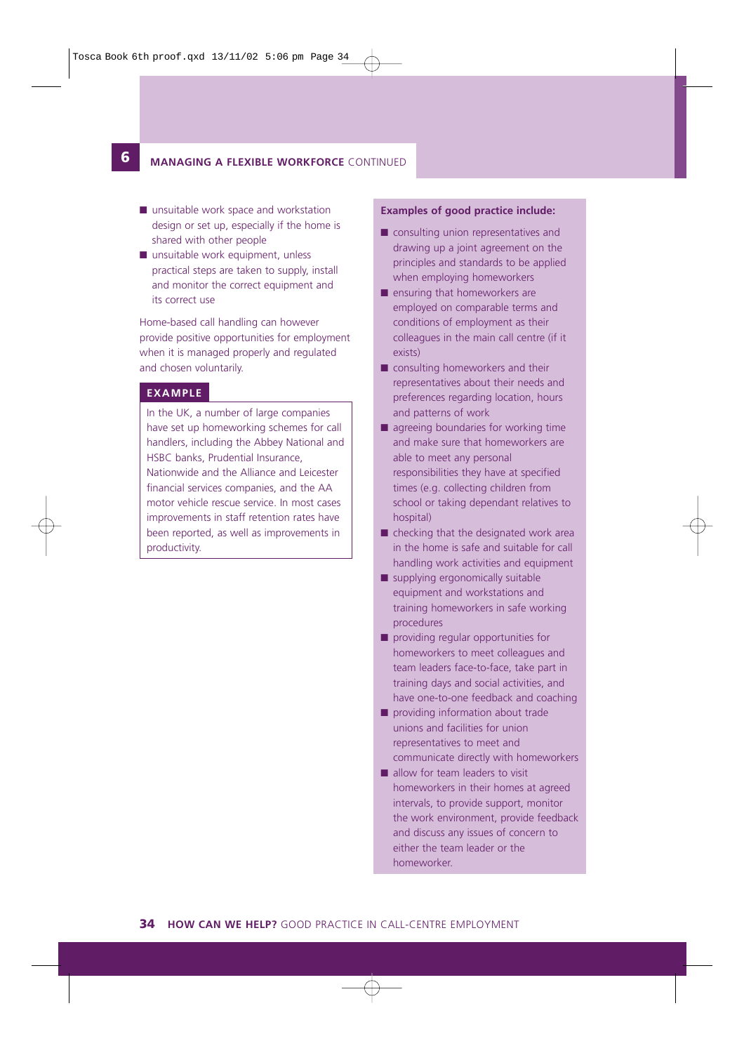- unsuitable work space and workstation design or set up, especially if the home is shared with other people
- unsuitable work equipment, unless practical steps are taken to supply, install and monitor the correct equipment and its correct use

Home-based call handling can however provide positive opportunities for employment when it is managed properly and regulated and chosen voluntarily.

**EXAMPLE**

In the UK, a number of large companies have set up homeworking schemes for call handlers, including the Abbey National and HSBC banks, Prudential Insurance, Nationwide and the Alliance and Leicester financial services companies, and the AA motor vehicle rescue service. In most cases improvements in staff retention rates have been reported, as well as improvements in productivity.

**Examples of good practice include:**

- consulting union representatives and drawing up a joint agreement on the principles and standards to be applied when employing homeworkers
- ensuring that homeworkers are employed on comparable terms and conditions of employment as their colleagues in the main call centre (if it exists)
- consulting homeworkers and their representatives about their needs and preferences regarding location, hours and patterns of work
- agreeing boundaries for working time and make sure that homeworkers are able to meet any personal responsibilities they have at specified times (e.g. collecting children from school or taking dependant relatives to hospital)
- checking that the designated work area in the home is safe and suitable for call handling work activities and equipment
- supplying ergonomically suitable equipment and workstations and training homeworkers in safe working procedures
- providing regular opportunities for homeworkers to meet colleagues and team leaders face-to-face, take part in training days and social activities, and have one-to-one feedback and coaching
- providing information about trade unions and facilities for union representatives to meet and communicate directly with homeworkers
- allow for team leaders to visit homeworkers in their homes at agreed intervals, to provide support, monitor the work environment, provide feedback and discuss any issues of concern to either the team leader or the homeworker.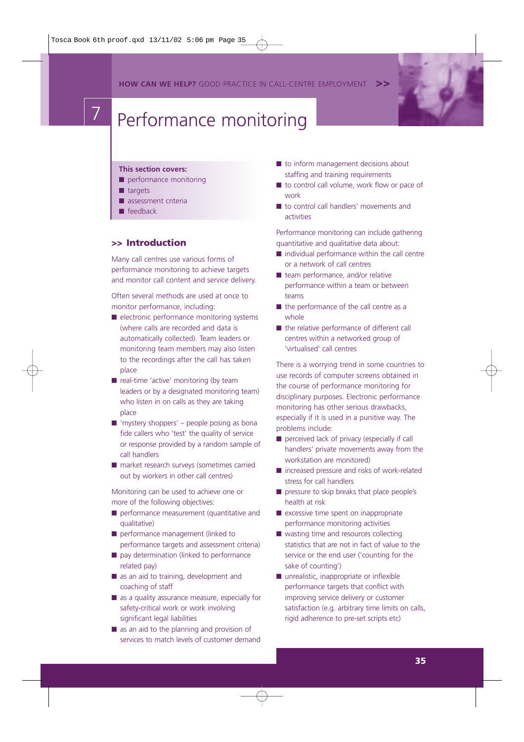# 7 Performance monitoring

**This section covers:**

- performance monitoring
- targets
- assessment criteria
- feedback

## >> Introduction

Many call centres use various forms of performance monitoring to achieve targets and monitor call content and service delivery.

Often several methods are used at once to monitor performance, including:

- electronic performance monitoring systems (where calls are recorded and data is automatically collected). Team leaders or monitoring team members may also listen to the recordings after the call has taken place
- real-time 'active' monitoring (by team leaders or by a designated monitoring team) who listen in on calls as they are taking place
- 'mystery shoppers' – people posing as bona fide callers who 'test' the quality of service or response provided by a random sample of call handlers
- market research surveys (sometimes carried out by workers in other call centres)

Monitoring can be used to achieve one or more of the following objectives:

- performance measurement (quantitative and qualitative)
- performance management (linked to performance targets and assessment criteria)
- pay determination (linked to performance related pay)
- as an aid to training, development and coaching of staff
- as a quality assurance measure, especially for safety-critical work or work involving significant legal liabilities
- as an aid to the planning and provision of services to match levels of customer demand
- to inform management decisions about staffing and training requirements
- to control call volume, work flow or pace of work
- to control call handlers' movements and activities

Performance monitoring can include gathering quantitative and qualitative data about:

- individual performance within the call centre or a network of call centres
- team performance, and/or relative performance within a team or between teams
- the performance of the call centre as a whole
- the relative performance of different call centres within a networked group of 'virtualised' call centres

There is a worrying trend in some countries to use records of computer screens obtained in the course of performance monitoring for disciplinary purposes. Electronic performance monitoring has other serious drawbacks, especially if it is used in a punitive way. The problems include:

- perceived lack of privacy (especially if call handlers' private movements away from the workstation are monitored)
- increased pressure and risks of work-related stress for call handlers
- pressure to skip breaks that place people's health at risk
- excessive time spent on inappropriate performance monitoring activities
- wasting time and resources collecting statistics that are not in fact of value to the service or the end user ('counting for the sake of counting')
- unrealistic, inappropriate or inflexible performance targets that conflict with improving service delivery or customer satisfaction (e.g. arbitrary time limits on calls, rigid adherence to pre-set scripts etc)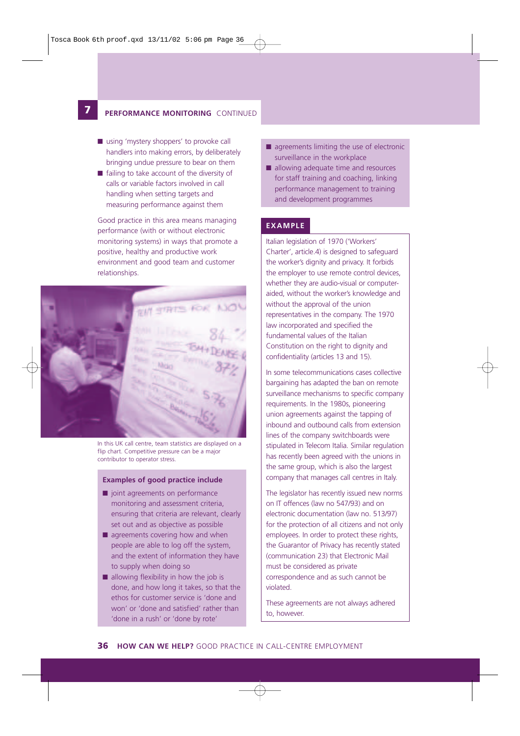## 7 PERFORMANCE MONITORING CONTINUED

- using 'mystery shoppers' to provoke call handlers into making errors, by deliberately bringing undue pressure to bear on them
- failing to take account of the diversity of calls or variable factors involved in call handling when setting targets and measuring performance against them

Good practice in this area means managing performance (with or without electronic monitoring systems) in ways that promote a positive, healthy and productive work environment and good team and customer relationships.

In this UK call centre, team statistics are displayed on a flip chart. Competitive pressure can be a major contributor to operator stress.

### Examples of good practice include

- joint agreements on performance monitoring and assessment criteria, ensuring that criteria are relevant, clearly set out and as objective as possible
- agreements covering how and when people are able to log off the system, and the extent of information they have to supply when doing so
- allowing flexibility in how the job is done, and how long it takes, so that the ethos for customer service is 'done and won' or 'done and satisfied' rather than 'done in a rush' or 'done by rote'
- agreements limiting the use of electronic surveillance in the workplace
- allowing adequate time and resources for staff training and coaching, linking performance management to training and development programmes

### EXAMPLE

Italian legislation of 1970 ('Workers' Charter', article.4) is designed to safeguard the worker's dignity and privacy. It forbids the employer to use remote control devices, whether they are audio-visual or computer-aided, without the worker's knowledge and without the approval of the union representatives in the company. The 1970 law incorporated and specified the fundamental values of the Italian Constitution on the right to dignity and confidentiality (articles 13 and 15).

In some telecommunications cases collective bargaining has adapted the ban on remote surveillance mechanisms to specific company requirements. In the 1980s, pioneering union agreements against the tapping of inbound and outbound calls from extension lines of the company switchboards were stipulated in Telecom Italia. Similar regulation has recently been agreed with the unions in the same group, which is also the largest company that manages call centres in Italy.

The legislator has recently issued new norms on IT offences (law no 547/93) and on electronic documentation (law no. 513/97) for the protection of all citizens and not only employees. In order to protect these rights, the Guarantor of Privacy has recently stated (communication 23) that Electronic Mail must be considered as private correspondence and as such cannot be violated.

These agreements are not always adhered to, however.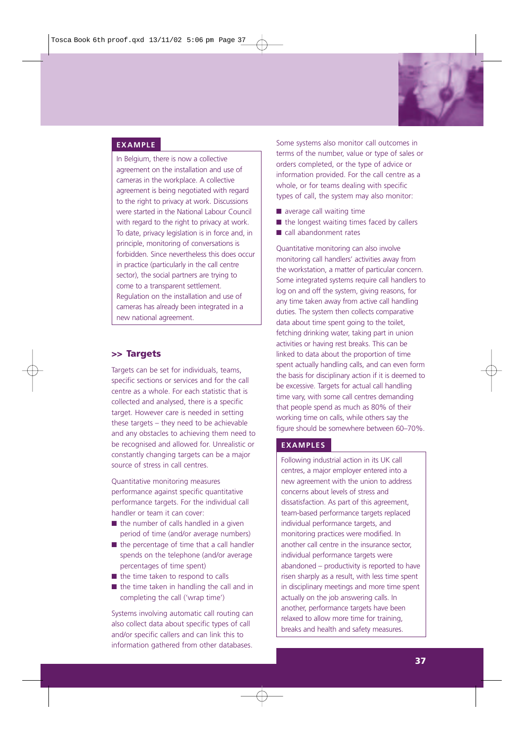**EXAMPLE**

In Belgium, there is now a collective agreement on the installation and use of cameras in the workplace. A collective agreement is being negotiated with regard to the right to privacy at work. Discussions were started in the National Labour Council with regard to the right to privacy at work. To date, privacy legislation is in force and, in principle, monitoring of conversations is forbidden. Since nevertheless this does occur in practice (particularly in the call centre sector), the social partners are trying to come to a transparent settlement. Regulation on the installation and use of cameras has already been integrated in a new national agreement.

## >> Targets

Targets can be set for individuals, teams, specific sections or services and for the call centre as a whole. For each statistic that is collected and analysed, there is a specific target. However care is needed in setting these targets – they need to be achievable and any obstacles to achieving them need to be recognised and allowed for. Unrealistic or constantly changing targets can be a major source of stress in call centres.

Quantitative monitoring measures performance against specific quantitative performance targets. For the individual call handler or team it can cover:

- the number of calls handled in a given period of time (and/or average numbers)
- the percentage of time that a call handler spends on the telephone (and/or average percentages of time spent)
- the time taken to respond to calls
- the time taken in handling the call and in completing the call ('wrap time')

Systems involving automatic call routing can also collect data about specific types of call and/or specific callers and can link this to information gathered from other databases.

Some systems also monitor call outcomes in terms of the number, value or type of sales or orders completed, or the type of advice or information provided. For the call centre as a whole, or for teams dealing with specific types of call, the system may also monitor:

- average call waiting time
- the longest waiting times faced by callers
- call abandonment rates

Quantitative monitoring can also involve monitoring call handlers' activities away from the workstation, a matter of particular concern. Some integrated systems require call handlers to log on and off the system, giving reasons, for any time taken away from active call handling duties. The system then collects comparative data about time spent going to the toilet, fetching drinking water, taking part in union activities or having rest breaks. This can be linked to data about the proportion of time spent actually handling calls, and can even form the basis for disciplinary action if it is deemed to be excessive. Targets for actual call handling time vary, with some call centres demanding that people spend as much as 80% of their working time on calls, while others say the figure should be somewhere between 60–70%.

**EXAMPLES**

Following industrial action in its UK call centres, a major employer entered into a new agreement with the union to address concerns about levels of stress and dissatisfaction. As part of this agreement, team-based performance targets replaced individual performance targets, and monitoring practices were modified. In another call centre in the insurance sector, individual performance targets were abandoned – productivity is reported to have risen sharply as a result, with less time spent in disciplinary meetings and more time spent actually on the job answering calls. In another, performance targets have been relaxed to allow more time for training, breaks and health and safety measures.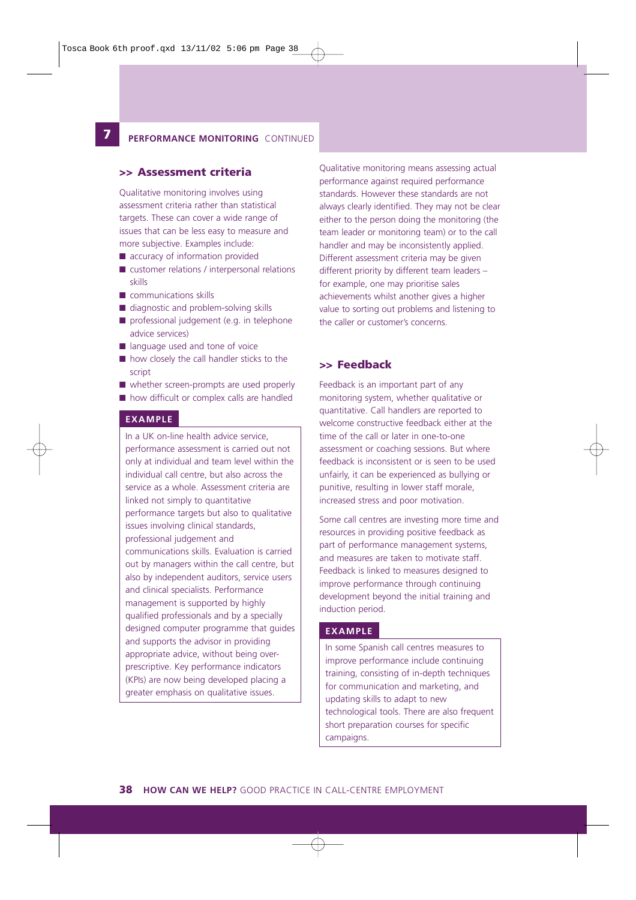## 7 PERFORMANCE MONITORING CONTINUED

### >> Assessment criteria

Qualitative monitoring involves using assessment criteria rather than statistical targets. These can cover a wide range of issues that can be less easy to measure and more subjective. Examples include:

- accuracy of information provided
- customer relations / interpersonal relations skills
- communications skills
- diagnostic and problem-solving skills
- professional judgement (e.g. in telephone advice services)
- language used and tone of voice
- how closely the call handler sticks to the script
- whether screen-prompts are used properly
- how difficult or complex calls are handled

**EXAMPLE**

In a UK on-line health advice service, performance assessment is carried out not only at individual and team level within the individual call centre, but also across the service as a whole. Assessment criteria are linked not simply to quantitative performance targets but also to qualitative issues involving clinical standards, professional judgement and communications skills. Evaluation is carried out by managers within the call centre, but also by independent auditors, service users and clinical specialists. Performance management is supported by highly qualified professionals and by a specially designed computer programme that guides and supports the advisor in providing appropriate advice, without being over-prescriptive. Key performance indicators (KPIs) are now being developed placing a greater emphasis on qualitative issues.

Qualitative monitoring means assessing actual performance against required performance standards. However these standards are not always clearly identified. They may not be clear either to the person doing the monitoring (the team leader or monitoring team) or to the call handler and may be inconsistently applied. Different assessment criteria may be given different priority by different team leaders – for example, one may prioritise sales achievements whilst another gives a higher value to sorting out problems and listening to the caller or customer's concerns.

### >> Feedback

Feedback is an important part of any monitoring system, whether qualitative or quantitative. Call handlers are reported to welcome constructive feedback either at the time of the call or later in one-to-one assessment or coaching sessions. But where feedback is inconsistent or is seen to be used unfairly, it can be experienced as bullying or punitive, resulting in lower staff morale, increased stress and poor motivation.

Some call centres are investing more time and resources in providing positive feedback as part of performance management systems, and measures are taken to motivate staff. Feedback is linked to measures designed to improve performance through continuing development beyond the initial training and induction period.

**EXAMPLE**

In some Spanish call centres measures to improve performance include continuing training, consisting of in-depth techniques for communication and marketing, and updating skills to adapt to new technological tools. There are also frequent short preparation courses for specific campaigns.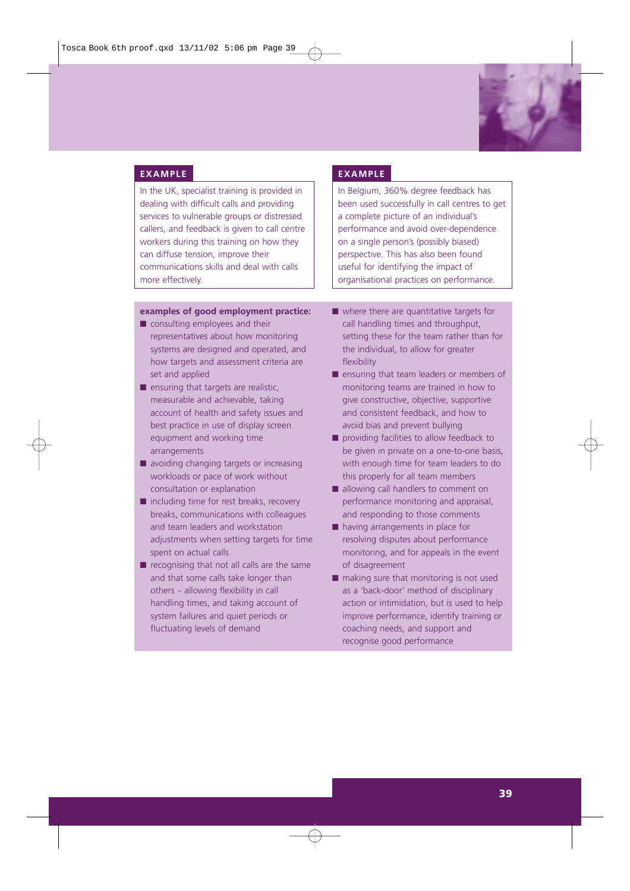**EXAMPLE**

In the UK, specialist training is provided in dealing with difficult calls and providing services to vulnerable groups or distressed callers, and feedback is given to call centre workers during this training on how they can diffuse tension, improve their communications skills and deal with calls more effectively.

**EXAMPLE**

In Belgium, 360% degree feedback has been used successfully in call centres to get a complete picture of an individual's performance and avoid over-dependence on a single person's (possibly biased) perspective. This has also been found useful for identifying the impact of organisational practices on performance.

**examples of good employment practice:**

- consulting employees and their representatives about how monitoring systems are designed and operated, and how targets and assessment criteria are set and applied
- ensuring that targets are realistic, measurable and achievable, taking account of health and safety issues and best practice in use of display screen equipment and working time arrangements
- avoiding changing targets or increasing workloads or pace of work without consultation or explanation
- including time for rest breaks, recovery breaks, communications with colleagues and team leaders and workstation adjustments when setting targets for time spent on actual calls
- recognising that not all calls are the same and that some calls take longer than others – allowing flexibility in call handling times, and taking account of system failures and quiet periods or fluctuating levels of demand
- where there are quantitative targets for call handling times and throughput, setting these for the team rather than for the individual, to allow for greater flexibility
- ensuring that team leaders or members of monitoring teams are trained in how to give constructive, objective, supportive and consistent feedback, and how to avoid bias and prevent bullying
- providing facilities to allow feedback to be given in private on a one-to-one basis, with enough time for team leaders to do this properly for all team members
- allowing call handlers to comment on performance monitoring and appraisal, and responding to those comments
- having arrangements in place for resolving disputes about performance monitoring, and for appeals in the event of disagreement
- making sure that monitoring is not used as a 'back-door' method of disciplinary action or intimidation, but is used to help improve performance, identify training or coaching needs, and support and recognise good performance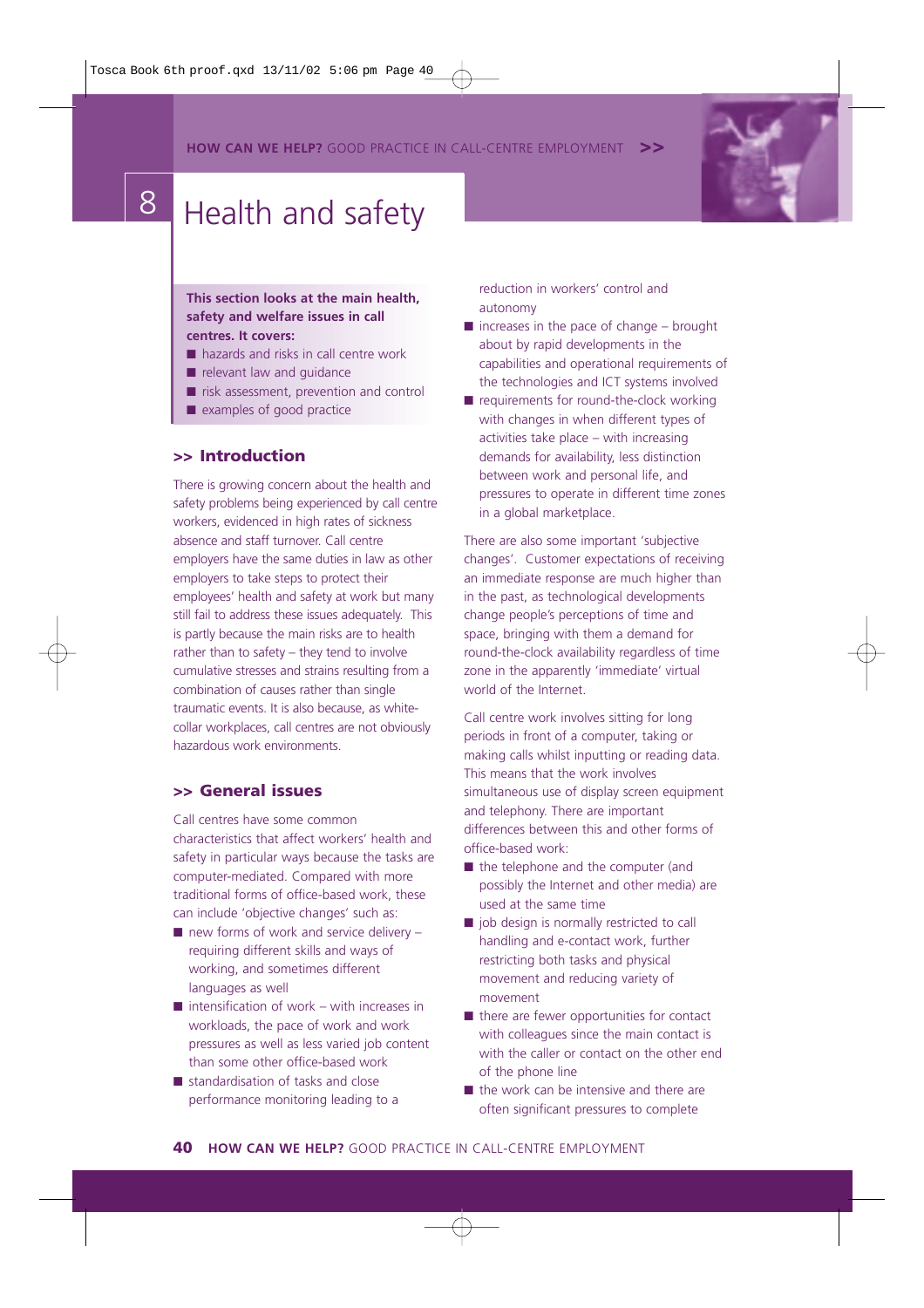# 8 Health and safety

**This section looks at the main health, safety and welfare issues in call centres. It covers:**

- hazards and risks in call centre work
- relevant law and guidance
- risk assessment, prevention and control
- examples of good practice

## >> Introduction

There is growing concern about the health and safety problems being experienced by call centre workers, evidenced in high rates of sickness absence and staff turnover. Call centre employers have the same duties in law as other employers to take steps to protect their employees' health and safety at work but many still fail to address these issues adequately. This is partly because the main risks are to health rather than to safety – they tend to involve cumulative stresses and strains resulting from a combination of causes rather than single traumatic events. It is also because, as white-collar workplaces, call centres are not obviously hazardous work environments.

## >> General issues

Call centres have some common characteristics that affect workers' health and safety in particular ways because the tasks are computer-mediated. Compared with more traditional forms of office-based work, these can include 'objective changes' such as:

- new forms of work and service delivery – requiring different skills and ways of working, and sometimes different languages as well
- intensification of work – with increases in workloads, the pace of work and work pressures as well as less varied job content than some other office-based work
- standardisation of tasks and close performance monitoring leading to a reduction in workers' control and autonomy
- increases in the pace of change – brought about by rapid developments in the capabilities and operational requirements of the technologies and ICT systems involved
- requirements for round-the-clock working with changes in when different types of activities take place – with increasing demands for availability, less distinction between work and personal life, and pressures to operate in different time zones in a global marketplace.

There are also some important 'subjective changes'. Customer expectations of receiving an immediate response are much higher than in the past, as technological developments change people's perceptions of time and space, bringing with them a demand for round-the-clock availability regardless of time zone in the apparently 'immediate' virtual world of the Internet.

Call centre work involves sitting for long periods in front of a computer, taking or making calls whilst inputting or reading data. This means that the work involves simultaneous use of display screen equipment and telephony. There are important differences between this and other forms of office-based work:

- the telephone and the computer (and possibly the Internet and other media) are used at the same time
- job design is normally restricted to call handling and e-contact work, further restricting both tasks and physical movement and reducing variety of movement
- there are fewer opportunities for contact with colleagues since the main contact is with the caller or contact on the other end of the phone line
- the work can be intensive and there are often significant pressures to complete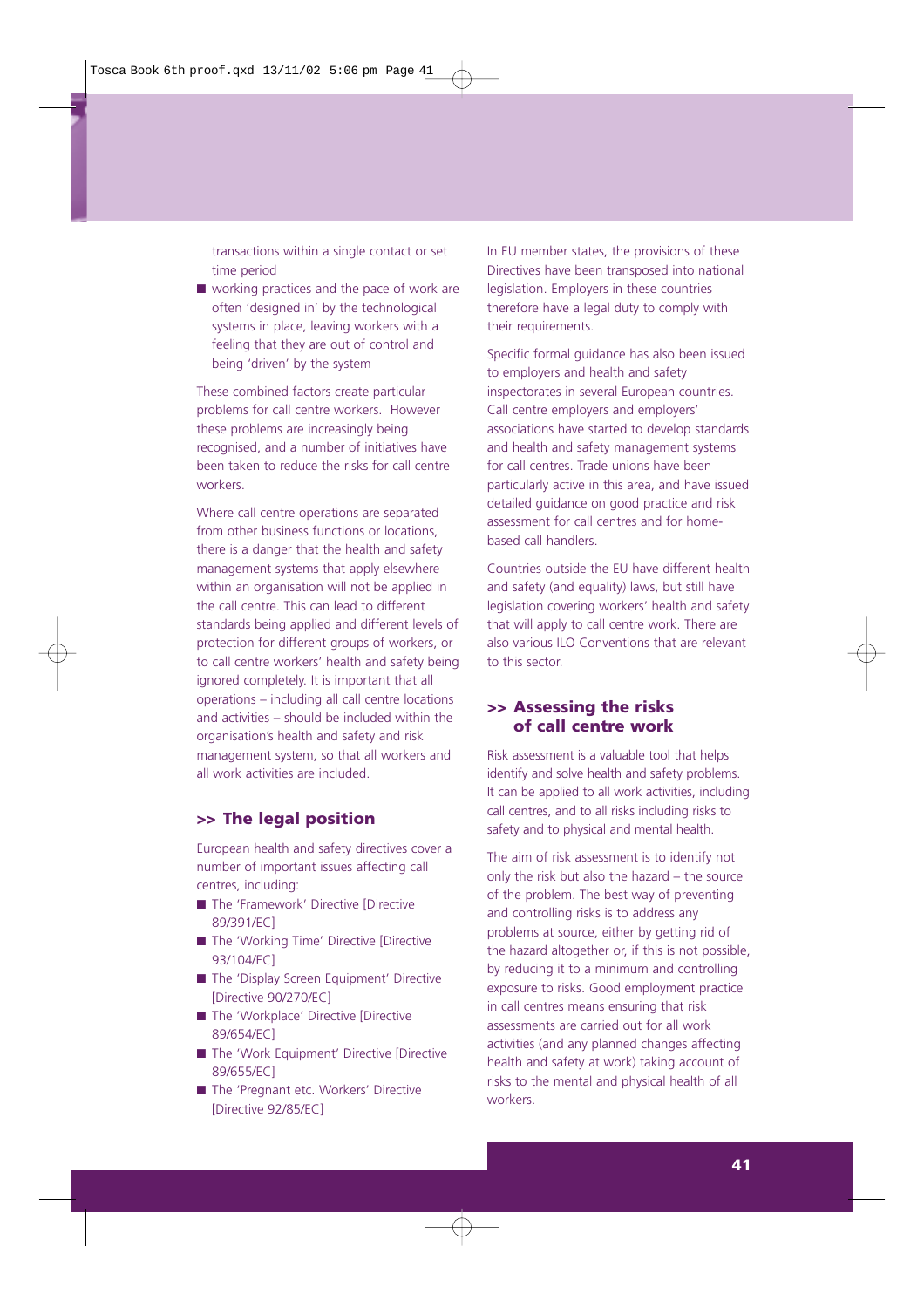transactions within a single contact or set time period

- working practices and the pace of work are often 'designed in' by the technological systems in place, leaving workers with a feeling that they are out of control and being 'driven' by the system

These combined factors create particular problems for call centre workers. However these problems are increasingly being recognised, and a number of initiatives have been taken to reduce the risks for call centre workers.

Where call centre operations are separated from other business functions or locations, there is a danger that the health and safety management systems that apply elsewhere within an organisation will not be applied in the call centre. This can lead to different standards being applied and different levels of protection for different groups of workers, or to call centre workers' health and safety being ignored completely. It is important that all operations – including all call centre locations and activities – should be included within the organisation's health and safety and risk management system, so that all workers and all work activities are included.

## >> The legal position

European health and safety directives cover a number of important issues affecting call centres, including:

- The 'Framework' Directive [Directive 89/391/EC]
- The 'Working Time' Directive [Directive 93/104/EC]
- The 'Display Screen Equipment' Directive [Directive 90/270/EC]
- The 'Workplace' Directive [Directive 89/654/EC]
- The 'Work Equipment' Directive [Directive 89/655/EC]
- The 'Pregnant etc. Workers' Directive [Directive 92/85/EC]

In EU member states, the provisions of these Directives have been transposed into national legislation. Employers in these countries therefore have a legal duty to comply with their requirements.

Specific formal guidance has also been issued to employers and health and safety inspectorates in several European countries. Call centre employers and employers' associations have started to develop standards and health and safety management systems for call centres. Trade unions have been particularly active in this area, and have issued detailed guidance on good practice and risk assessment for call centres and for home-based call handlers.

Countries outside the EU have different health and safety (and equality) laws, but still have legislation covering workers' health and safety that will apply to call centre work. There are also various ILO Conventions that are relevant to this sector.

## >> Assessing the risks of call centre work

Risk assessment is a valuable tool that helps identify and solve health and safety problems. It can be applied to all work activities, including call centres, and to all risks including risks to safety and to physical and mental health.

The aim of risk assessment is to identify not only the risk but also the hazard – the source of the problem. The best way of preventing and controlling risks is to address any problems at source, either by getting rid of the hazard altogether or, if this is not possible, by reducing it to a minimum and controlling exposure to risks. Good employment practice in call centres means ensuring that risk assessments are carried out for all work activities (and any planned changes affecting health and safety at work) taking account of risks to the mental and physical health of all workers.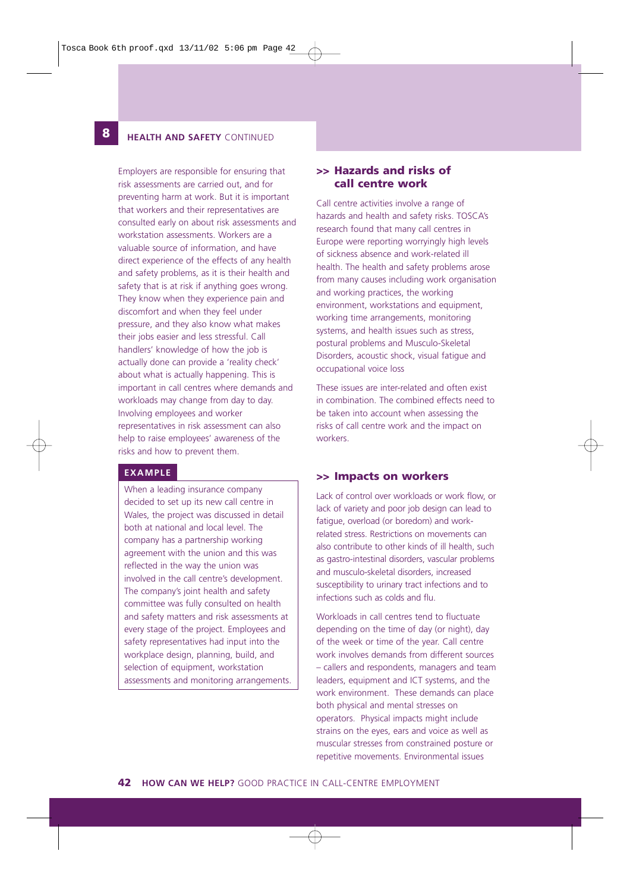Employers are responsible for ensuring that risk assessments are carried out, and for preventing harm at work. But it is important that workers and their representatives are consulted early on about risk assessments and workstation assessments. Workers are a valuable source of information, and have direct experience of the effects of any health and safety problems, as it is their health and safety that is at risk if anything goes wrong. They know when they experience pain and discomfort and when they feel under pressure, and they also know what makes their jobs easier and less stressful. Call handlers' knowledge of how the job is actually done can provide a 'reality check' about what is actually happening. This is important in call centres where demands and workloads may change from day to day. Involving employees and worker representatives in risk assessment can also help to raise employees' awareness of the risks and how to prevent them.

**EXAMPLE**

When a leading insurance company decided to set up its new call centre in Wales, the project was discussed in detail both at national and local level. The company has a partnership working agreement with the union and this was reflected in the way the union was involved in the call centre's development. The company's joint health and safety committee was fully consulted on health and safety matters and risk assessments at every stage of the project. Employees and safety representatives had input into the workplace design, planning, build, and selection of equipment, workstation assessments and monitoring arrangements.

## >> Hazards and risks of call centre work

Call centre activities involve a range of hazards and health and safety risks. TOSCA's research found that many call centres in Europe were reporting worryingly high levels of sickness absence and work-related ill health. The health and safety problems arose from many causes including work organisation and working practices, the working environment, workstations and equipment, working time arrangements, monitoring systems, and health issues such as stress, postural problems and Musculo-Skeletal Disorders, acoustic shock, visual fatigue and occupational voice loss

These issues are inter-related and often exist in combination. The combined effects need to be taken into account when assessing the risks of call centre work and the impact on workers.

## >> Impacts on workers

Lack of control over workloads or work flow, or lack of variety and poor job design can lead to fatigue, overload (or boredom) and work-related stress. Restrictions on movements can also contribute to other kinds of ill health, such as gastro-intestinal disorders, vascular problems and musculo-skeletal disorders, increased susceptibility to urinary tract infections and to infections such as colds and flu.

Workloads in call centres tend to fluctuate depending on the time of day (or night), day of the week or time of the year. Call centre work involves demands from different sources – callers and respondents, managers and team leaders, equipment and ICT systems, and the work environment. These demands can place both physical and mental stresses on operators. Physical impacts might include strains on the eyes, ears and voice as well as muscular stresses from constrained posture or repetitive movements. Environmental issues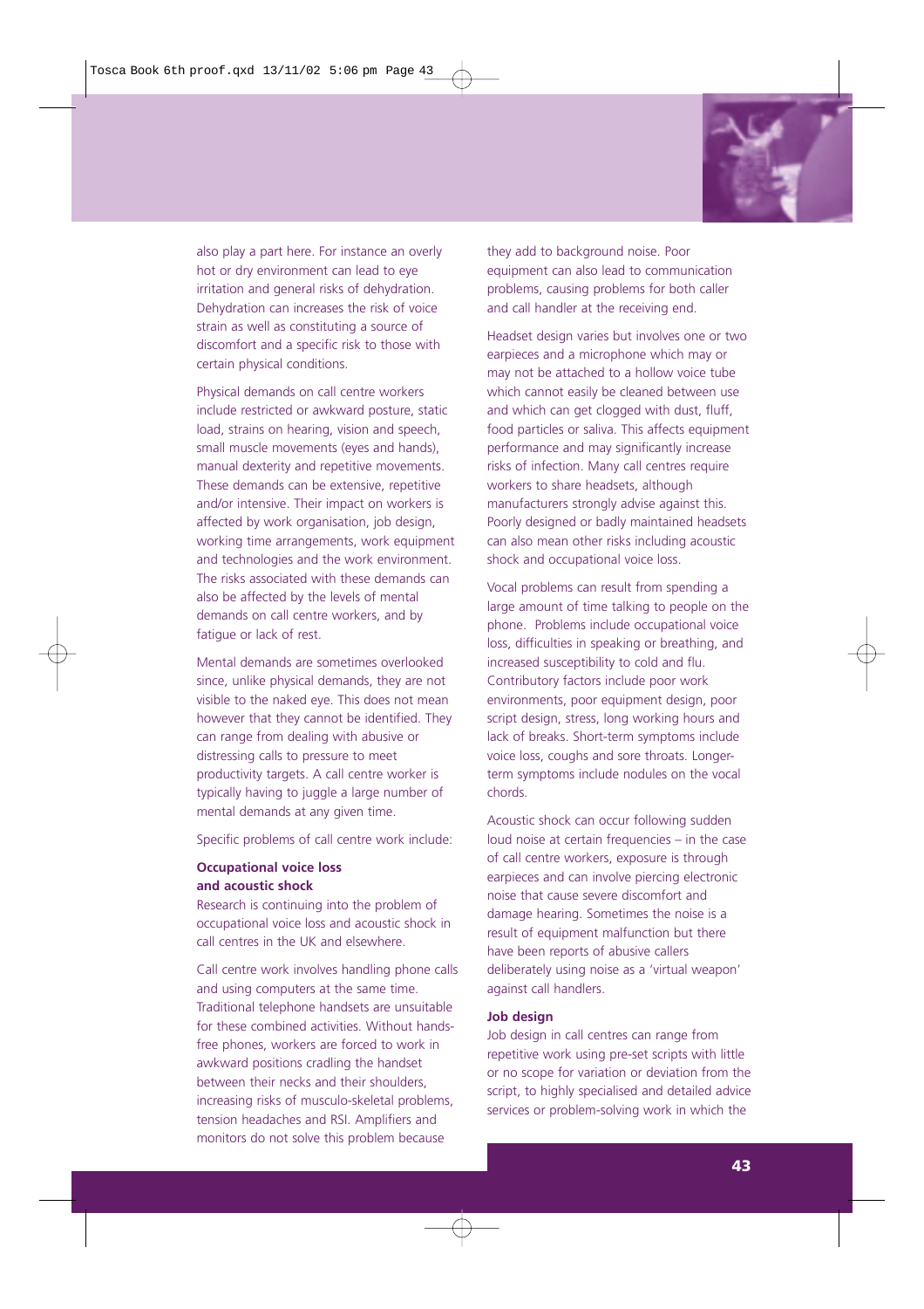also play a part here. For instance an overly hot or dry environment can lead to eye irritation and general risks of dehydration. Dehydration can increases the risk of voice strain as well as constituting a source of discomfort and a specific risk to those with certain physical conditions.

Physical demands on call centre workers include restricted or awkward posture, static load, strains on hearing, vision and speech, small muscle movements (eyes and hands), manual dexterity and repetitive movements. These demands can be extensive, repetitive and/or intensive. Their impact on workers is affected by work organisation, job design, working time arrangements, work equipment and technologies and the work environment. The risks associated with these demands can also be affected by the levels of mental demands on call centre workers, and by fatigue or lack of rest.

Mental demands are sometimes overlooked since, unlike physical demands, they are not visible to the naked eye. This does not mean however that they cannot be identified. They can range from dealing with abusive or distressing calls to pressure to meet productivity targets. A call centre worker is typically having to juggle a large number of mental demands at any given time.

Specific problems of call centre work include:

**Occupational voice loss and acoustic shock**

Research is continuing into the problem of occupational voice loss and acoustic shock in call centres in the UK and elsewhere.

Call centre work involves handling phone calls and using computers at the same time. Traditional telephone handsets are unsuitable for these combined activities. Without hands-free phones, workers are forced to work in awkward positions cradling the handset between their necks and their shoulders, increasing risks of musculo-skeletal problems, tension headaches and RSI. Amplifiers and monitors do not solve this problem because they add to background noise. Poor equipment can also lead to communication problems, causing problems for both caller and call handler at the receiving end.

Headset design varies but involves one or two earpieces and a microphone which may or may not be attached to a hollow voice tube which cannot easily be cleaned between use and which can get clogged with dust, fluff, food particles or saliva. This affects equipment performance and may significantly increase risks of infection. Many call centres require workers to share headsets, although manufacturers strongly advise against this. Poorly designed or badly maintained headsets can also mean other risks including acoustic shock and occupational voice loss.

Vocal problems can result from spending a large amount of time talking to people on the phone. Problems include occupational voice loss, difficulties in speaking or breathing, and increased susceptibility to cold and flu. Contributory factors include poor work environments, poor equipment design, poor script design, stress, long working hours and lack of breaks. Short-term symptoms include voice loss, coughs and sore throats. Longer-term symptoms include nodules on the vocal chords.

Acoustic shock can occur following sudden loud noise at certain frequencies – in the case of call centre workers, exposure is through earpieces and can involve piercing electronic noise that cause severe discomfort and damage hearing. Sometimes the noise is a result of equipment malfunction but there have been reports of abusive callers deliberately using noise as a 'virtual weapon' against call handlers.

**Job design**

Job design in call centres can range from repetitive work using pre-set scripts with little or no scope for variation or deviation from the script, to highly specialised and detailed advice services or problem-solving work in which the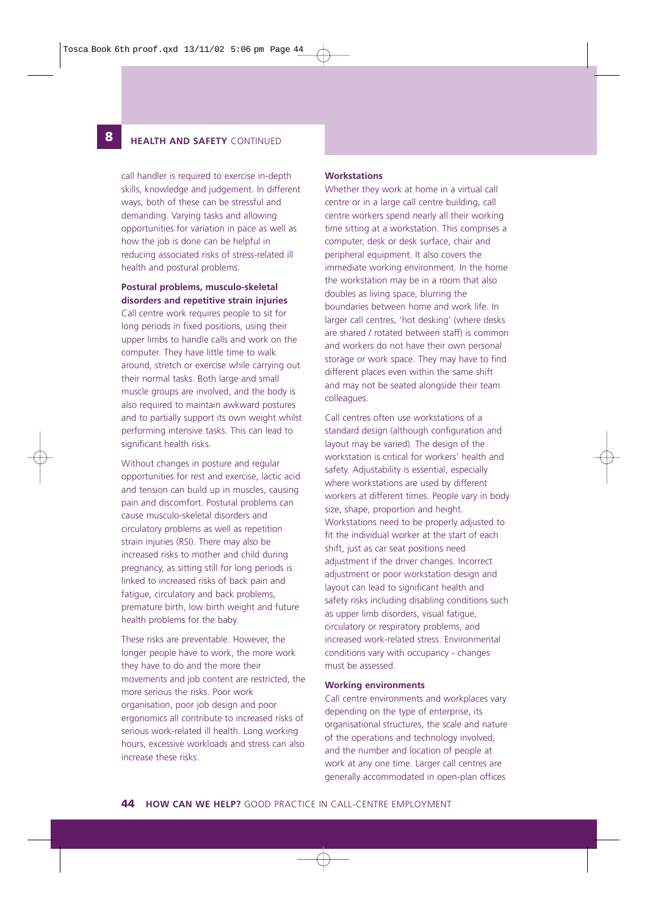call handler is required to exercise in-depth skills, knowledge and judgement. In different ways, both of these can be stressful and demanding. Varying tasks and allowing opportunities for variation in pace as well as how the job is done can be helpful in reducing associated risks of stress-related ill health and postural problems.

**Postural problems, musculo-skeletal disorders and repetitive strain injuries**

Call centre work requires people to sit for long periods in fixed positions, using their upper limbs to handle calls and work on the computer. They have little time to walk around, stretch or exercise while carrying out their normal tasks. Both large and small muscle groups are involved, and the body is also required to maintain awkward postures and to partially support its own weight whilst performing intensive tasks. This can lead to significant health risks.

Without changes in posture and regular opportunities for rest and exercise, lactic acid and tension can build up in muscles, causing pain and discomfort. Postural problems can cause musculo-skeletal disorders and circulatory problems as well as repetition strain injuries (RSI). There may also be increased risks to mother and child during pregnancy, as sitting still for long periods is linked to increased risks of back pain and fatigue, circulatory and back problems, premature birth, low birth weight and future health problems for the baby.

These risks are preventable. However, the longer people have to work, the more work they have to do and the more their movements and job content are restricted, the more serious the risks. Poor work organisation, poor job design and poor ergonomics all contribute to increased risks of serious work-related ill health. Long working hours, excessive workloads and stress can also increase these risks.

**Workstations**

Whether they work at home in a virtual call centre or in a large call centre building, call centre workers spend nearly all their working time sitting at a workstation. This comprises a computer, desk or desk surface, chair and peripheral equipment. It also covers the immediate working environment. In the home the workstation may be in a room that also doubles as living space, blurring the boundaries between home and work life. In larger call centres, 'hot desking' (where desks are shared / rotated between staff) is common and workers do not have their own personal storage or work space. They may have to find different places even within the same shift and may not be seated alongside their team colleagues.

Call centres often use workstations of a standard design (although configuration and layout may be varied). The design of the workstation is critical for workers' health and safety. Adjustability is essential, especially where workstations are used by different workers at different times. People vary in body size, shape, proportion and height. Workstations need to be properly adjusted to fit the individual worker at the start of each shift, just as car seat positions need adjustment if the driver changes. Incorrect adjustment or poor workstation design and layout can lead to significant health and safety risks including disabling conditions such as upper limb disorders, visual fatigue, circulatory or respiratory problems, and increased work-related stress. Environmental conditions vary with occupancy - changes must be assessed.

**Working environments**

Call centre environments and workplaces vary depending on the type of enterprise, its organisational structures, the scale and nature of the operations and technology involved, and the number and location of people at work at any one time. Larger call centres are generally accommodated in open-plan offices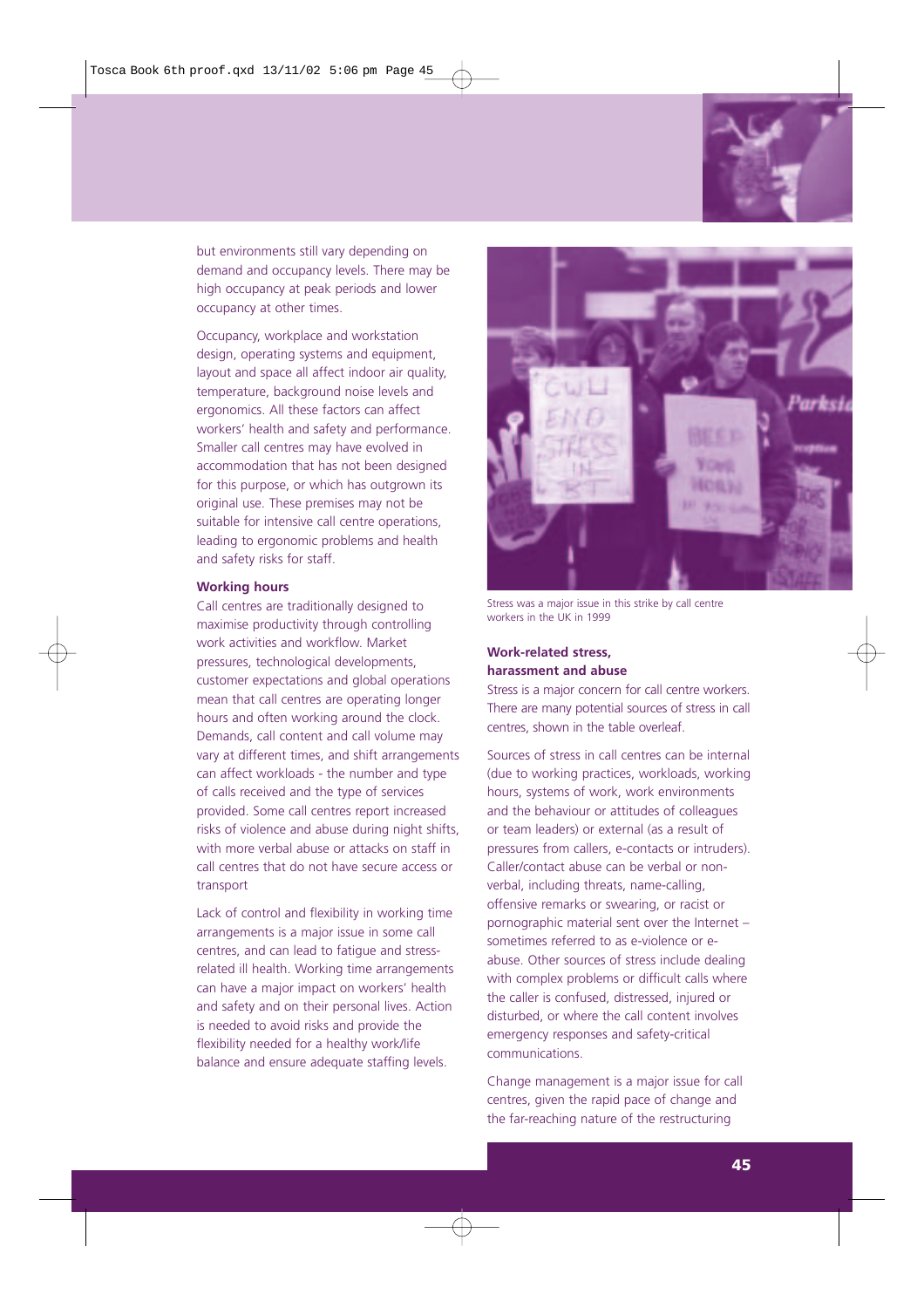but environments still vary depending on demand and occupancy levels. There may be high occupancy at peak periods and lower occupancy at other times.

Occupancy, workplace and workstation design, operating systems and equipment, layout and space all affect indoor air quality, temperature, background noise levels and ergonomics. All these factors can affect workers' health and safety and performance. Smaller call centres may have evolved in accommodation that has not been designed for this purpose, or which has outgrown its original use. These premises may not be suitable for intensive call centre operations, leading to ergonomic problems and health and safety risks for staff.

**Working hours**

Call centres are traditionally designed to maximise productivity through controlling work activities and workflow. Market pressures, technological developments, customer expectations and global operations mean that call centres are operating longer hours and often working around the clock. Demands, call content and call volume may vary at different times, and shift arrangements can affect workloads - the number and type of calls received and the type of services provided. Some call centres report increased risks of violence and abuse during night shifts, with more verbal abuse or attacks on staff in call centres that do not have secure access or transport

Lack of control and flexibility in working time arrangements is a major issue in some call centres, and can lead to fatigue and stress-related ill health. Working time arrangements can have a major impact on workers' health and safety and on their personal lives. Action is needed to avoid risks and provide the flexibility needed for a healthy work/life balance and ensure adequate staffing levels.

Stress was a major issue in this strike by call centre workers in the UK in 1999

**Work-related stress, harassment and abuse**

Stress is a major concern for call centre workers. There are many potential sources of stress in call centres, shown in the table overleaf.

Sources of stress in call centres can be internal (due to working practices, workloads, working hours, systems of work, work environments and the behaviour or attitudes of colleagues or team leaders) or external (as a result of pressures from callers, e-contacts or intruders). Caller/contact abuse can be verbal or non-verbal, including threats, name-calling, offensive remarks or swearing, or racist or pornographic material sent over the Internet – sometimes referred to as e-violence or e-abuse. Other sources of stress include dealing with complex problems or difficult calls where the caller is confused, distressed, injured or disturbed, or where the call content involves emergency responses and safety-critical communications.

Change management is a major issue for call centres, given the rapid pace of change and the far-reaching nature of the restructuring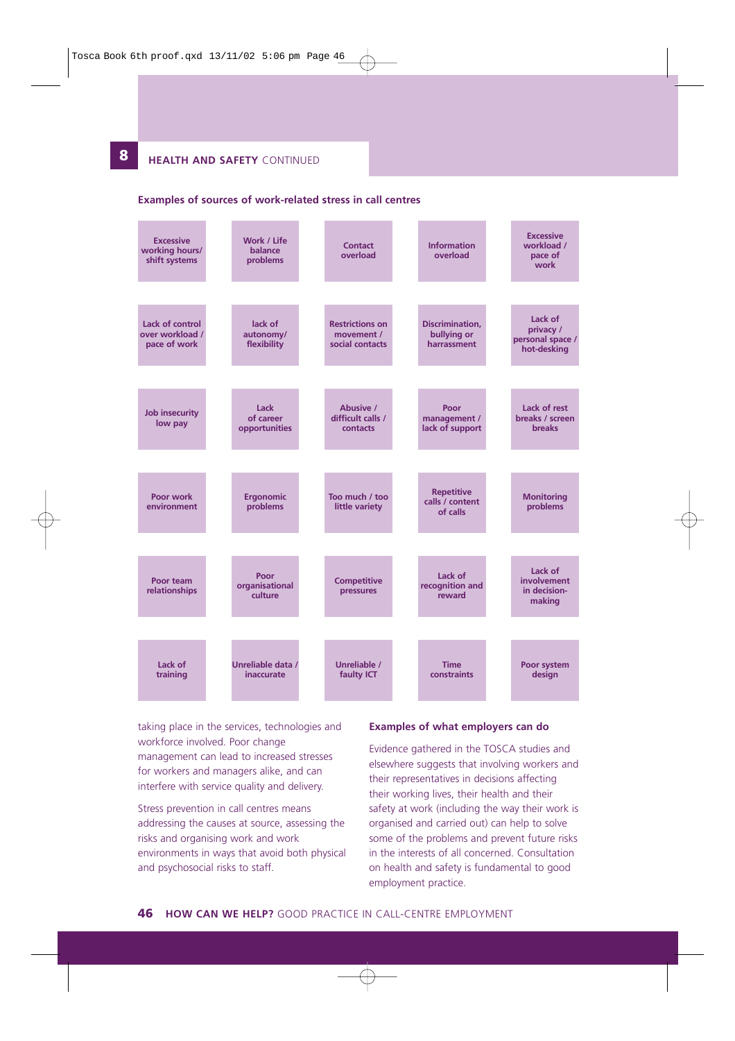## 8 HEALTH AND SAFETY CONTINUED

### Examples of sources of work-related stress in call centres

| | | | | |
|---|---|---|---|---|
| Excessive working hours/ shift systems | Work / Life balance problems | Contact overload | Information overload | Excessive workload / pace of work |
| Lack of control over workload / pace of work | lack of autonomy/ flexibility | Restrictions on movement / social contacts | Discrimination, bullying or harrassment | Lack of privacy / personal space / hot-desking |
| Job insecurity low pay | Lack of career opportunities | Abusive / difficult calls / contacts | Poor management / lack of support | Lack of rest breaks / screen breaks |
| Poor work environment | Ergonomic problems | Too much / too little variety | Repetitive calls / content of calls | Monitoring problems |
| Poor team relationships | Poor organisational culture | Competitive pressures | Lack of recognition and reward | Lack of involvement in decision-making |
| Lack of training | Unreliable data / inaccurate | Unreliable / faulty ICT | Time constraints | Poor system design |

taking place in the services, technologies and workforce involved. Poor change management can lead to increased stresses for workers and managers alike, and can interfere with service quality and delivery.

Stress prevention in call centres means addressing the causes at source, assessing the risks and organising work and work environments in ways that avoid both physical and psychosocial risks to staff.

### Examples of what employers can do

Evidence gathered in the TOSCA studies and elsewhere suggests that involving workers and their representatives in decisions affecting their working lives, their health and their safety at work (including the way their work is organised and carried out) can help to solve some of the problems and prevent future risks in the interests of all concerned. Consultation on health and safety is fundamental to good employment practice.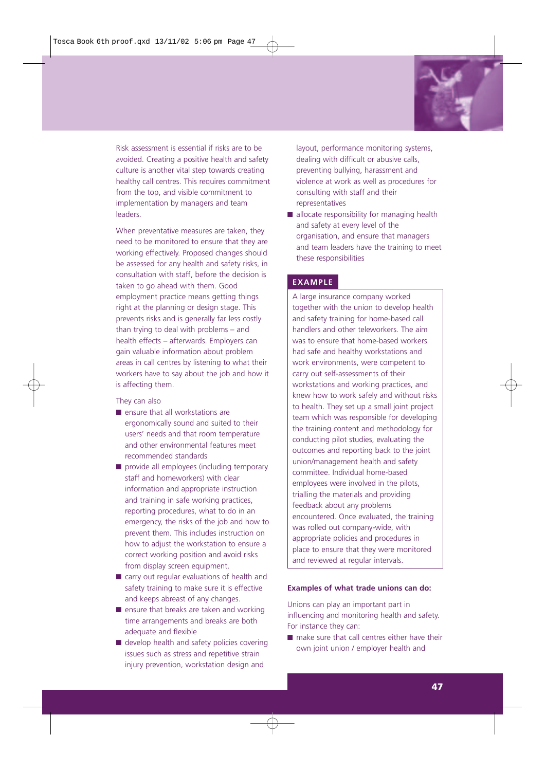Risk assessment is essential if risks are to be avoided. Creating a positive health and safety culture is another vital step towards creating healthy call centres. This requires commitment from the top, and visible commitment to implementation by managers and team leaders.

When preventative measures are taken, they need to be monitored to ensure that they are working effectively. Proposed changes should be assessed for any health and safety risks, in consultation with staff, before the decision is taken to go ahead with them. Good employment practice means getting things right at the planning or design stage. This prevents risks and is generally far less costly than trying to deal with problems – and health effects – afterwards. Employers can gain valuable information about problem areas in call centres by listening to what their workers have to say about the job and how it is affecting them.

They can also

- ensure that all workstations are ergonomically sound and suited to their users' needs and that room temperature and other environmental features meet recommended standards
- provide all employees (including temporary staff and homeworkers) with clear information and appropriate instruction and training in safe working practices, reporting procedures, what to do in an emergency, the risks of the job and how to prevent them. This includes instruction on how to adjust the workstation to ensure a correct working position and avoid risks from display screen equipment.
- carry out regular evaluations of health and safety training to make sure it is effective and keeps abreast of any changes.
- ensure that breaks are taken and working time arrangements and breaks are both adequate and flexible
- develop health and safety policies covering issues such as stress and repetitive strain injury prevention, workstation design and layout, performance monitoring systems, dealing with difficult or abusive calls, preventing bullying, harassment and violence at work as well as procedures for consulting with staff and their representatives
- allocate responsibility for managing health and safety at every level of the organisation, and ensure that managers and team leaders have the training to meet these responsibilities

**EXAMPLE**

A large insurance company worked together with the union to develop health and safety training for home-based call handlers and other teleworkers. The aim was to ensure that home-based workers had safe and healthy workstations and work environments, were competent to carry out self-assessments of their workstations and working practices, and knew how to work safely and without risks to health. They set up a small joint project team which was responsible for developing the training content and methodology for conducting pilot studies, evaluating the outcomes and reporting back to the joint union/management health and safety committee. Individual home-based employees were involved in the pilots, trialling the materials and providing feedback about any problems encountered. Once evaluated, the training was rolled out company-wide, with appropriate policies and procedures in place to ensure that they were monitored and reviewed at regular intervals.

**Examples of what trade unions can do:**

Unions can play an important part in influencing and monitoring health and safety. For instance they can:

- make sure that call centres either have their own joint union / employer health and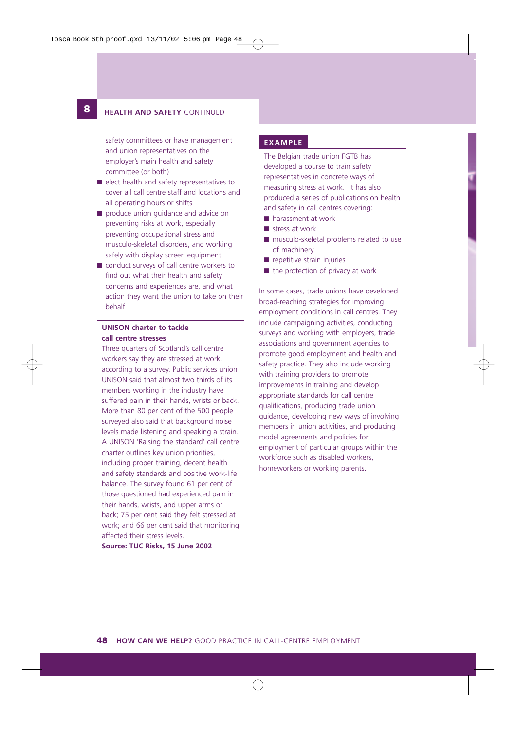## 8 HEALTH AND SAFETY CONTINUED

safety committees or have management and union representatives on the employer's main health and safety committee (or both)

- elect health and safety representatives to cover all call centre staff and locations and all operating hours or shifts
- produce union guidance and advice on preventing risks at work, especially preventing occupational stress and musculo-skeletal disorders, and working safely with display screen equipment
- conduct surveys of call centre workers to find out what their health and safety concerns and experiences are, and what action they want the union to take on their behalf

**UNISON charter to tackle call centre stresses**

Three quarters of Scotland's call centre workers say they are stressed at work, according to a survey. Public services union UNISON said that almost two thirds of its members working in the industry have suffered pain in their hands, wrists or back. More than 80 per cent of the 500 people surveyed also said that background noise levels made listening and speaking a strain. A UNISON 'Raising the standard' call centre charter outlines key union priorities, including proper training, decent health and safety standards and positive work-life balance. The survey found 61 per cent of those questioned had experienced pain in their hands, wrists, and upper arms or back; 75 per cent said they felt stressed at work; and 66 per cent said that monitoring affected their stress levels.

**Source: TUC Risks, 15 June 2002**

**EXAMPLE**

The Belgian trade union FGTB has developed a course to train safety representatives in concrete ways of measuring stress at work. It has also produced a series of publications on health and safety in call centres covering:

- harassment at work
- stress at work
- musculo-skeletal problems related to use of machinery
- repetitive strain injuries
- the protection of privacy at work

In some cases, trade unions have developed broad-reaching strategies for improving employment conditions in call centres. They include campaigning activities, conducting surveys and working with employers, trade associations and government agencies to promote good employment and health and safety practice. They also include working with training providers to promote improvements in training and develop appropriate standards for call centre qualifications, producing trade union guidance, developing new ways of involving members in union activities, and producing model agreements and policies for employment of particular groups within the workforce such as disabled workers, homeworkers or working parents.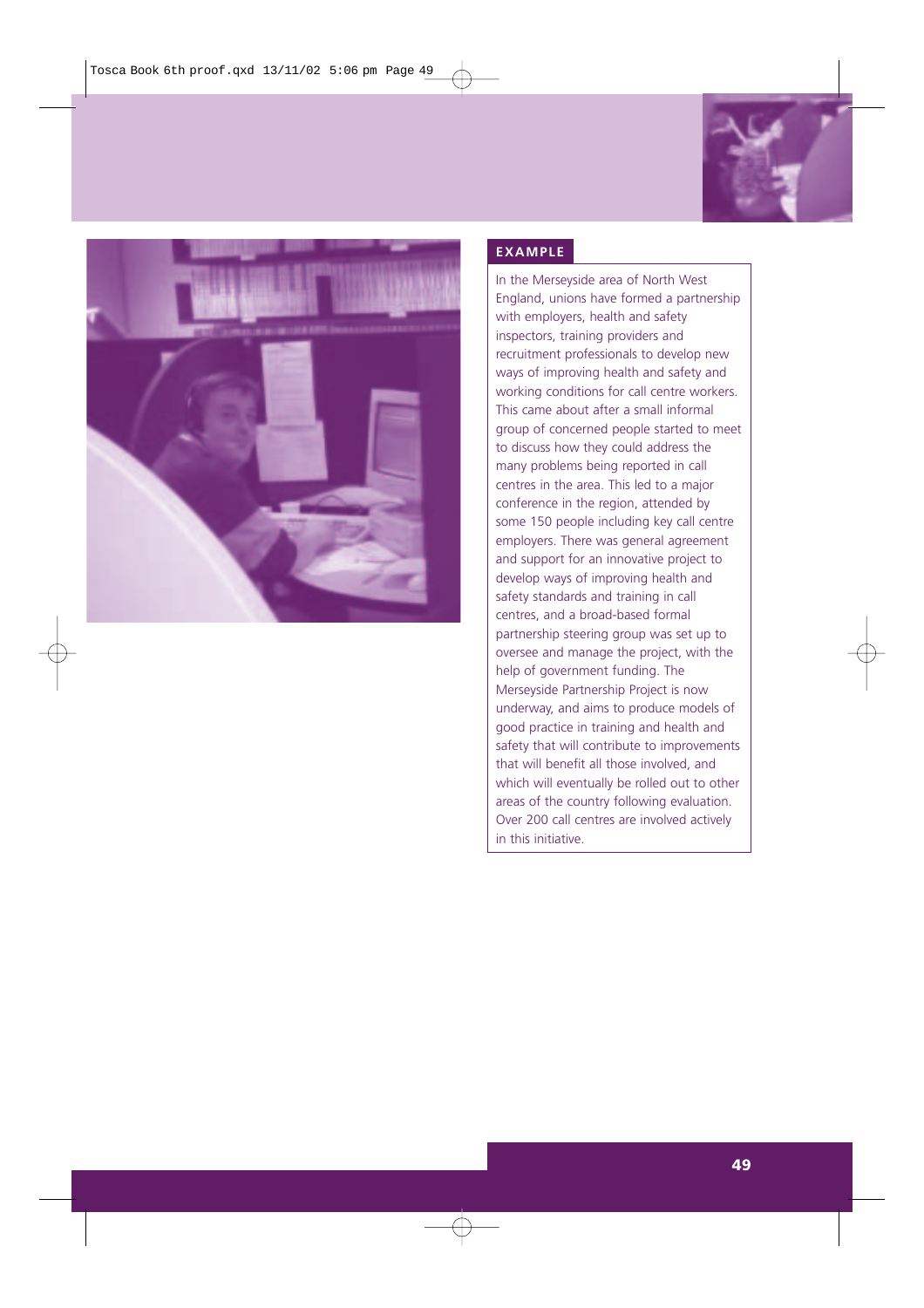## EXAMPLE

In the Merseyside area of North West England, unions have formed a partnership with employers, health and safety inspectors, training providers and recruitment professionals to develop new ways of improving health and safety and working conditions for call centre workers. This came about after a small informal group of concerned people started to meet to discuss how they could address the many problems being reported in call centres in the area. This led to a major conference in the region, attended by some 150 people including key call centre employers. There was general agreement and support for an innovative project to develop ways of improving health and safety standards and training in call centres, and a broad-based formal partnership steering group was set up to oversee and manage the project, with the help of government funding. The Merseyside Partnership Project is now underway, and aims to produce models of good practice in training and health and safety that will contribute to improvements that will benefit all those involved, and which will eventually be rolled out to other areas of the country following evaluation. Over 200 call centres are involved actively in this initiative.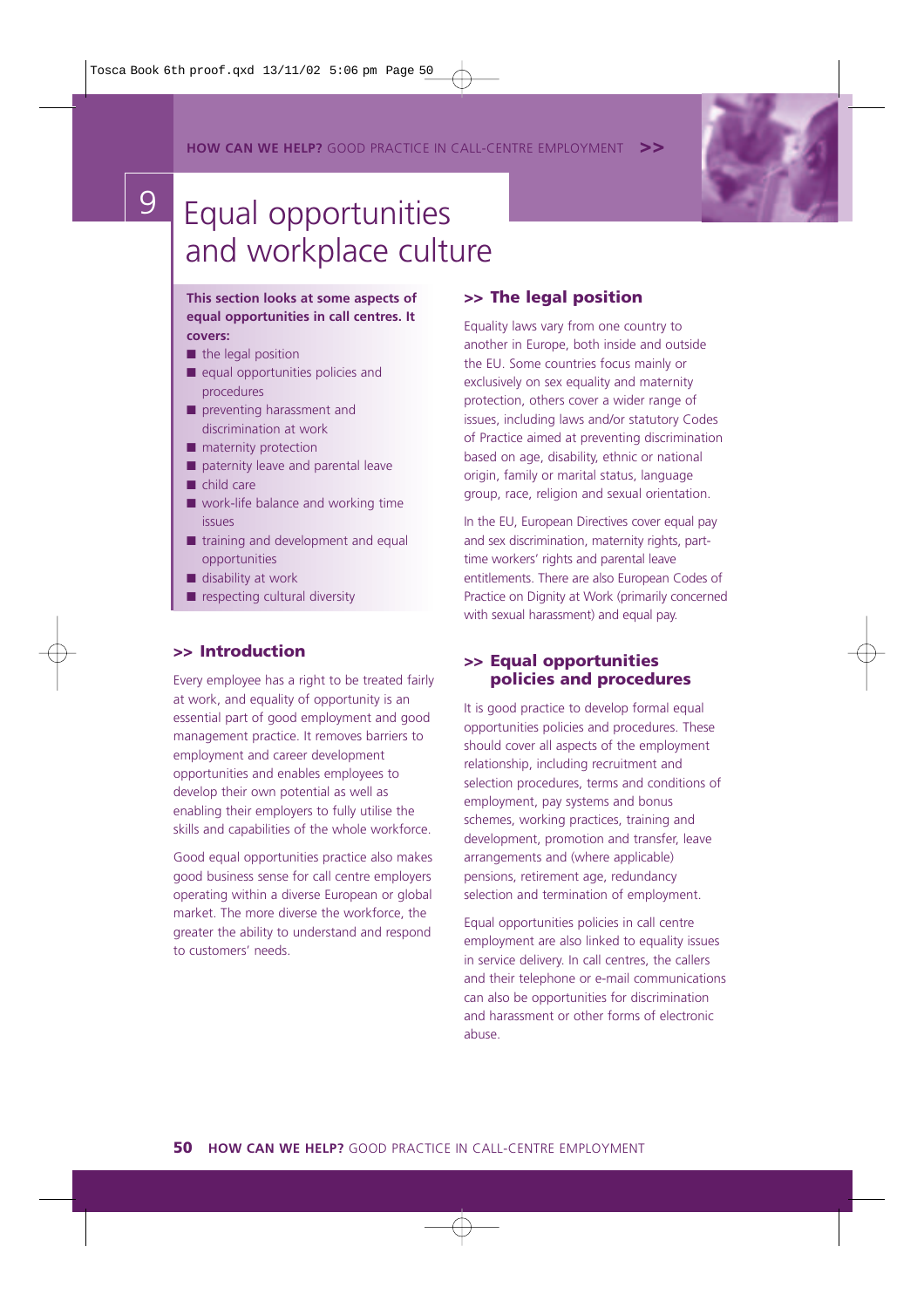# 9 Equal opportunities and workplace culture

**This section looks at some aspects of equal opportunities in call centres. It covers:**

- the legal position
- equal opportunities policies and procedures
- preventing harassment and discrimination at work
- maternity protection
- paternity leave and parental leave
- child care
- work-life balance and working time issues
- training and development and equal opportunities
- disability at work
- respecting cultural diversity

## >> Introduction

Every employee has a right to be treated fairly at work, and equality of opportunity is an essential part of good employment and good management practice. It removes barriers to employment and career development opportunities and enables employees to develop their own potential as well as enabling their employers to fully utilise the skills and capabilities of the whole workforce.

Good equal opportunities practice also makes good business sense for call centre employers operating within a diverse European or global market. The more diverse the workforce, the greater the ability to understand and respond to customers' needs.

## >> The legal position

Equality laws vary from one country to another in Europe, both inside and outside the EU. Some countries focus mainly or exclusively on sex equality and maternity protection, others cover a wider range of issues, including laws and/or statutory Codes of Practice aimed at preventing discrimination based on age, disability, ethnic or national origin, family or marital status, language group, race, religion and sexual orientation.

In the EU, European Directives cover equal pay and sex discrimination, maternity rights, part-time workers' rights and parental leave entitlements. There are also European Codes of Practice on Dignity at Work (primarily concerned with sexual harassment) and equal pay.

## >> Equal opportunities policies and procedures

It is good practice to develop formal equal opportunities policies and procedures. These should cover all aspects of the employment relationship, including recruitment and selection procedures, terms and conditions of employment, pay systems and bonus schemes, working practices, training and development, promotion and transfer, leave arrangements and (where applicable) pensions, retirement age, redundancy selection and termination of employment.

Equal opportunities policies in call centre employment are also linked to equality issues in service delivery. In call centres, the callers and their telephone or e-mail communications can also be opportunities for discrimination and harassment or other forms of electronic abuse.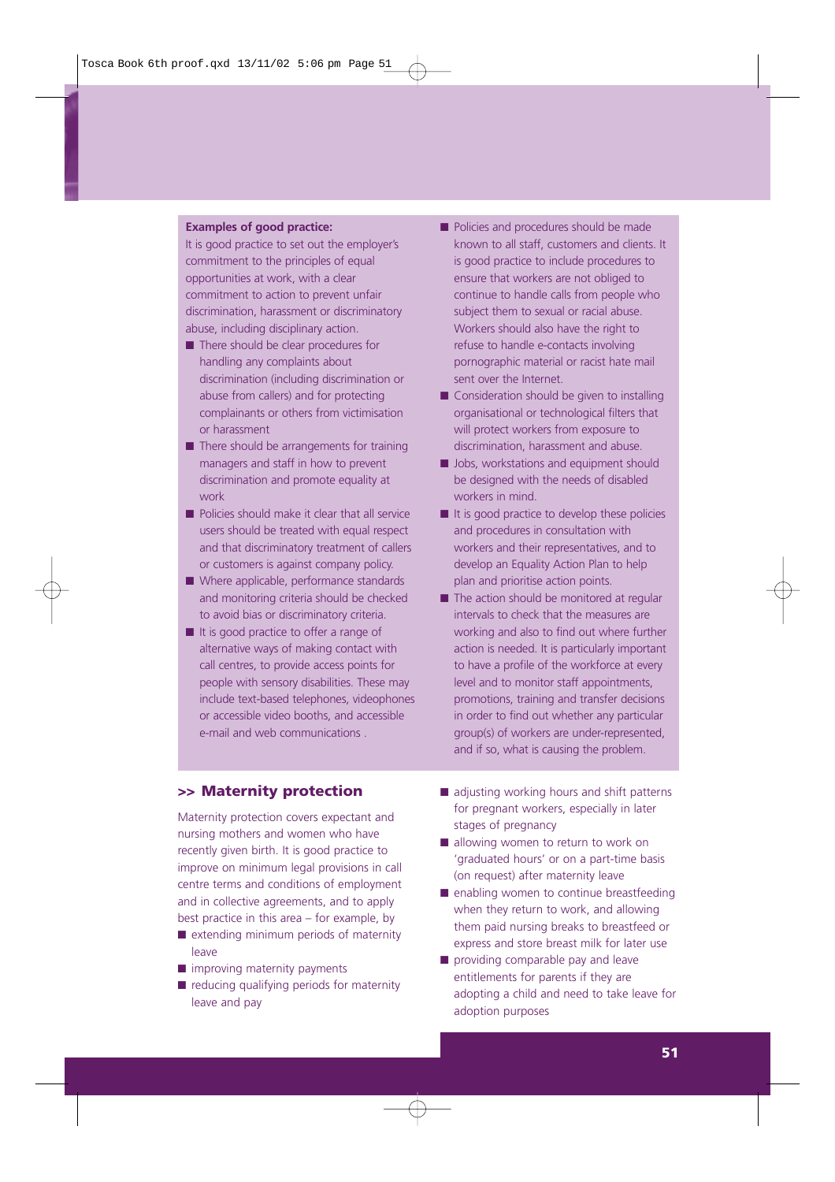**Examples of good practice:**

It is good practice to set out the employer's commitment to the principles of equal opportunities at work, with a clear commitment to action to prevent unfair discrimination, harassment or discriminatory abuse, including disciplinary action.

- There should be clear procedures for handling any complaints about discrimination (including discrimination or abuse from callers) and for protecting complainants or others from victimisation or harassment
- There should be arrangements for training managers and staff in how to prevent discrimination and promote equality at work
- Policies should make it clear that all service users should be treated with equal respect and that discriminatory treatment of callers or customers is against company policy.
- Where applicable, performance standards and monitoring criteria should be checked to avoid bias or discriminatory criteria.
- It is good practice to offer a range of alternative ways of making contact with call centres, to provide access points for people with sensory disabilities. These may include text-based telephones, videophones or accessible video booths, and accessible e-mail and web communications .
- Policies and procedures should be made known to all staff, customers and clients. It is good practice to include procedures to ensure that workers are not obliged to continue to handle calls from people who subject them to sexual or racial abuse. Workers should also have the right to refuse to handle e-contacts involving pornographic material or racist hate mail sent over the Internet.
- Consideration should be given to installing organisational or technological filters that will protect workers from exposure to discrimination, harassment and abuse.
- Jobs, workstations and equipment should be designed with the needs of disabled workers in mind.
- It is good practice to develop these policies and procedures in consultation with workers and their representatives, and to develop an Equality Action Plan to help plan and prioritise action points.
- The action should be monitored at regular intervals to check that the measures are working and also to find out where further action is needed. It is particularly important to have a profile of the workforce at every level and to monitor staff appointments, promotions, training and transfer decisions in order to find out whether any particular group(s) of workers are under-represented, and if so, what is causing the problem.

## >> Maternity protection

Maternity protection covers expectant and nursing mothers and women who have recently given birth. It is good practice to improve on minimum legal provisions in call centre terms and conditions of employment and in collective agreements, and to apply best practice in this area – for example, by

- extending minimum periods of maternity leave
- improving maternity payments
- reducing qualifying periods for maternity leave and pay
- adjusting working hours and shift patterns for pregnant workers, especially in later stages of pregnancy
- allowing women to return to work on 'graduated hours' or on a part-time basis (on request) after maternity leave
- enabling women to continue breastfeeding when they return to work, and allowing them paid nursing breaks to breastfeed or express and store breast milk for later use
- providing comparable pay and leave entitlements for parents if they are adopting a child and need to take leave for adoption purposes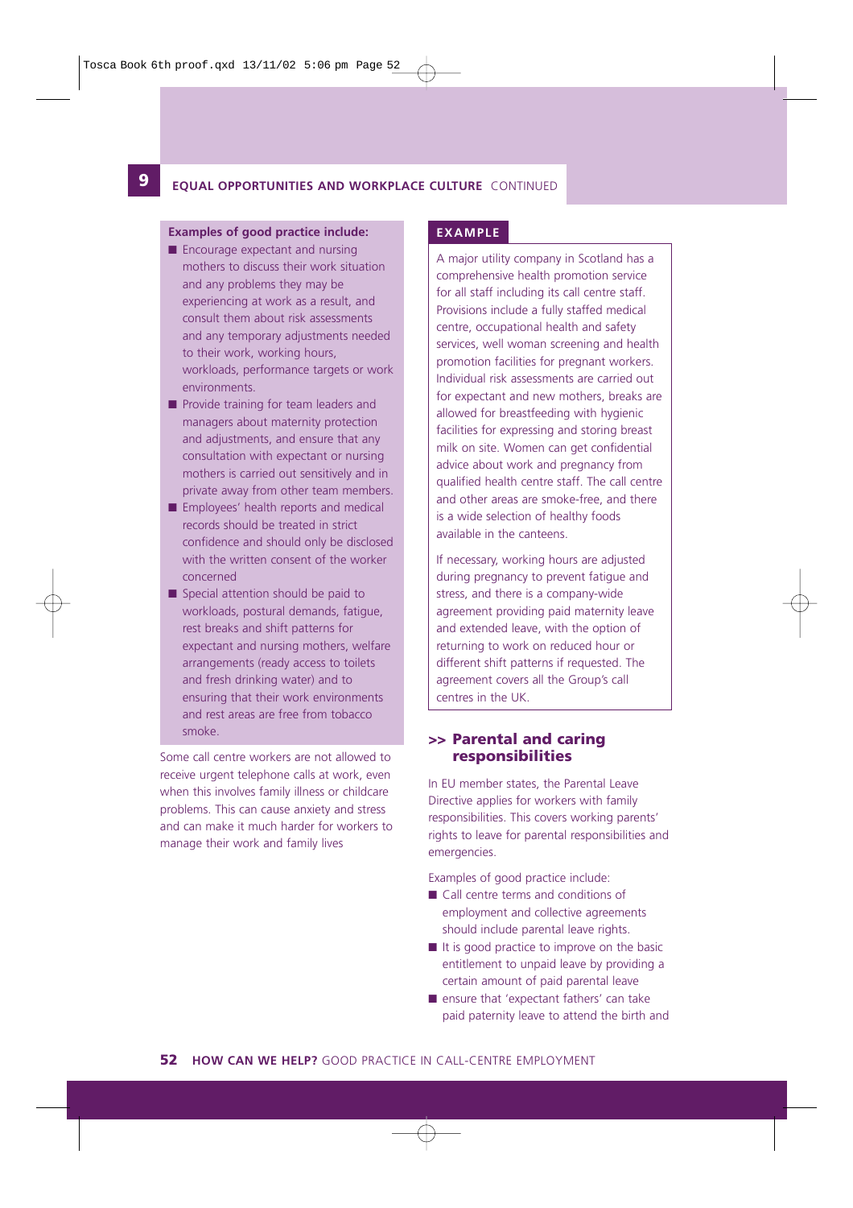## 9 EQUAL OPPORTUNITIES AND WORKPLACE CULTURE CONTINUED

**Examples of good practice include:**

- Encourage expectant and nursing mothers to discuss their work situation and any problems they may be experiencing at work as a result, and consult them about risk assessments and any temporary adjustments needed to their work, working hours, workloads, performance targets or work environments.
- Provide training for team leaders and managers about maternity protection and adjustments, and ensure that any consultation with expectant or nursing mothers is carried out sensitively and in private away from other team members.
- Employees' health reports and medical records should be treated in strict confidence and should only be disclosed with the written consent of the worker concerned
- Special attention should be paid to workloads, postural demands, fatigue, rest breaks and shift patterns for expectant and nursing mothers, welfare arrangements (ready access to toilets and fresh drinking water) and to ensuring that their work environments and rest areas are free from tobacco smoke.

Some call centre workers are not allowed to receive urgent telephone calls at work, even when this involves family illness or childcare problems. This can cause anxiety and stress and can make it much harder for workers to manage their work and family lives

**EXAMPLE**

A major utility company in Scotland has a comprehensive health promotion service for all staff including its call centre staff. Provisions include a fully staffed medical centre, occupational health and safety services, well woman screening and health promotion facilities for pregnant workers. Individual risk assessments are carried out for expectant and new mothers, breaks are allowed for breastfeeding with hygienic facilities for expressing and storing breast milk on site. Women can get confidential advice about work and pregnancy from qualified health centre staff. The call centre and other areas are smoke-free, and there is a wide selection of healthy foods available in the canteens.

If necessary, working hours are adjusted during pregnancy to prevent fatigue and stress, and there is a company-wide agreement providing paid maternity leave and extended leave, with the option of returning to work on reduced hour or different shift patterns if requested. The agreement covers all the Group's call centres in the UK.

### >> Parental and caring responsibilities

In EU member states, the Parental Leave Directive applies for workers with family responsibilities. This covers working parents' rights to leave for parental responsibilities and emergencies.

Examples of good practice include:

- Call centre terms and conditions of employment and collective agreements should include parental leave rights.
- It is good practice to improve on the basic entitlement to unpaid leave by providing a certain amount of paid parental leave
- ensure that 'expectant fathers' can take paid paternity leave to attend the birth and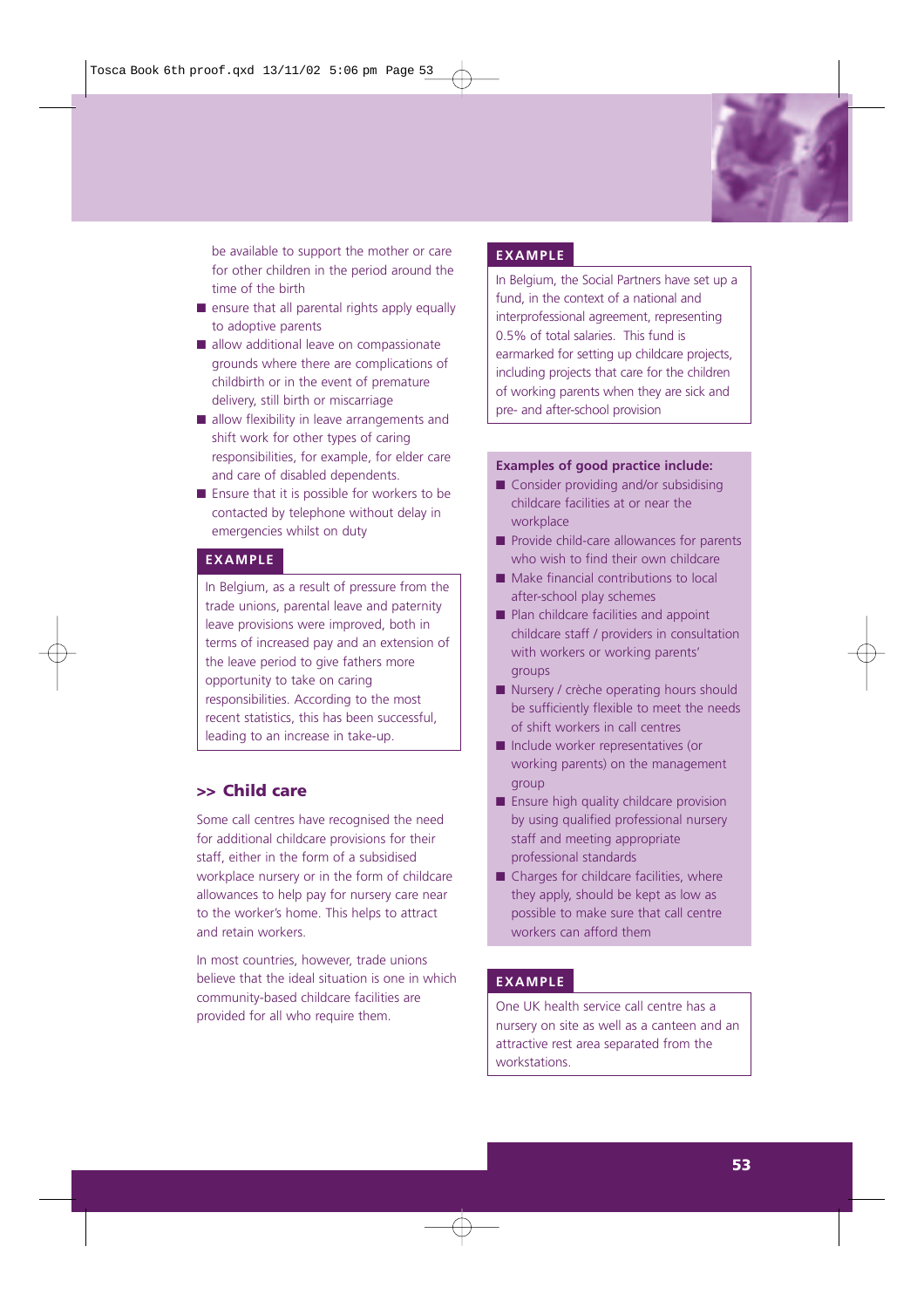be available to support the mother or care for other children in the period around the time of the birth

- ensure that all parental rights apply equally to adoptive parents
- allow additional leave on compassionate grounds where there are complications of childbirth or in the event of premature delivery, still birth or miscarriage
- allow flexibility in leave arrangements and shift work for other types of caring responsibilities, for example, for elder care and care of disabled dependents.
- Ensure that it is possible for workers to be contacted by telephone without delay in emergencies whilst on duty

**EXAMPLE**

In Belgium, as a result of pressure from the trade unions, parental leave and paternity leave provisions were improved, both in terms of increased pay and an extension of the leave period to give fathers more opportunity to take on caring responsibilities. According to the most recent statistics, this has been successful, leading to an increase in take-up.

## >> Child care

Some call centres have recognised the need for additional childcare provisions for their staff, either in the form of a subsidised workplace nursery or in the form of childcare allowances to help pay for nursery care near to the worker's home. This helps to attract and retain workers.

In most countries, however, trade unions believe that the ideal situation is one in which community-based childcare facilities are provided for all who require them.

**EXAMPLE**

In Belgium, the Social Partners have set up a fund, in the context of a national and interprofessional agreement, representing 0.5% of total salaries. This fund is earmarked for setting up childcare projects, including projects that care for the children of working parents when they are sick and pre- and after-school provision

**Examples of good practice include:**

- Consider providing and/or subsidising childcare facilities at or near the workplace
- Provide child-care allowances for parents who wish to find their own childcare
- Make financial contributions to local after-school play schemes
- Plan childcare facilities and appoint childcare staff / providers in consultation with workers or working parents' groups
- Nursery / crèche operating hours should be sufficiently flexible to meet the needs of shift workers in call centres
- Include worker representatives (or working parents) on the management group
- Ensure high quality childcare provision by using qualified professional nursery staff and meeting appropriate professional standards
- Charges for childcare facilities, where they apply, should be kept as low as possible to make sure that call centre workers can afford them

**EXAMPLE**

One UK health service call centre has a nursery on site as well as a canteen and an attractive rest area separated from the workstations.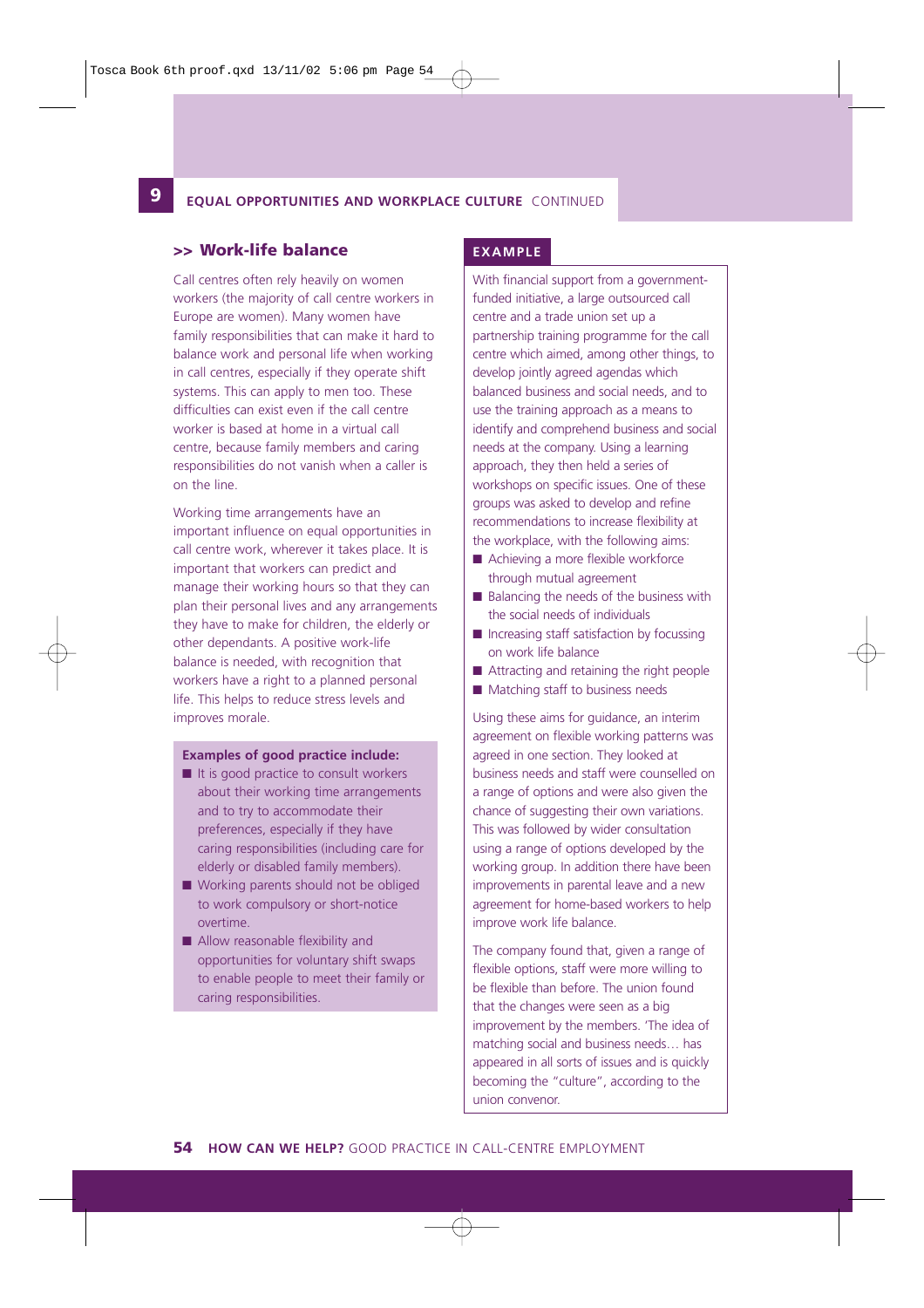## >> Work-life balance

Call centres often rely heavily on women workers (the majority of call centre workers in Europe are women). Many women have family responsibilities that can make it hard to balance work and personal life when working in call centres, especially if they operate shift systems. This can apply to men too. These difficulties can exist even if the call centre worker is based at home in a virtual call centre, because family members and caring responsibilities do not vanish when a caller is on the line.

Working time arrangements have an important influence on equal opportunities in call centre work, wherever it takes place. It is important that workers can predict and manage their working hours so that they can plan their personal lives and any arrangements they have to make for children, the elderly or other dependants. A positive work-life balance is needed, with recognition that workers have a right to a planned personal life. This helps to reduce stress levels and improves morale.

**Examples of good practice include:**

- It is good practice to consult workers about their working time arrangements and to try to accommodate their preferences, especially if they have caring responsibilities (including care for elderly or disabled family members).
- Working parents should not be obliged to work compulsory or short-notice overtime.
- Allow reasonable flexibility and opportunities for voluntary shift swaps to enable people to meet their family or caring responsibilities.

### EXAMPLE

With financial support from a government-funded initiative, a large outsourced call centre and a trade union set up a partnership training programme for the call centre which aimed, among other things, to develop jointly agreed agendas which balanced business and social needs, and to use the training approach as a means to identify and comprehend business and social needs at the company. Using a learning approach, they then held a series of workshops on specific issues. One of these groups was asked to develop and refine recommendations to increase flexibility at the workplace, with the following aims:

- Achieving a more flexible workforce through mutual agreement
- Balancing the needs of the business with the social needs of individuals
- Increasing staff satisfaction by focussing on work life balance
- Attracting and retaining the right people
- Matching staff to business needs

Using these aims for guidance, an interim agreement on flexible working patterns was agreed in one section. They looked at business needs and staff were counselled on a range of options and were also given the chance of suggesting their own variations. This was followed by wider consultation using a range of options developed by the working group. In addition there have been improvements in parental leave and a new agreement for home-based workers to help improve work life balance.

The company found that, given a range of flexible options, staff were more willing to be flexible than before. The union found that the changes were seen as a big improvement by the members. 'The idea of matching social and business needs… has appeared in all sorts of issues and is quickly becoming the "culture", according to the union convenor.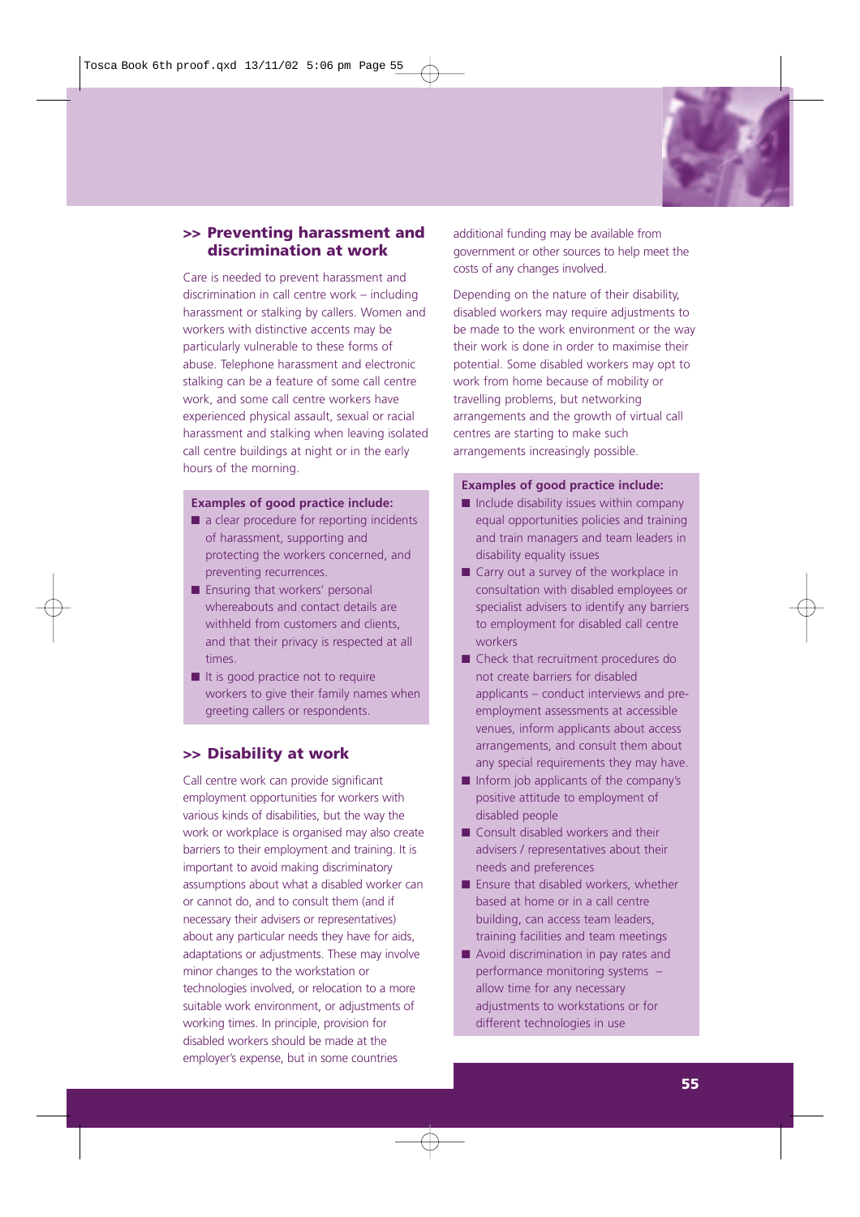## >> Preventing harassment and discrimination at work

Care is needed to prevent harassment and discrimination in call centre work – including harassment or stalking by callers. Women and workers with distinctive accents may be particularly vulnerable to these forms of abuse. Telephone harassment and electronic stalking can be a feature of some call centre work, and some call centre workers have experienced physical assault, sexual or racial harassment and stalking when leaving isolated call centre buildings at night or in the early hours of the morning.

**Examples of good practice include:**

- a clear procedure for reporting incidents of harassment, supporting and protecting the workers concerned, and preventing recurrences.
- Ensuring that workers' personal whereabouts and contact details are withheld from customers and clients, and that their privacy is respected at all times.
- It is good practice not to require workers to give their family names when greeting callers or respondents.

## >> Disability at work

Call centre work can provide significant employment opportunities for workers with various kinds of disabilities, but the way the work or workplace is organised may also create barriers to their employment and training. It is important to avoid making discriminatory assumptions about what a disabled worker can or cannot do, and to consult them (and if necessary their advisers or representatives) about any particular needs they have for aids, adaptations or adjustments. These may involve minor changes to the workstation or technologies involved, or relocation to a more suitable work environment, or adjustments of working times. In principle, provision for disabled workers should be made at the employer's expense, but in some countries additional funding may be available from government or other sources to help meet the costs of any changes involved.

Depending on the nature of their disability, disabled workers may require adjustments to be made to the work environment or the way their work is done in order to maximise their potential. Some disabled workers may opt to work from home because of mobility or travelling problems, but networking arrangements and the growth of virtual call centres are starting to make such arrangements increasingly possible.

**Examples of good practice include:**

- Include disability issues within company equal opportunities policies and training and train managers and team leaders in disability equality issues
- Carry out a survey of the workplace in consultation with disabled employees or specialist advisers to identify any barriers to employment for disabled call centre workers
- Check that recruitment procedures do not create barriers for disabled applicants – conduct interviews and pre-employment assessments at accessible venues, inform applicants about access arrangements, and consult them about any special requirements they may have.
- Inform job applicants of the company's positive attitude to employment of disabled people
- Consult disabled workers and their advisers / representatives about their needs and preferences
- Ensure that disabled workers, whether based at home or in a call centre building, can access team leaders, training facilities and team meetings
- Avoid discrimination in pay rates and performance monitoring systems – allow time for any necessary adjustments to workstations or for different technologies in use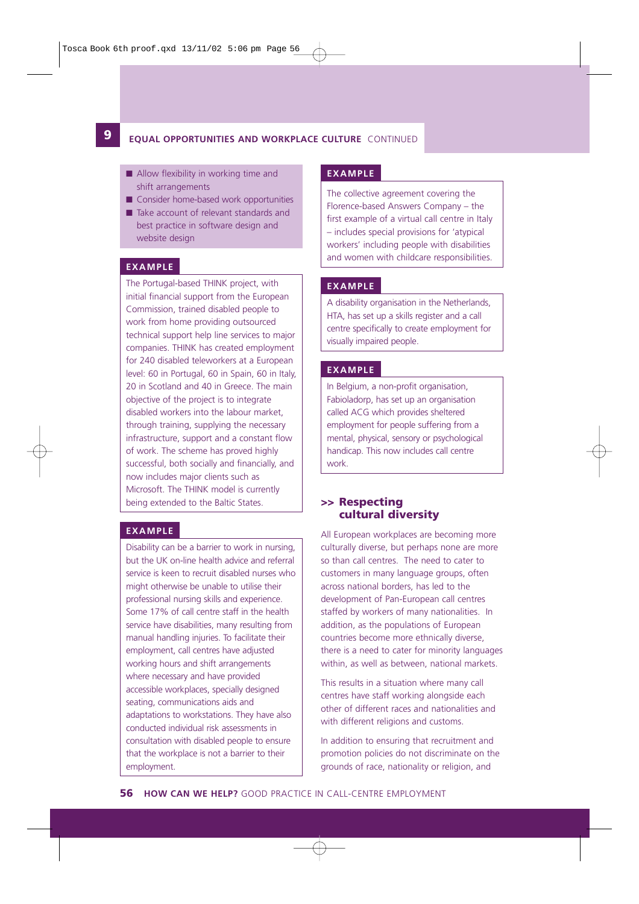- Allow flexibility in working time and shift arrangements
- Consider home-based work opportunities
- Take account of relevant standards and best practice in software design and website design

**EXAMPLE**

The Portugal-based THINK project, with initial financial support from the European Commission, trained disabled people to work from home providing outsourced technical support help line services to major companies. THINK has created employment for 240 disabled teleworkers at a European level: 60 in Portugal, 60 in Spain, 60 in Italy, 20 in Scotland and 40 in Greece. The main objective of the project is to integrate disabled workers into the labour market, through training, supplying the necessary infrastructure, support and a constant flow of work. The scheme has proved highly successful, both socially and financially, and now includes major clients such as Microsoft. The THINK model is currently being extended to the Baltic States.

**EXAMPLE**

Disability can be a barrier to work in nursing, but the UK on-line health advice and referral service is keen to recruit disabled nurses who might otherwise be unable to utilise their professional nursing skills and experience. Some 17% of call centre staff in the health service have disabilities, many resulting from manual handling injuries. To facilitate their employment, call centres have adjusted working hours and shift arrangements where necessary and have provided accessible workplaces, specially designed seating, communications aids and adaptations to workstations. They have also conducted individual risk assessments in consultation with disabled people to ensure that the workplace is not a barrier to their employment.

**EXAMPLE**

The collective agreement covering the Florence-based Answers Company – the first example of a virtual call centre in Italy – includes special provisions for 'atypical workers' including people with disabilities and women with childcare responsibilities.

**EXAMPLE**

A disability organisation in the Netherlands, HTA, has set up a skills register and a call centre specifically to create employment for visually impaired people.

**EXAMPLE**

In Belgium, a non-profit organisation, Fabioladorp, has set up an organisation called ACG which provides sheltered employment for people suffering from a mental, physical, sensory or psychological handicap. This now includes call centre work.

## >> Respecting cultural diversity

All European workplaces are becoming more culturally diverse, but perhaps none are more so than call centres. The need to cater to customers in many language groups, often across national borders, has led to the development of Pan-European call centres staffed by workers of many nationalities. In addition, as the populations of European countries become more ethnically diverse, there is a need to cater for minority languages within, as well as between, national markets.

This results in a situation where many call centres have staff working alongside each other of different races and nationalities and with different religions and customs.

In addition to ensuring that recruitment and promotion policies do not discriminate on the grounds of race, nationality or religion, and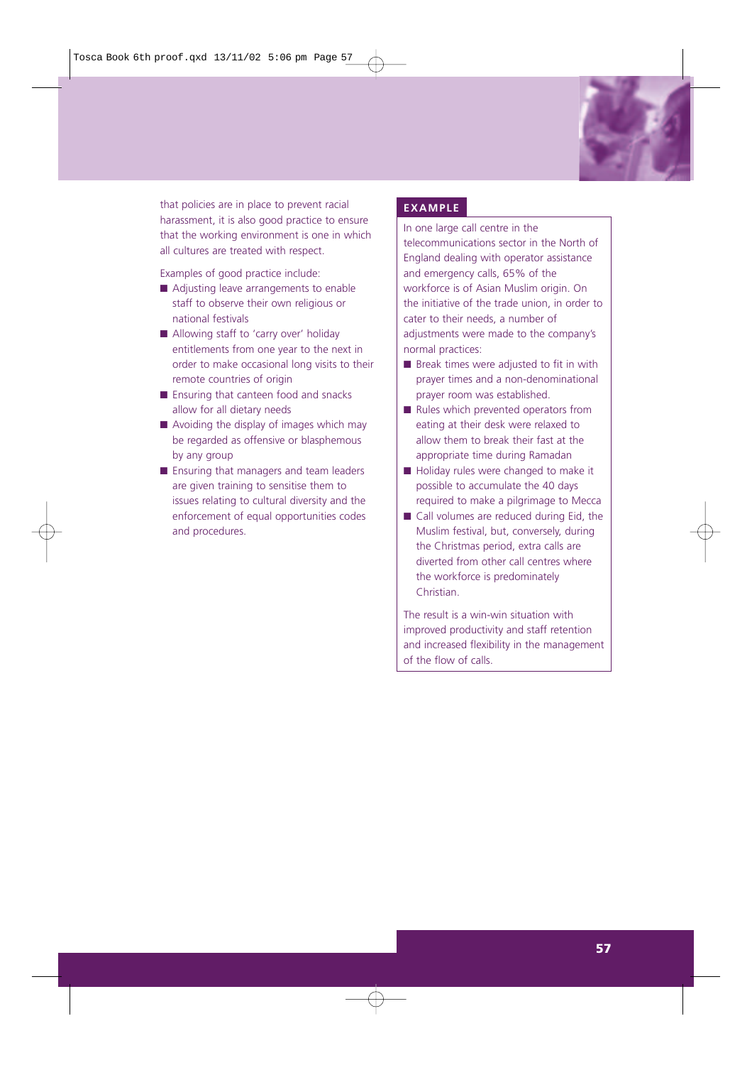that policies are in place to prevent racial harassment, it is also good practice to ensure that the working environment is one in which all cultures are treated with respect.

Examples of good practice include:

- Adjusting leave arrangements to enable staff to observe their own religious or national festivals
- Allowing staff to 'carry over' holiday entitlements from one year to the next in order to make occasional long visits to their remote countries of origin
- Ensuring that canteen food and snacks allow for all dietary needs
- Avoiding the display of images which may be regarded as offensive or blasphemous by any group
- Ensuring that managers and team leaders are given training to sensitise them to issues relating to cultural diversity and the enforcement of equal opportunities codes and procedures.

### EXAMPLE

In one large call centre in the telecommunications sector in the North of England dealing with operator assistance and emergency calls, 65% of the workforce is of Asian Muslim origin. On the initiative of the trade union, in order to cater to their needs, a number of adjustments were made to the company's normal practices:

- Break times were adjusted to fit in with prayer times and a non-denominational prayer room was established.
- Rules which prevented operators from eating at their desk were relaxed to allow them to break their fast at the appropriate time during Ramadan
- Holiday rules were changed to make it possible to accumulate the 40 days required to make a pilgrimage to Mecca
- Call volumes are reduced during Eid, the Muslim festival, but, conversely, during the Christmas period, extra calls are diverted from other call centres where the workforce is predominately Christian.

The result is a win-win situation with improved productivity and staff retention and increased flexibility in the management of the flow of calls.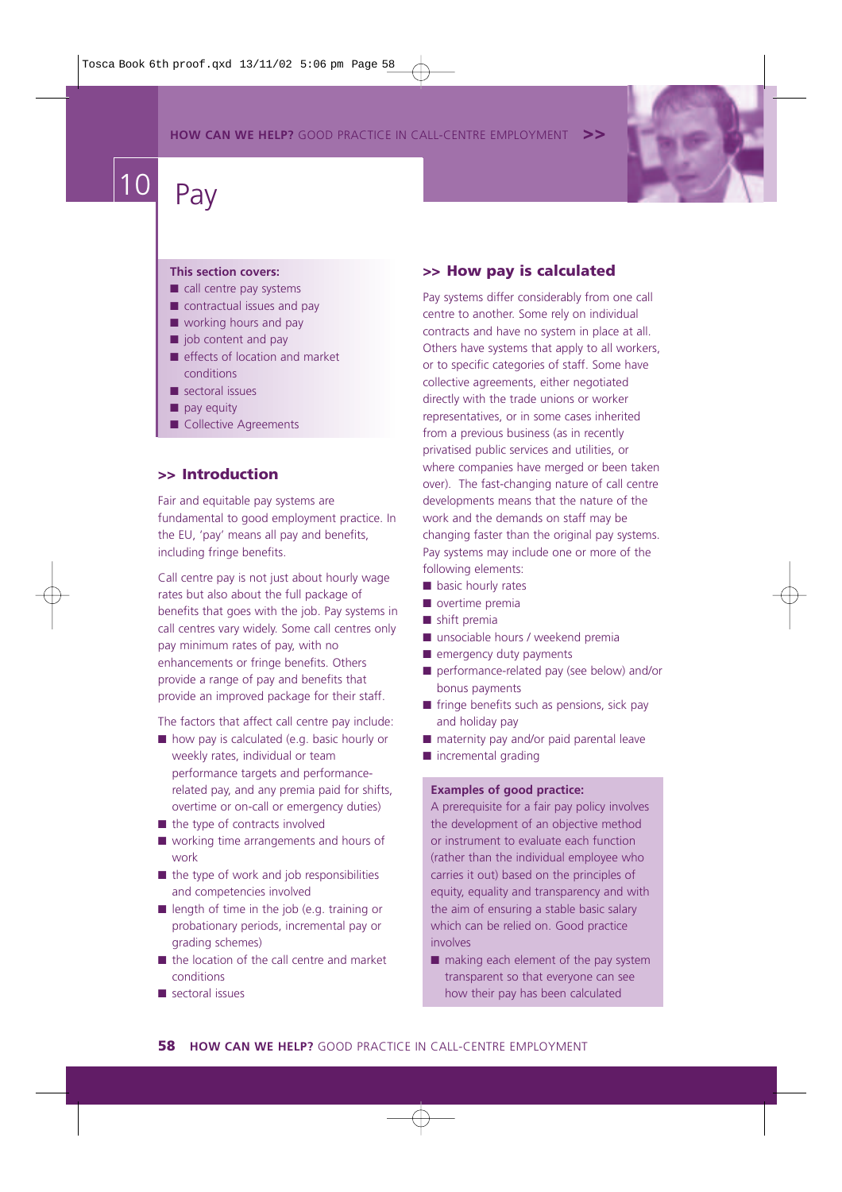# 10 Pay

**This section covers:**

- call centre pay systems
- contractual issues and pay
- working hours and pay
- job content and pay
- effects of location and market conditions
- sectoral issues
- pay equity
- Collective Agreements

## >> Introduction

Fair and equitable pay systems are fundamental to good employment practice. In the EU, 'pay' means all pay and benefits, including fringe benefits.

Call centre pay is not just about hourly wage rates but also about the full package of benefits that goes with the job. Pay systems in call centres vary widely. Some call centres only pay minimum rates of pay, with no enhancements or fringe benefits. Others provide a range of pay and benefits that provide an improved package for their staff.

The factors that affect call centre pay include:

- how pay is calculated (e.g. basic hourly or weekly rates, individual or team performance targets and performance-related pay, and any premia paid for shifts, overtime or on-call or emergency duties)
- the type of contracts involved
- working time arrangements and hours of work
- the type of work and job responsibilities and competencies involved
- length of time in the job (e.g. training or probationary periods, incremental pay or grading schemes)
- the location of the call centre and market conditions
- sectoral issues

## >> How pay is calculated

Pay systems differ considerably from one call centre to another. Some rely on individual contracts and have no system in place at all. Others have systems that apply to all workers, or to specific categories of staff. Some have collective agreements, either negotiated directly with the trade unions or worker representatives, or in some cases inherited from a previous business (as in recently privatised public services and utilities, or where companies have merged or been taken over). The fast-changing nature of call centre developments means that the nature of the work and the demands on staff may be changing faster than the original pay systems. Pay systems may include one or more of the following elements:

- basic hourly rates
- overtime premia
- shift premia
- unsociable hours / weekend premia
- emergency duty payments
- performance-related pay (see below) and/or bonus payments
- fringe benefits such as pensions, sick pay and holiday pay
- maternity pay and/or paid parental leave
- incremental grading

**Examples of good practice:**

A prerequisite for a fair pay policy involves the development of an objective method or instrument to evaluate each function (rather than the individual employee who carries it out) based on the principles of equity, equality and transparency and with the aim of ensuring a stable basic salary which can be relied on. Good practice involves

- making each element of the pay system transparent so that everyone can see how their pay has been calculated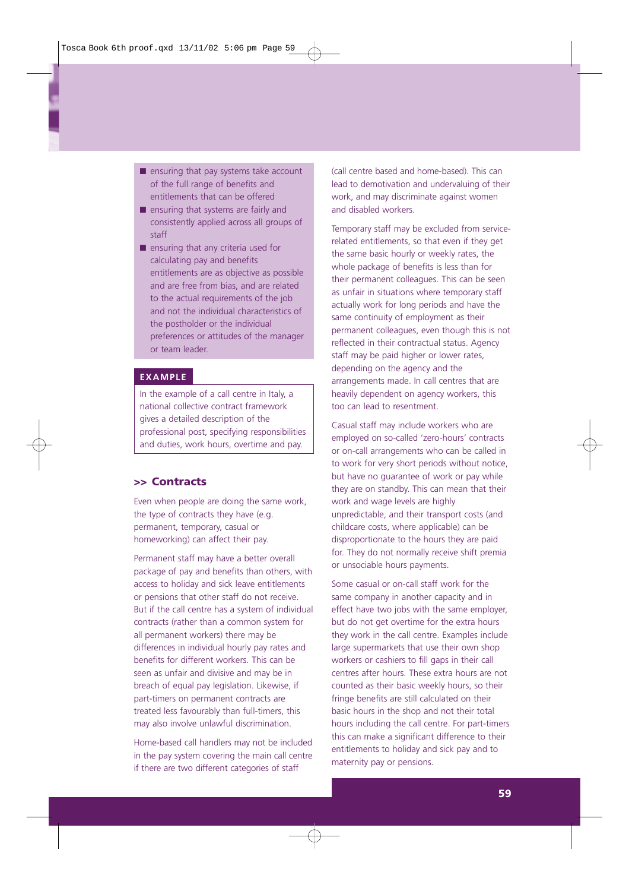- ensuring that pay systems take account of the full range of benefits and entitlements that can be offered
- ensuring that systems are fairly and consistently applied across all groups of staff
- ensuring that any criteria used for calculating pay and benefits entitlements are as objective as possible and are free from bias, and are related to the actual requirements of the job and not the individual characteristics of the postholder or the individual preferences or attitudes of the manager or team leader.

**EXAMPLE**

In the example of a call centre in Italy, a national collective contract framework gives a detailed description of the professional post, specifying responsibilities and duties, work hours, overtime and pay.

## >> Contracts

Even when people are doing the same work, the type of contracts they have (e.g. permanent, temporary, casual or homeworking) can affect their pay.

Permanent staff may have a better overall package of pay and benefits than others, with access to holiday and sick leave entitlements or pensions that other staff do not receive. But if the call centre has a system of individual contracts (rather than a common system for all permanent workers) there may be differences in individual hourly pay rates and benefits for different workers. This can be seen as unfair and divisive and may be in breach of equal pay legislation. Likewise, if part-timers on permanent contracts are treated less favourably than full-timers, this may also involve unlawful discrimination.

Home-based call handlers may not be included in the pay system covering the main call centre if there are two different categories of staff (call centre based and home-based). This can lead to demotivation and undervaluing of their work, and may discriminate against women and disabled workers.

Temporary staff may be excluded from service-related entitlements, so that even if they get the same basic hourly or weekly rates, the whole package of benefits is less than for their permanent colleagues. This can be seen as unfair in situations where temporary staff actually work for long periods and have the same continuity of employment as their permanent colleagues, even though this is not reflected in their contractual status. Agency staff may be paid higher or lower rates, depending on the agency and the arrangements made. In call centres that are heavily dependent on agency workers, this too can lead to resentment.

Casual staff may include workers who are employed on so-called 'zero-hours' contracts or on-call arrangements who can be called in to work for very short periods without notice, but have no guarantee of work or pay while they are on standby. This can mean that their work and wage levels are highly unpredictable, and their transport costs (and childcare costs, where applicable) can be disproportionate to the hours they are paid for. They do not normally receive shift premia or unsociable hours payments.

Some casual or on-call staff work for the same company in another capacity and in effect have two jobs with the same employer, but do not get overtime for the extra hours they work in the call centre. Examples include large supermarkets that use their own shop workers or cashiers to fill gaps in their call centres after hours. These extra hours are not counted as their basic weekly hours, so their fringe benefits are still calculated on their basic hours in the shop and not their total hours including the call centre. For part-timers this can make a significant difference to their entitlements to holiday and sick pay and to maternity pay or pensions.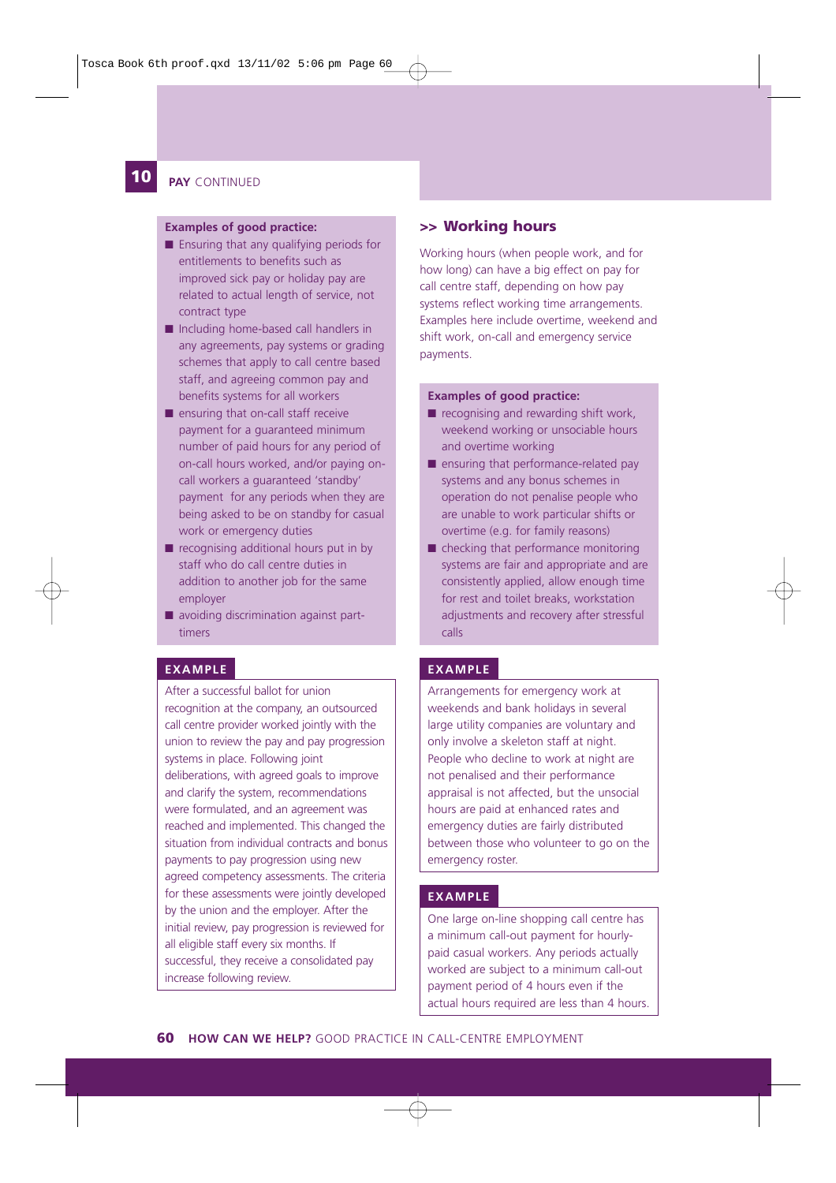## 10 PAY CONTINUED

**Examples of good practice:**

- Ensuring that any qualifying periods for entitlements to benefits such as improved sick pay or holiday pay are related to actual length of service, not contract type
- Including home-based call handlers in any agreements, pay systems or grading schemes that apply to call centre based staff, and agreeing common pay and benefits systems for all workers
- ensuring that on-call staff receive payment for a guaranteed minimum number of paid hours for any period of on-call hours worked, and/or paying on-call workers a guaranteed 'standby' payment for any periods when they are being asked to be on standby for casual work or emergency duties
- recognising additional hours put in by staff who do call centre duties in addition to another job for the same employer
- avoiding discrimination against part-timers

**EXAMPLE**

After a successful ballot for union recognition at the company, an outsourced call centre provider worked jointly with the union to review the pay and pay progression systems in place. Following joint deliberations, with agreed goals to improve and clarify the system, recommendations were formulated, and an agreement was reached and implemented. This changed the situation from individual contracts and bonus payments to pay progression using new agreed competency assessments. The criteria for these assessments were jointly developed by the union and the employer. After the initial review, pay progression is reviewed for all eligible staff every six months. If successful, they receive a consolidated pay increase following review.

### >> Working hours

Working hours (when people work, and for how long) can have a big effect on pay for call centre staff, depending on how pay systems reflect working time arrangements. Examples here include overtime, weekend and shift work, on-call and emergency service payments.

**Examples of good practice:**

- recognising and rewarding shift work, weekend working or unsociable hours and overtime working
- ensuring that performance-related pay systems and any bonus schemes in operation do not penalise people who are unable to work particular shifts or overtime (e.g. for family reasons)
- checking that performance monitoring systems are fair and appropriate and are consistently applied, allow enough time for rest and toilet breaks, workstation adjustments and recovery after stressful calls

**EXAMPLE**

Arrangements for emergency work at weekends and bank holidays in several large utility companies are voluntary and only involve a skeleton staff at night. People who decline to work at night are not penalised and their performance appraisal is not affected, but the unsocial hours are paid at enhanced rates and emergency duties are fairly distributed between those who volunteer to go on the emergency roster.

**EXAMPLE**

One large on-line shopping call centre has a minimum call-out payment for hourly-paid casual workers. Any periods actually worked are subject to a minimum call-out payment period of 4 hours even if the actual hours required are less than 4 hours.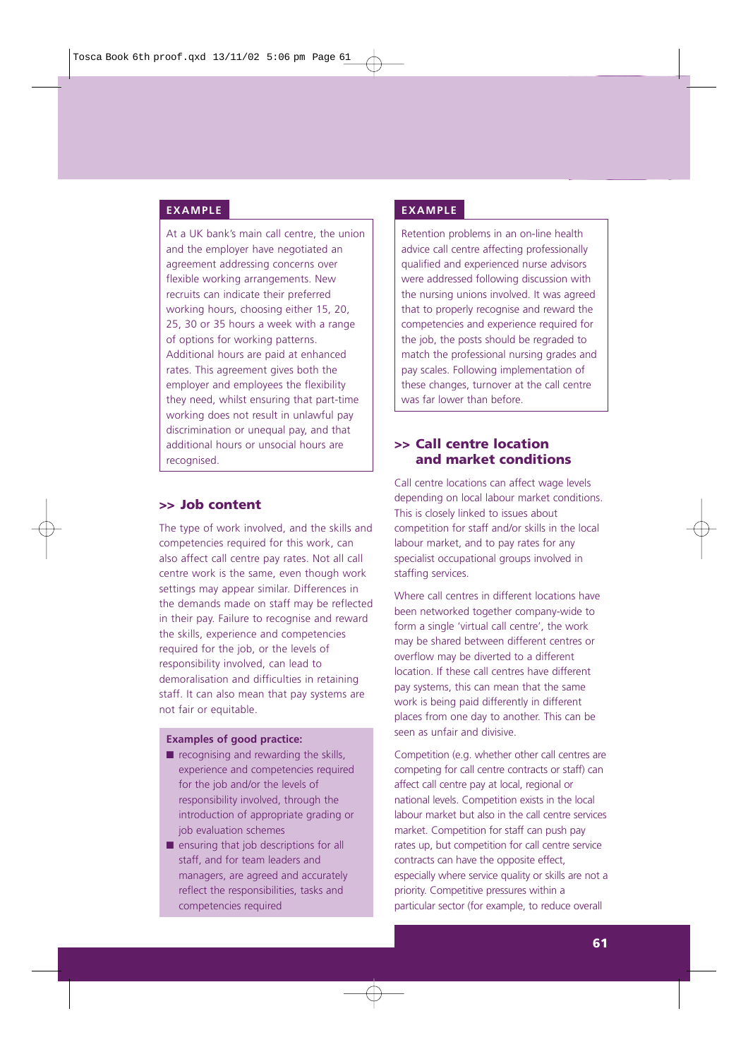**EXAMPLE**

At a UK bank's main call centre, the union and the employer have negotiated an agreement addressing concerns over flexible working arrangements. New recruits can indicate their preferred working hours, choosing either 15, 20, 25, 30 or 35 hours a week with a range of options for working patterns. Additional hours are paid at enhanced rates. This agreement gives both the employer and employees the flexibility they need, whilst ensuring that part-time working does not result in unlawful pay discrimination or unequal pay, and that additional hours or unsocial hours are recognised.

## >> Job content

The type of work involved, and the skills and competencies required for this work, can also affect call centre pay rates. Not all call centre work is the same, even though work settings may appear similar. Differences in the demands made on staff may be reflected in their pay. Failure to recognise and reward the skills, experience and competencies required for the job, or the levels of responsibility involved, can lead to demoralisation and difficulties in retaining staff. It can also mean that pay systems are not fair or equitable.

**Examples of good practice:**

- recognising and rewarding the skills, experience and competencies required for the job and/or the levels of responsibility involved, through the introduction of appropriate grading or job evaluation schemes
- ensuring that job descriptions for all staff, and for team leaders and managers, are agreed and accurately reflect the responsibilities, tasks and competencies required

**EXAMPLE**

Retention problems in an on-line health advice call centre affecting professionally qualified and experienced nurse advisors were addressed following discussion with the nursing unions involved. It was agreed that to properly recognise and reward the competencies and experience required for the job, the posts should be regraded to match the professional nursing grades and pay scales. Following implementation of these changes, turnover at the call centre was far lower than before.

## >> Call centre location and market conditions

Call centre locations can affect wage levels depending on local labour market conditions. This is closely linked to issues about competition for staff and/or skills in the local labour market, and to pay rates for any specialist occupational groups involved in staffing services.

Where call centres in different locations have been networked together company-wide to form a single 'virtual call centre', the work may be shared between different centres or overflow may be diverted to a different location. If these call centres have different pay systems, this can mean that the same work is being paid differently in different places from one day to another. This can be seen as unfair and divisive.

Competition (e.g. whether other call centres are competing for call centre contracts or staff) can affect call centre pay at local, regional or national levels. Competition exists in the local labour market but also in the call centre services market. Competition for staff can push pay rates up, but competition for call centre service contracts can have the opposite effect, especially where service quality or skills are not a priority. Competitive pressures within a particular sector (for example, to reduce overall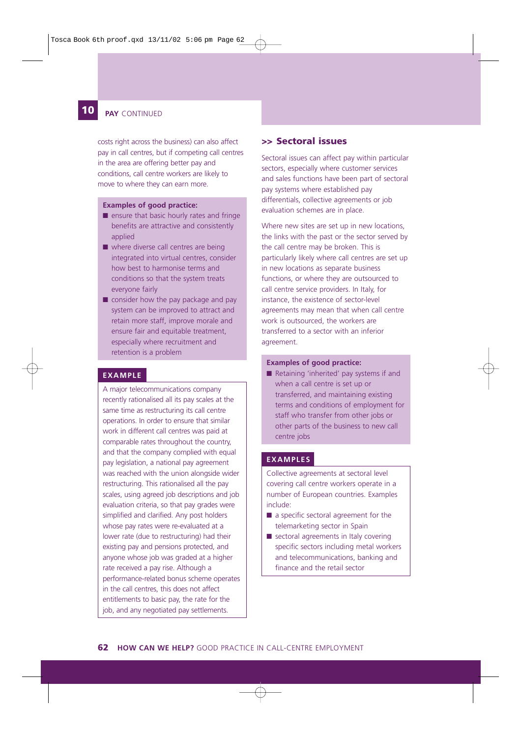## 10 PAY CONTINUED

costs right across the business) can also affect pay in call centres, but if competing call centres in the area are offering better pay and conditions, call centre workers are likely to move to where they can earn more.

**Examples of good practice:**

- ensure that basic hourly rates and fringe benefits are attractive and consistently applied
- where diverse call centres are being integrated into virtual centres, consider how best to harmonise terms and conditions so that the system treats everyone fairly
- consider how the pay package and pay system can be improved to attract and retain more staff, improve morale and ensure fair and equitable treatment, especially where recruitment and retention is a problem

**EXAMPLE**

A major telecommunications company recently rationalised all its pay scales at the same time as restructuring its call centre operations. In order to ensure that similar work in different call centres was paid at comparable rates throughout the country, and that the company complied with equal pay legislation, a national pay agreement was reached with the union alongside wider restructuring. This rationalised all the pay scales, using agreed job descriptions and job evaluation criteria, so that pay grades were simplified and clarified. Any post holders whose pay rates were re-evaluated at a lower rate (due to restructuring) had their existing pay and pensions protected, and anyone whose job was graded at a higher rate received a pay rise. Although a performance-related bonus scheme operates in the call centres, this does not affect entitlements to basic pay, the rate for the job, and any negotiated pay settlements.

### >> Sectoral issues

Sectoral issues can affect pay within particular sectors, especially where customer services and sales functions have been part of sectoral pay systems where established pay differentials, collective agreements or job evaluation schemes are in place.

Where new sites are set up in new locations, the links with the past or the sector served by the call centre may be broken. This is particularly likely where call centres are set up in new locations as separate business functions, or where they are outsourced to call centre service providers. In Italy, for instance, the existence of sector-level agreements may mean that when call centre work is outsourced, the workers are transferred to a sector with an inferior agreement.

**Examples of good practice:**

- Retaining 'inherited' pay systems if and when a call centre is set up or transferred, and maintaining existing terms and conditions of employment for staff who transfer from other jobs or other parts of the business to new call centre jobs

**EXAMPLES**

Collective agreements at sectoral level covering call centre workers operate in a number of European countries. Examples include:

- a specific sectoral agreement for the telemarketing sector in Spain
- sectoral agreements in Italy covering specific sectors including metal workers and telecommunications, banking and finance and the retail sector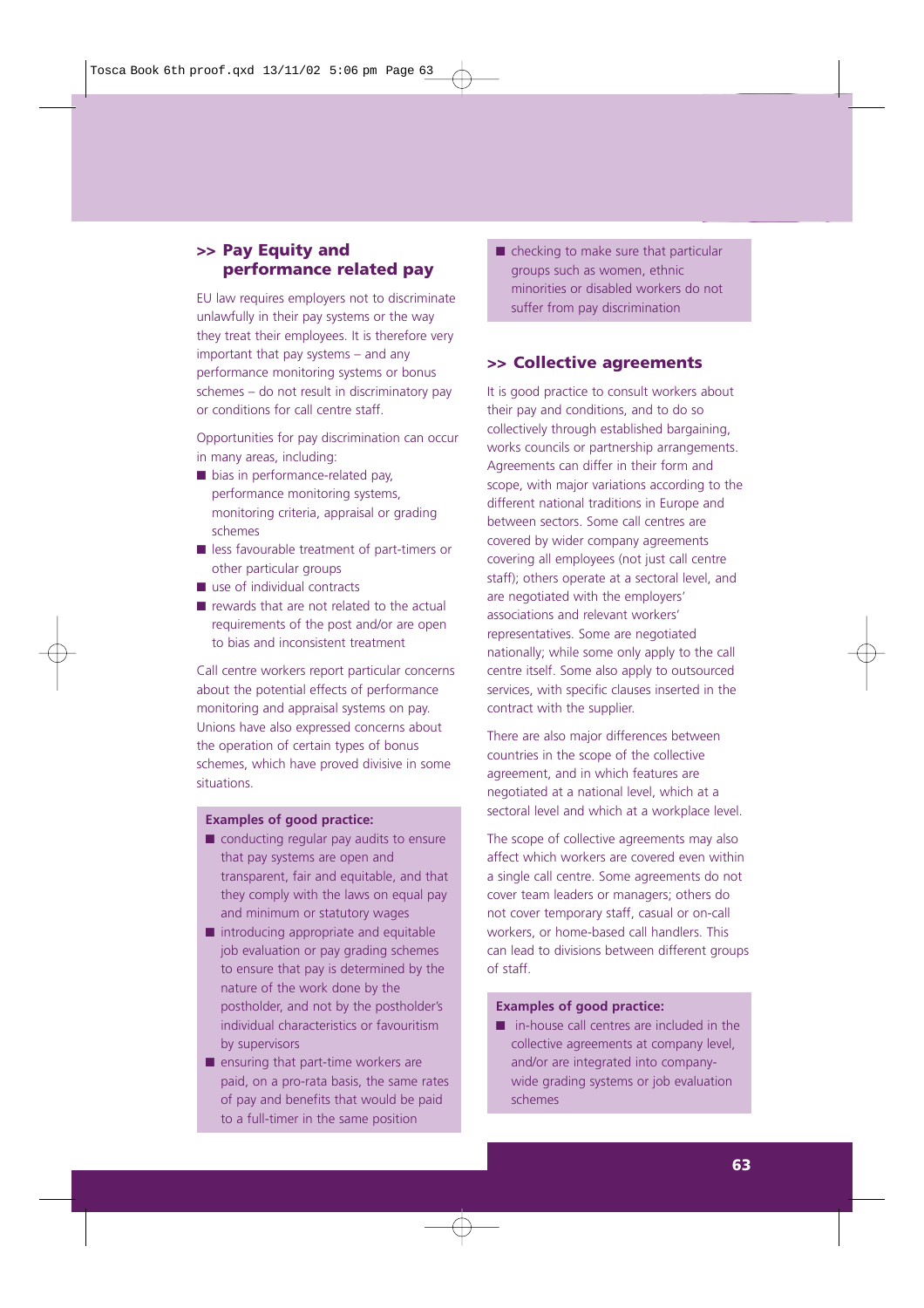## >> Pay Equity and performance related pay

EU law requires employers not to discriminate unlawfully in their pay systems or the way they treat their employees. It is therefore very important that pay systems – and any performance monitoring systems or bonus schemes – do not result in discriminatory pay or conditions for call centre staff.

Opportunities for pay discrimination can occur in many areas, including:

- bias in performance-related pay, performance monitoring systems, monitoring criteria, appraisal or grading schemes
- less favourable treatment of part-timers or other particular groups
- use of individual contracts
- rewards that are not related to the actual requirements of the post and/or are open to bias and inconsistent treatment

Call centre workers report particular concerns about the potential effects of performance monitoring and appraisal systems on pay. Unions have also expressed concerns about the operation of certain types of bonus schemes, which have proved divisive in some situations.

**Examples of good practice:**

- conducting regular pay audits to ensure that pay systems are open and transparent, fair and equitable, and that they comply with the laws on equal pay and minimum or statutory wages
- introducing appropriate and equitable job evaluation or pay grading schemes to ensure that pay is determined by the nature of the work done by the postholder, and not by the postholder's individual characteristics or favouritism by supervisors
- ensuring that part-time workers are paid, on a pro-rata basis, the same rates of pay and benefits that would be paid to a full-timer in the same position
- checking to make sure that particular groups such as women, ethnic minorities or disabled workers do not suffer from pay discrimination

## >> Collective agreements

It is good practice to consult workers about their pay and conditions, and to do so collectively through established bargaining, works councils or partnership arrangements. Agreements can differ in their form and scope, with major variations according to the different national traditions in Europe and between sectors. Some call centres are covered by wider company agreements covering all employees (not just call centre staff); others operate at a sectoral level, and are negotiated with the employers' associations and relevant workers' representatives. Some are negotiated nationally; while some only apply to the call centre itself. Some also apply to outsourced services, with specific clauses inserted in the contract with the supplier.

There are also major differences between countries in the scope of the collective agreement, and in which features are negotiated at a national level, which at a sectoral level and which at a workplace level.

The scope of collective agreements may also affect which workers are covered even within a single call centre. Some agreements do not cover team leaders or managers; others do not cover temporary staff, casual or on-call workers, or home-based call handlers. This can lead to divisions between different groups of staff.

**Examples of good practice:**

- in-house call centres are included in the collective agreements at company level, and/or are integrated into company-wide grading systems or job evaluation schemes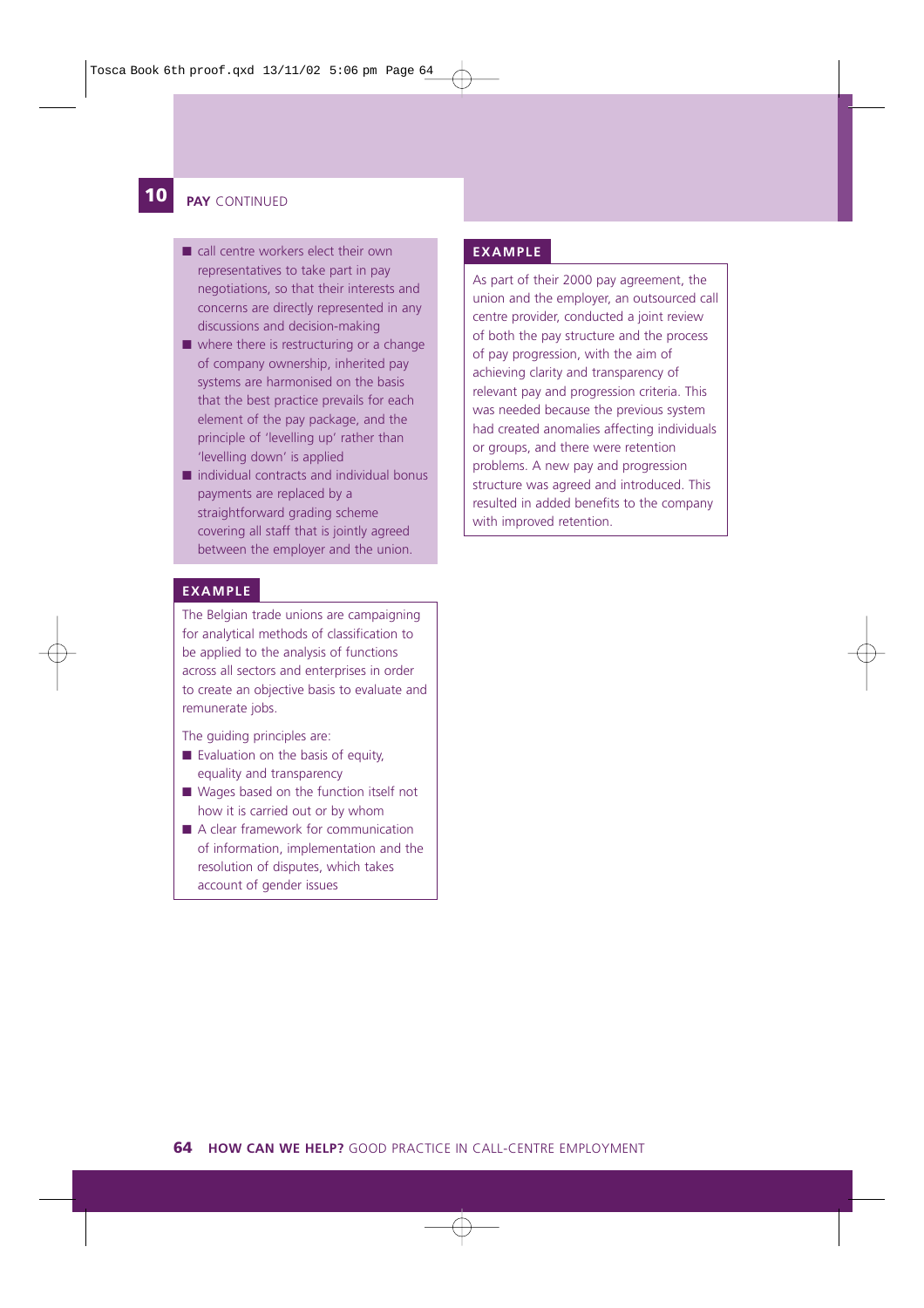## 10 PAY CONTINUED

- call centre workers elect their own representatives to take part in pay negotiations, so that their interests and concerns are directly represented in any discussions and decision-making
- where there is restructuring or a change of company ownership, inherited pay systems are harmonised on the basis that the best practice prevails for each element of the pay package, and the principle of 'levelling up' rather than 'levelling down' is applied
- individual contracts and individual bonus payments are replaced by a straightforward grading scheme covering all staff that is jointly agreed between the employer and the union.

**EXAMPLE**

The Belgian trade unions are campaigning for analytical methods of classification to be applied to the analysis of functions across all sectors and enterprises in order to create an objective basis to evaluate and remunerate jobs.

The guiding principles are:

- Evaluation on the basis of equity, equality and transparency
- Wages based on the function itself not how it is carried out or by whom
- A clear framework for communication of information, implementation and the resolution of disputes, which takes account of gender issues

**EXAMPLE**

As part of their 2000 pay agreement, the union and the employer, an outsourced call centre provider, conducted a joint review of both the pay structure and the process of pay progression, with the aim of achieving clarity and transparency of relevant pay and progression criteria. This was needed because the previous system had created anomalies affecting individuals or groups, and there were retention problems. A new pay and progression structure was agreed and introduced. This resulted in added benefits to the company with improved retention.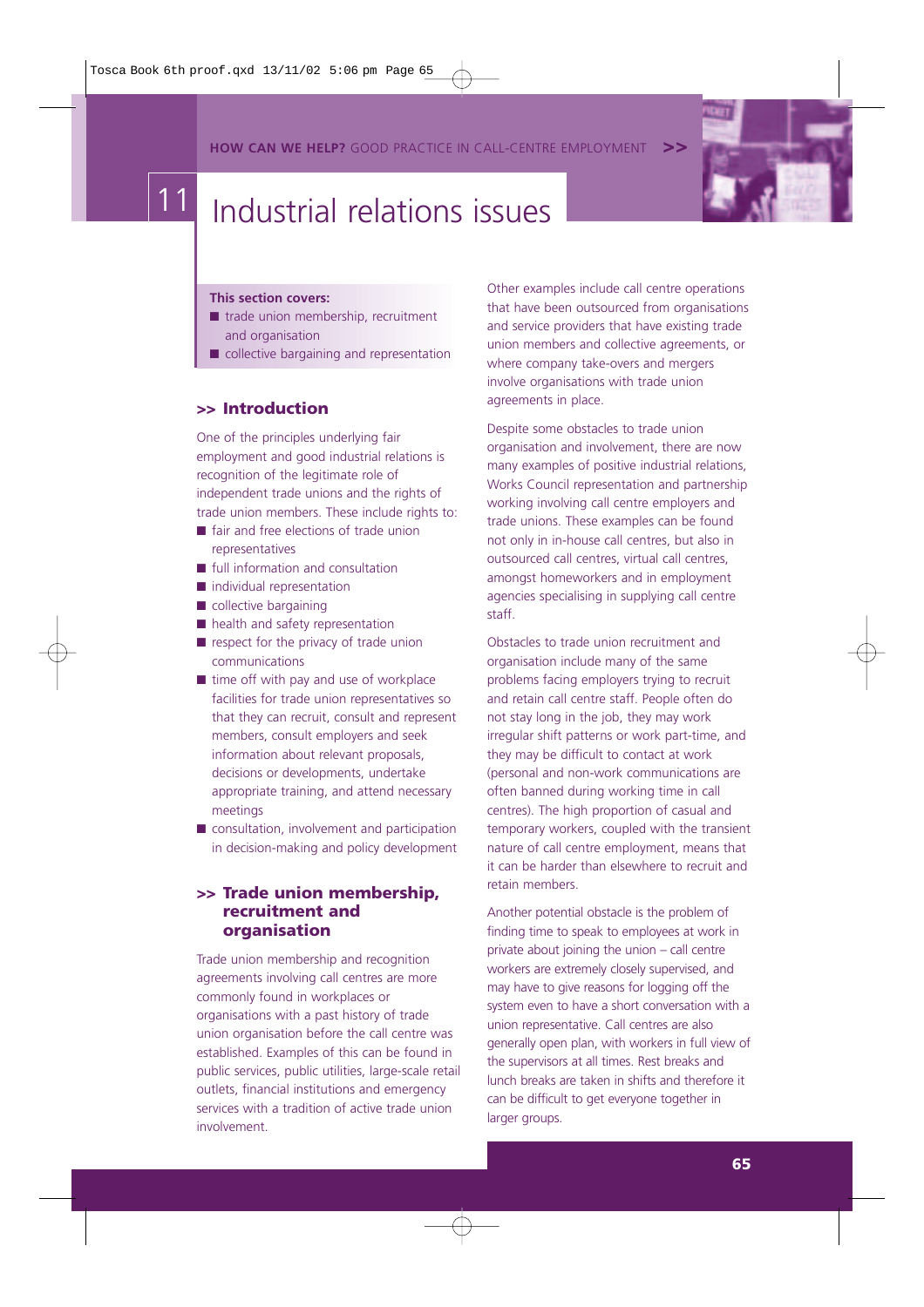# 11 Industrial relations issues

**This section covers:**

- trade union membership, recruitment and organisation
- collective bargaining and representation

## >> Introduction

One of the principles underlying fair employment and good industrial relations is recognition of the legitimate role of independent trade unions and the rights of trade union members. These include rights to:

- fair and free elections of trade union representatives
- full information and consultation
- individual representation
- collective bargaining
- health and safety representation
- respect for the privacy of trade union communications
- time off with pay and use of workplace facilities for trade union representatives so that they can recruit, consult and represent members, consult employers and seek information about relevant proposals, decisions or developments, undertake appropriate training, and attend necessary meetings
- consultation, involvement and participation in decision-making and policy development

## >> Trade union membership, recruitment and organisation

Trade union membership and recognition agreements involving call centres are more commonly found in workplaces or organisations with a past history of trade union organisation before the call centre was established. Examples of this can be found in public services, public utilities, large-scale retail outlets, financial institutions and emergency services with a tradition of active trade union involvement.

Other examples include call centre operations that have been outsourced from organisations and service providers that have existing trade union members and collective agreements, or where company take-overs and mergers involve organisations with trade union agreements in place.

Despite some obstacles to trade union organisation and involvement, there are now many examples of positive industrial relations, Works Council representation and partnership working involving call centre employers and trade unions. These examples can be found not only in in-house call centres, but also in outsourced call centres, virtual call centres, amongst homeworkers and in employment agencies specialising in supplying call centre staff.

Obstacles to trade union recruitment and organisation include many of the same problems facing employers trying to recruit and retain call centre staff. People often do not stay long in the job, they may work irregular shift patterns or work part-time, and they may be difficult to contact at work (personal and non-work communications are often banned during working time in call centres). The high proportion of casual and temporary workers, coupled with the transient nature of call centre employment, means that it can be harder than elsewhere to recruit and retain members.

Another potential obstacle is the problem of finding time to speak to employees at work in private about joining the union – call centre workers are extremely closely supervised, and may have to give reasons for logging off the system even to have a short conversation with a union representative. Call centres are also generally open plan, with workers in full view of the supervisors at all times. Rest breaks and lunch breaks are taken in shifts and therefore it can be difficult to get everyone together in larger groups.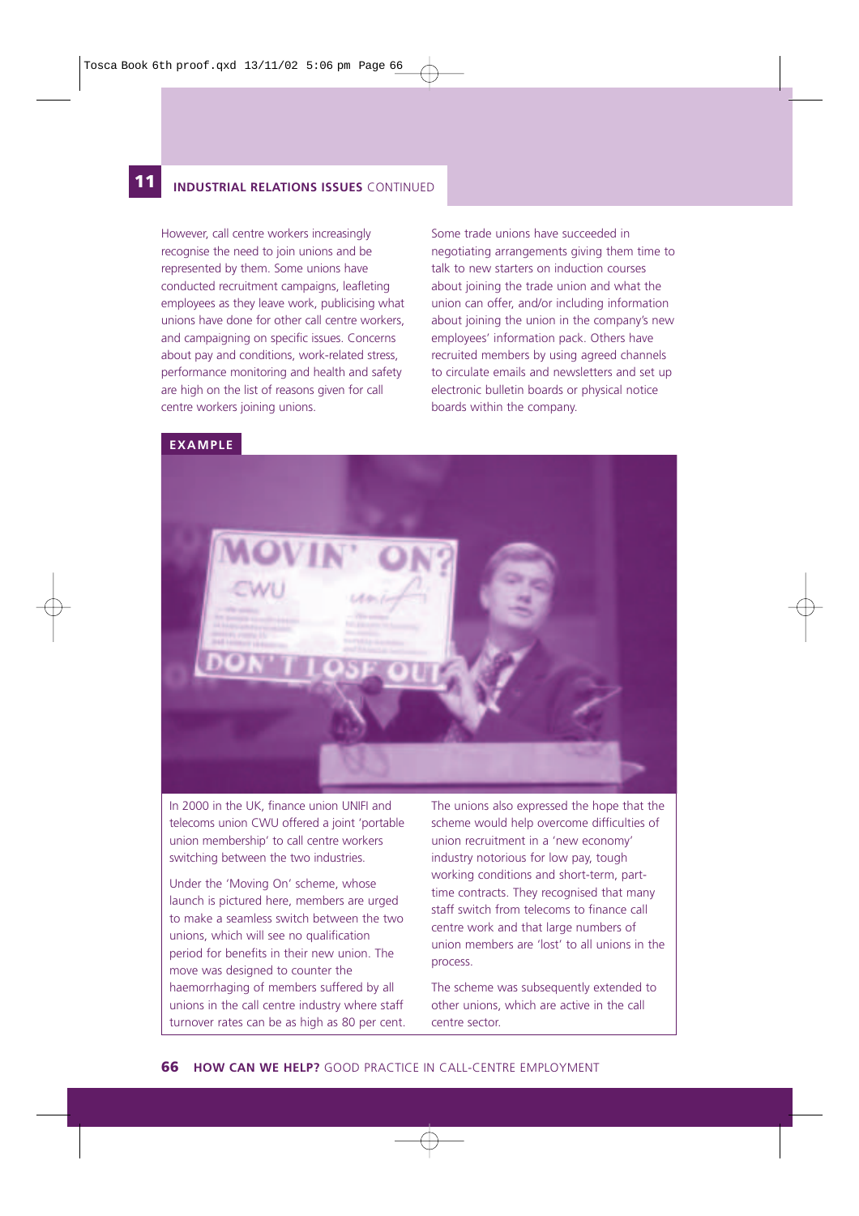## 11 INDUSTRIAL RELATIONS ISSUES CONTINUED

However, call centre workers increasingly recognise the need to join unions and be represented by them. Some unions have conducted recruitment campaigns, leafleting employees as they leave work, publicising what unions have done for other call centre workers, and campaigning on specific issues. Concerns about pay and conditions, work-related stress, performance monitoring and health and safety are high on the list of reasons given for call centre workers joining unions.

Some trade unions have succeeded in negotiating arrangements giving them time to talk to new starters on induction courses about joining the trade union and what the union can offer, and/or including information about joining the union in the company's new employees' information pack. Others have recruited members by using agreed channels to circulate emails and newsletters and set up electronic bulletin boards or physical notice boards within the company.

### EXAMPLE

In 2000 in the UK, finance union UNIFI and telecoms union CWU offered a joint 'portable union membership' to call centre workers switching between the two industries.

Under the 'Moving On' scheme, whose launch is pictured here, members are urged to make a seamless switch between the two unions, which will see no qualification period for benefits in their new union. The move was designed to counter the haemorrhaging of members suffered by all unions in the call centre industry where staff turnover rates can be as high as 80 per cent.

The unions also expressed the hope that the scheme would help overcome difficulties of union recruitment in a 'new economy' industry notorious for low pay, tough working conditions and short-term, part-time contracts. They recognised that many staff switch from telecoms to finance call centre work and that large numbers of union members are 'lost' to all unions in the process.

The scheme was subsequently extended to other unions, which are active in the call centre sector.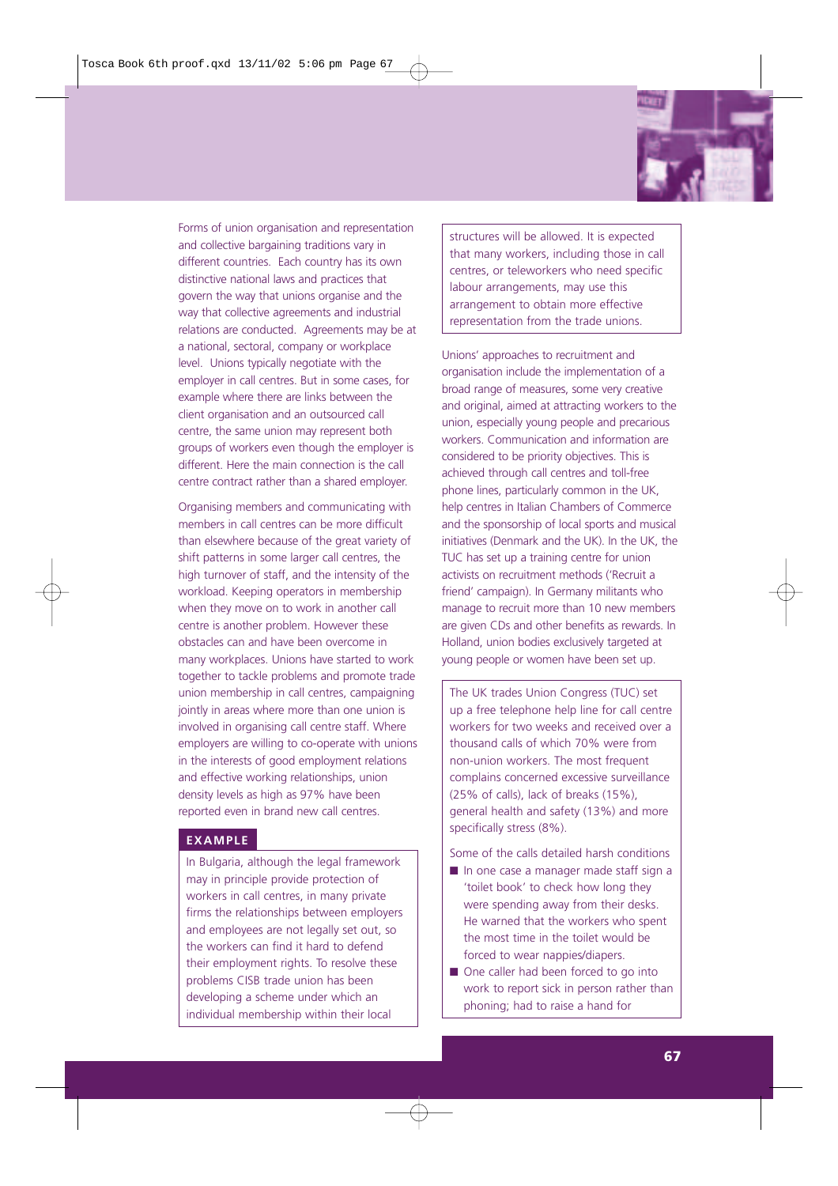Forms of union organisation and representation and collective bargaining traditions vary in different countries. Each country has its own distinctive national laws and practices that govern the way that unions organise and the way that collective agreements and industrial relations are conducted. Agreements may be at a national, sectoral, company or workplace level. Unions typically negotiate with the employer in call centres. But in some cases, for example where there are links between the client organisation and an outsourced call centre, the same union may represent both groups of workers even though the employer is different. Here the main connection is the call centre contract rather than a shared employer.

Organising members and communicating with members in call centres can be more difficult than elsewhere because of the great variety of shift patterns in some larger call centres, the high turnover of staff, and the intensity of the workload. Keeping operators in membership when they move on to work in another call centre is another problem. However these obstacles can and have been overcome in many workplaces. Unions have started to work together to tackle problems and promote trade union membership in call centres, campaigning jointly in areas where more than one union is involved in organising call centre staff. Where employers are willing to co-operate with unions in the interests of good employment relations and effective working relationships, union density levels as high as 97% have been reported even in brand new call centres.

**EXAMPLE**

In Bulgaria, although the legal framework may in principle provide protection of workers in call centres, in many private firms the relationships between employers and employees are not legally set out, so the workers can find it hard to defend their employment rights. To resolve these problems CISB trade union has been developing a scheme under which an individual membership within their local structures will be allowed. It is expected that many workers, including those in call centres, or teleworkers who need specific labour arrangements, may use this arrangement to obtain more effective representation from the trade unions.

Unions' approaches to recruitment and organisation include the implementation of a broad range of measures, some very creative and original, aimed at attracting workers to the union, especially young people and precarious workers. Communication and information are considered to be priority objectives. This is achieved through call centres and toll-free phone lines, particularly common in the UK, help centres in Italian Chambers of Commerce and the sponsorship of local sports and musical initiatives (Denmark and the UK). In the UK, the TUC has set up a training centre for union activists on recruitment methods ('Recruit a friend' campaign). In Germany militants who manage to recruit more than 10 new members are given CDs and other benefits as rewards. In Holland, union bodies exclusively targeted at young people or women have been set up.

The UK trades Union Congress (TUC) set up a free telephone help line for call centre workers for two weeks and received over a thousand calls of which 70% were from non-union workers. The most frequent complains concerned excessive surveillance (25% of calls), lack of breaks (15%), general health and safety (13%) and more specifically stress (8%).

Some of the calls detailed harsh conditions

- In one case a manager made staff sign a 'toilet book' to check how long they were spending away from their desks. He warned that the workers who spent the most time in the toilet would be forced to wear nappies/diapers.
- One caller had been forced to go into work to report sick in person rather than phoning; had to raise a hand for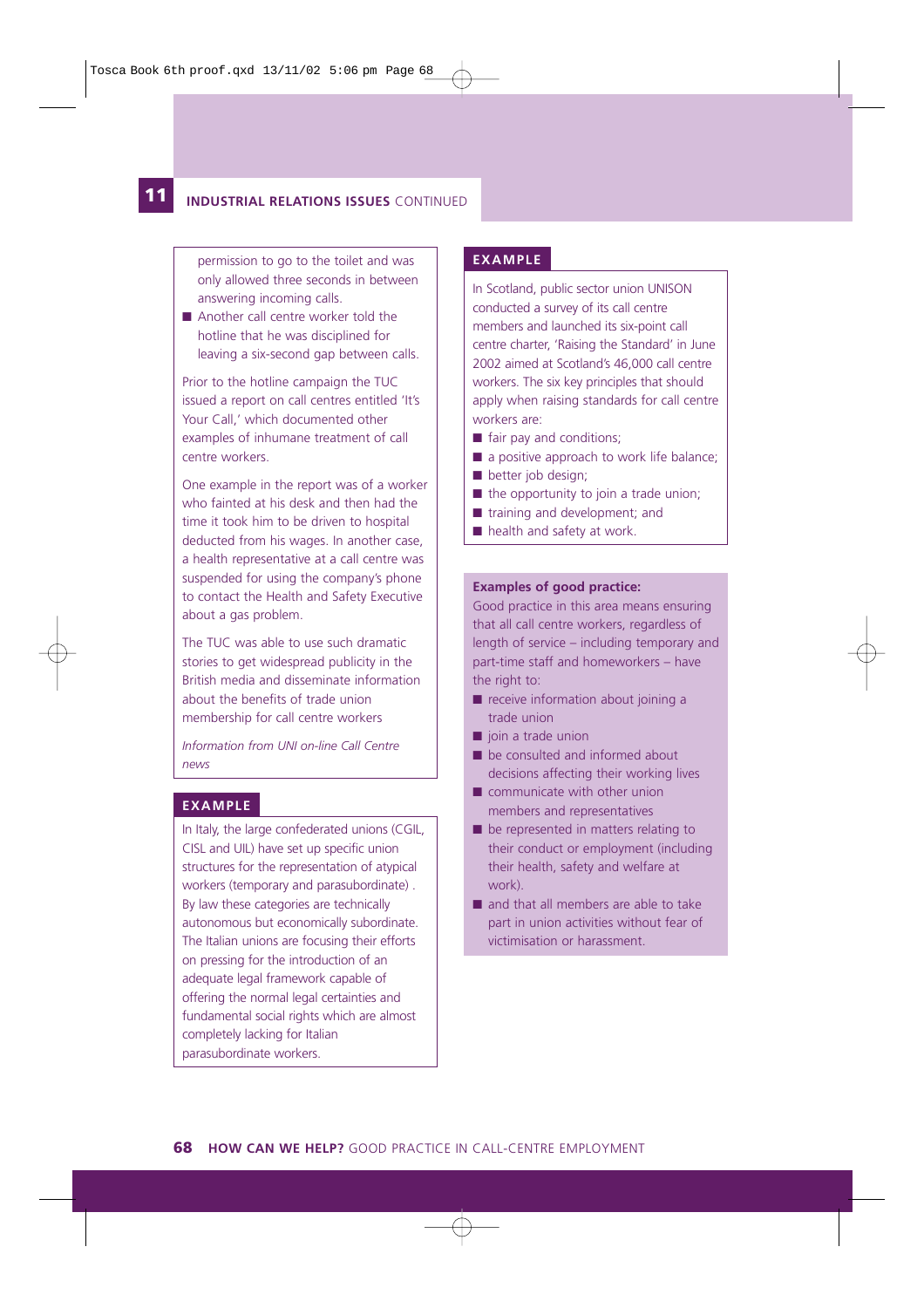## 11 INDUSTRIAL RELATIONS ISSUES CONTINUED

permission to go to the toilet and was only allowed three seconds in between answering incoming calls.

- Another call centre worker told the hotline that he was disciplined for leaving a six-second gap between calls.

Prior to the hotline campaign the TUC issued a report on call centres entitled 'It's Your Call,' which documented other examples of inhumane treatment of call centre workers.

One example in the report was of a worker who fainted at his desk and then had the time it took him to be driven to hospital deducted from his wages. In another case, a health representative at a call centre was suspended for using the company's phone to contact the Health and Safety Executive about a gas problem.

The TUC was able to use such dramatic stories to get widespread publicity in the British media and disseminate information about the benefits of trade union membership for call centre workers

*Information from UNI on-line Call Centre news*

### EXAMPLE

In Italy, the large confederated unions (CGIL, CISL and UIL) have set up specific union structures for the representation of atypical workers (temporary and parasubordinate) . By law these categories are technically autonomous but economically subordinate. The Italian unions are focusing their efforts on pressing for the introduction of an adequate legal framework capable of offering the normal legal certainties and fundamental social rights which are almost completely lacking for Italian parasubordinate workers.

### EXAMPLE

In Scotland, public sector union UNISON conducted a survey of its call centre members and launched its six-point call centre charter, 'Raising the Standard' in June 2002 aimed at Scotland's 46,000 call centre workers. The six key principles that should apply when raising standards for call centre workers are:

- fair pay and conditions;
- a positive approach to work life balance;
- better job design;
- the opportunity to join a trade union;
- training and development; and
- health and safety at work.

**Examples of good practice:**

Good practice in this area means ensuring that all call centre workers, regardless of length of service – including temporary and part-time staff and homeworkers – have the right to:

- receive information about joining a trade union
- join a trade union
- be consulted and informed about decisions affecting their working lives
- communicate with other union members and representatives
- be represented in matters relating to their conduct or employment (including their health, safety and welfare at work).
- and that all members are able to take part in union activities without fear of victimisation or harassment.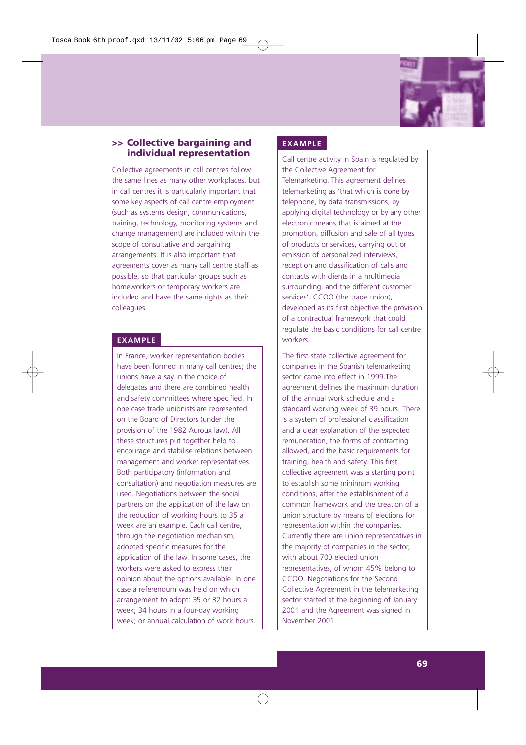## >> Collective bargaining and individual representation

Collective agreements in call centres follow the same lines as many other workplaces, but in call centres it is particularly important that some key aspects of call centre employment (such as systems design, communications, training, technology, monitoring systems and change management) are included within the scope of consultative and bargaining arrangements. It is also important that agreements cover as many call centre staff as possible, so that particular groups such as homeworkers or temporary workers are included and have the same rights as their colleagues.

**EXAMPLE**

In France, worker representation bodies have been formed in many call centres; the unions have a say in the choice of delegates and there are combined health and safety committees where specified. In one case trade unionists are represented on the Board of Directors (under the provision of the 1982 Auroux law). All these structures put together help to encourage and stabilise relations between management and worker representatives. Both participatory (information and consultation) and negotiation measures are used. Negotiations between the social partners on the application of the law on the reduction of working hours to 35 a week are an example. Each call centre, through the negotiation mechanism, adopted specific measures for the application of the law. In some cases, the workers were asked to express their opinion about the options available. In one case a referendum was held on which arrangement to adopt: 35 or 32 hours a week; 34 hours in a four-day working week; or annual calculation of work hours.

**EXAMPLE**

Call centre activity in Spain is regulated by the Collective Agreement for Telemarketing. This agreement defines telemarketing as 'that which is done by telephone, by data transmissions, by applying digital technology or by any other electronic means that is aimed at the promotion, diffusion and sale of all types of products or services, carrying out or emission of personalized interviews, reception and classification of calls and contacts with clients in a multimedia surrounding, and the different customer services'. CCOO (the trade union), developed as its first objective the provision of a contractual framework that could regulate the basic conditions for call centre workers.

The first state collective agreement for companies in the Spanish telemarketing sector came into effect in 1999.The agreement defines the maximum duration of the annual work schedule and a standard working week of 39 hours. There is a system of professional classification and a clear explanation of the expected remuneration, the forms of contracting allowed, and the basic requirements for training, health and safety. This first collective agreement was a starting point to establish some minimum working conditions, after the establishment of a common framework and the creation of a union structure by means of elections for representation within the companies. Currently there are union representatives in the majority of companies in the sector, with about 700 elected union representatives, of whom 45% belong to CCOO. Negotiations for the Second Collective Agreement in the telemarketing sector started at the beginning of January 2001 and the Agreement was signed in November 2001.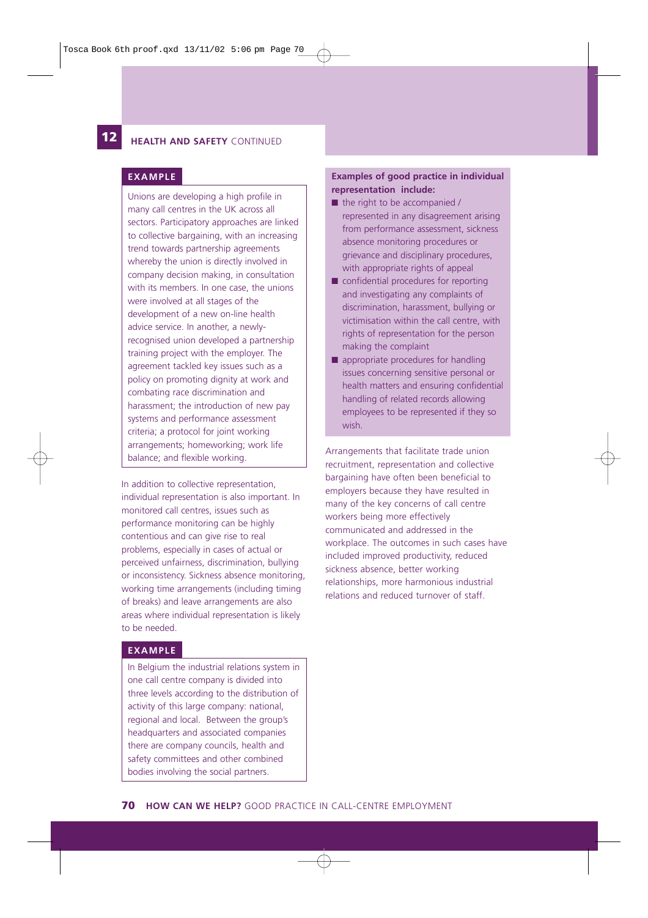**EXAMPLE**

Unions are developing a high profile in many call centres in the UK across all sectors. Participatory approaches are linked to collective bargaining, with an increasing trend towards partnership agreements whereby the union is directly involved in company decision making, in consultation with its members. In one case, the unions were involved at all stages of the development of a new on-line health advice service. In another, a newly-recognised union developed a partnership training project with the employer. The agreement tackled key issues such as a policy on promoting dignity at work and combating race discrimination and harassment; the introduction of new pay systems and performance assessment criteria; a protocol for joint working arrangements; homeworking; work life balance; and flexible working.

In addition to collective representation, individual representation is also important. In monitored call centres, issues such as performance monitoring can be highly contentious and can give rise to real problems, especially in cases of actual or perceived unfairness, discrimination, bullying or inconsistency. Sickness absence monitoring, working time arrangements (including timing of breaks) and leave arrangements are also areas where individual representation is likely to be needed.

**EXAMPLE**

In Belgium the industrial relations system in one call centre company is divided into three levels according to the distribution of activity of this large company: national, regional and local. Between the group's headquarters and associated companies there are company councils, health and safety committees and other combined bodies involving the social partners.

**Examples of good practice in individual representation include:**

- the right to be accompanied / represented in any disagreement arising from performance assessment, sickness absence monitoring procedures or grievance and disciplinary procedures, with appropriate rights of appeal
- confidential procedures for reporting and investigating any complaints of discrimination, harassment, bullying or victimisation within the call centre, with rights of representation for the person making the complaint
- appropriate procedures for handling issues concerning sensitive personal or health matters and ensuring confidential handling of related records allowing employees to be represented if they so wish.

Arrangements that facilitate trade union recruitment, representation and collective bargaining have often been beneficial to employers because they have resulted in many of the key concerns of call centre workers being more effectively communicated and addressed in the workplace. The outcomes in such cases have included improved productivity, reduced sickness absence, better working relationships, more harmonious industrial relations and reduced turnover of staff.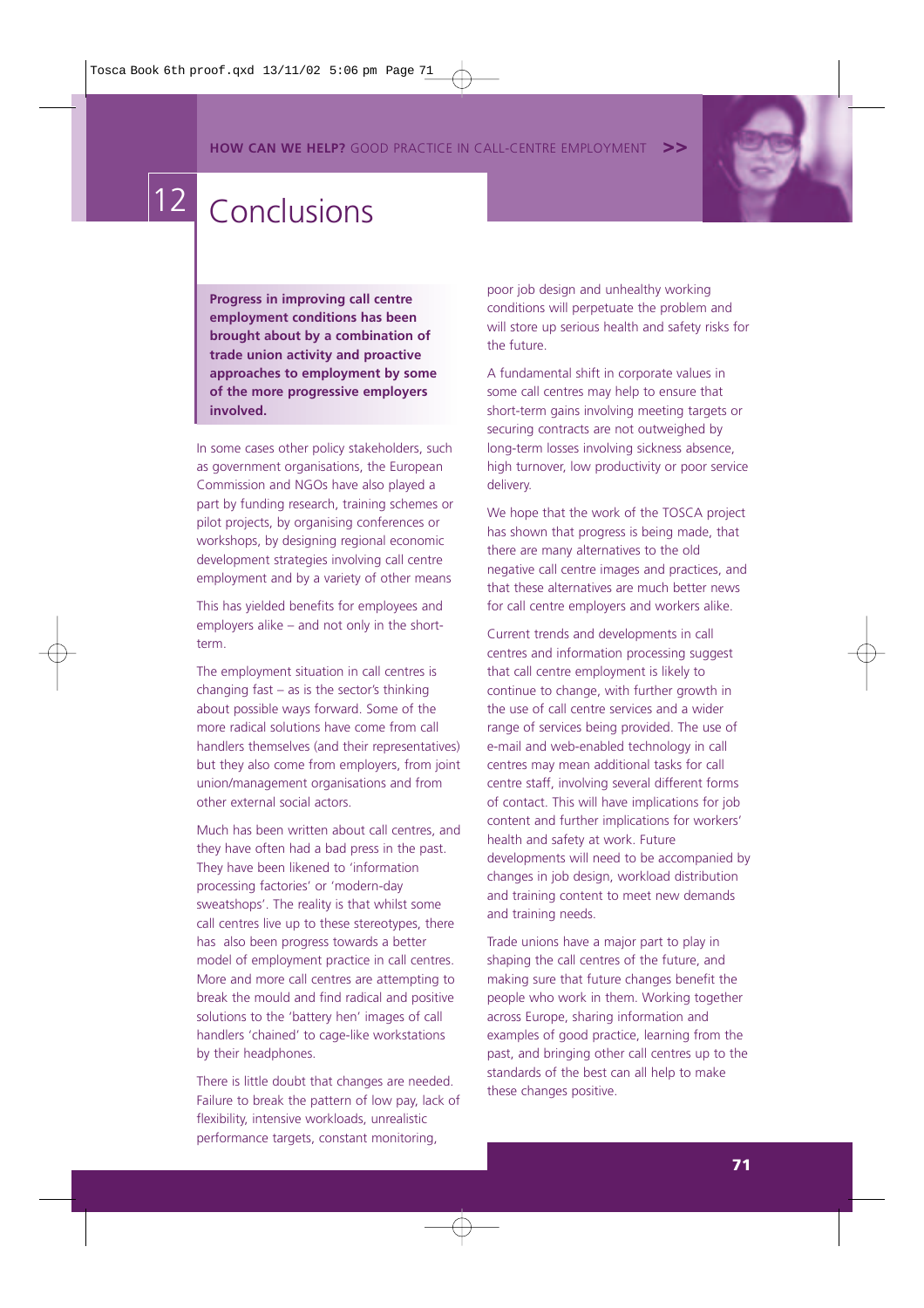# 12 Conclusions

**Progress in improving call centre employment conditions has been brought about by a combination of trade union activity and proactive approaches to employment by some of the more progressive employers involved.**

In some cases other policy stakeholders, such as government organisations, the European Commission and NGOs have also played a part by funding research, training schemes or pilot projects, by organising conferences or workshops, by designing regional economic development strategies involving call centre employment and by a variety of other means

This has yielded benefits for employees and employers alike – and not only in the short-term.

The employment situation in call centres is changing fast – as is the sector's thinking about possible ways forward. Some of the more radical solutions have come from call handlers themselves (and their representatives) but they also come from employers, from joint union/management organisations and from other external social actors.

Much has been written about call centres, and they have often had a bad press in the past. They have been likened to 'information processing factories' or 'modern-day sweatshops'. The reality is that whilst some call centres live up to these stereotypes, there has also been progress towards a better model of employment practice in call centres. More and more call centres are attempting to break the mould and find radical and positive solutions to the 'battery hen' images of call handlers 'chained' to cage-like workstations by their headphones.

There is little doubt that changes are needed. Failure to break the pattern of low pay, lack of flexibility, intensive workloads, unrealistic performance targets, constant monitoring, poor job design and unhealthy working conditions will perpetuate the problem and will store up serious health and safety risks for the future.

A fundamental shift in corporate values in some call centres may help to ensure that short-term gains involving meeting targets or securing contracts are not outweighed by long-term losses involving sickness absence, high turnover, low productivity or poor service delivery.

We hope that the work of the TOSCA project has shown that progress is being made, that there are many alternatives to the old negative call centre images and practices, and that these alternatives are much better news for call centre employers and workers alike.

Current trends and developments in call centres and information processing suggest that call centre employment is likely to continue to change, with further growth in the use of call centre services and a wider range of services being provided. The use of e-mail and web-enabled technology in call centres may mean additional tasks for call centre staff, involving several different forms of contact. This will have implications for job content and further implications for workers' health and safety at work. Future developments will need to be accompanied by changes in job design, workload distribution and training content to meet new demands and training needs.

Trade unions have a major part to play in shaping the call centres of the future, and making sure that future changes benefit the people who work in them. Working together across Europe, sharing information and examples of good practice, learning from the past, and bringing other call centres up to the standards of the best can all help to make these changes positive.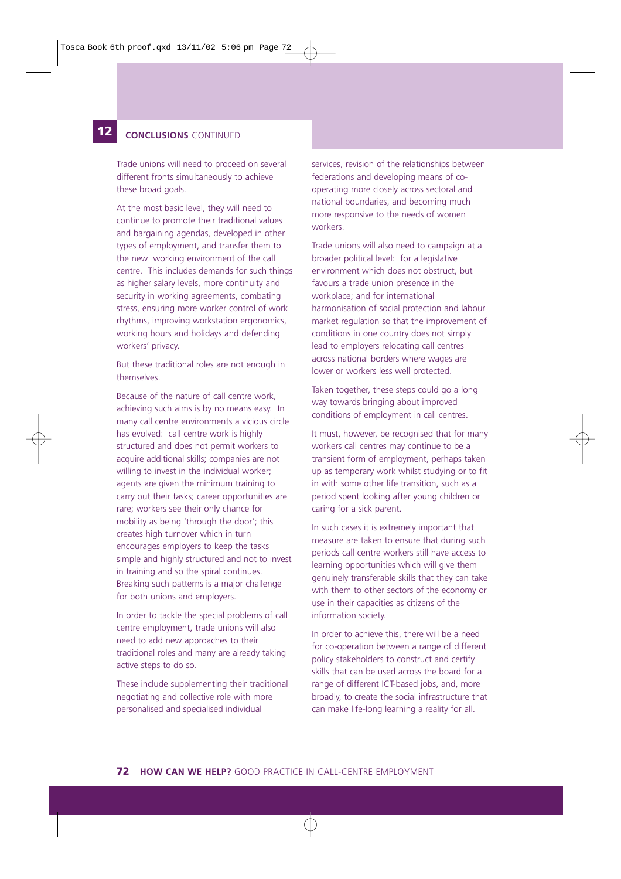## 12 CONCLUSIONS CONTINUED

Trade unions will need to proceed on several different fronts simultaneously to achieve these broad goals.

At the most basic level, they will need to continue to promote their traditional values and bargaining agendas, developed in other types of employment, and transfer them to the new working environment of the call centre. This includes demands for such things as higher salary levels, more continuity and security in working agreements, combating stress, ensuring more worker control of work rhythms, improving workstation ergonomics, working hours and holidays and defending workers' privacy.

But these traditional roles are not enough in themselves.

Because of the nature of call centre work, achieving such aims is by no means easy. In many call centre environments a vicious circle has evolved: call centre work is highly structured and does not permit workers to acquire additional skills; companies are not willing to invest in the individual worker; agents are given the minimum training to carry out their tasks; career opportunities are rare; workers see their only chance for mobility as being 'through the door'; this creates high turnover which in turn encourages employers to keep the tasks simple and highly structured and not to invest in training and so the spiral continues. Breaking such patterns is a major challenge for both unions and employers.

In order to tackle the special problems of call centre employment, trade unions will also need to add new approaches to their traditional roles and many are already taking active steps to do so.

These include supplementing their traditional negotiating and collective role with more personalised and specialised individual services, revision of the relationships between federations and developing means of co-operating more closely across sectoral and national boundaries, and becoming much more responsive to the needs of women workers.

Trade unions will also need to campaign at a broader political level: for a legislative environment which does not obstruct, but favours a trade union presence in the workplace; and for international harmonisation of social protection and labour market regulation so that the improvement of conditions in one country does not simply lead to employers relocating call centres across national borders where wages are lower or workers less well protected.

Taken together, these steps could go a long way towards bringing about improved conditions of employment in call centres.

It must, however, be recognised that for many workers call centres may continue to be a transient form of employment, perhaps taken up as temporary work whilst studying or to fit in with some other life transition, such as a period spent looking after young children or caring for a sick parent.

In such cases it is extremely important that measure are taken to ensure that during such periods call centre workers still have access to learning opportunities which will give them genuinely transferable skills that they can take with them to other sectors of the economy or use in their capacities as citizens of the information society.

In order to achieve this, there will be a need for co-operation between a range of different policy stakeholders to construct and certify skills that can be used across the board for a range of different ICT-based jobs, and, more broadly, to create the social infrastructure that can make life-long learning a reality for all.